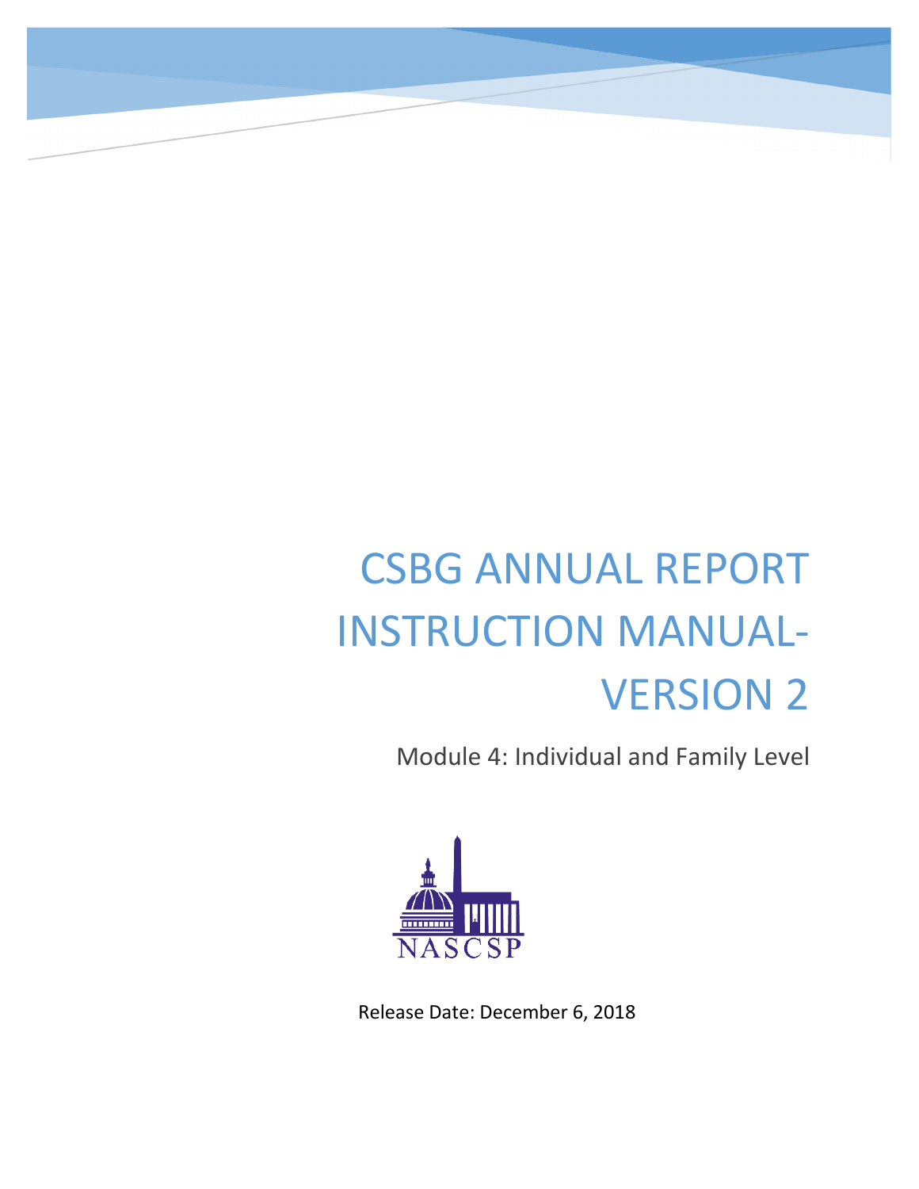# CSBG ANNUAL REPORT INSTRUCTION MANUAL- VERSION 2

Module 4: Individual and Family Level

NASCSP

Release Date: December 6, 2018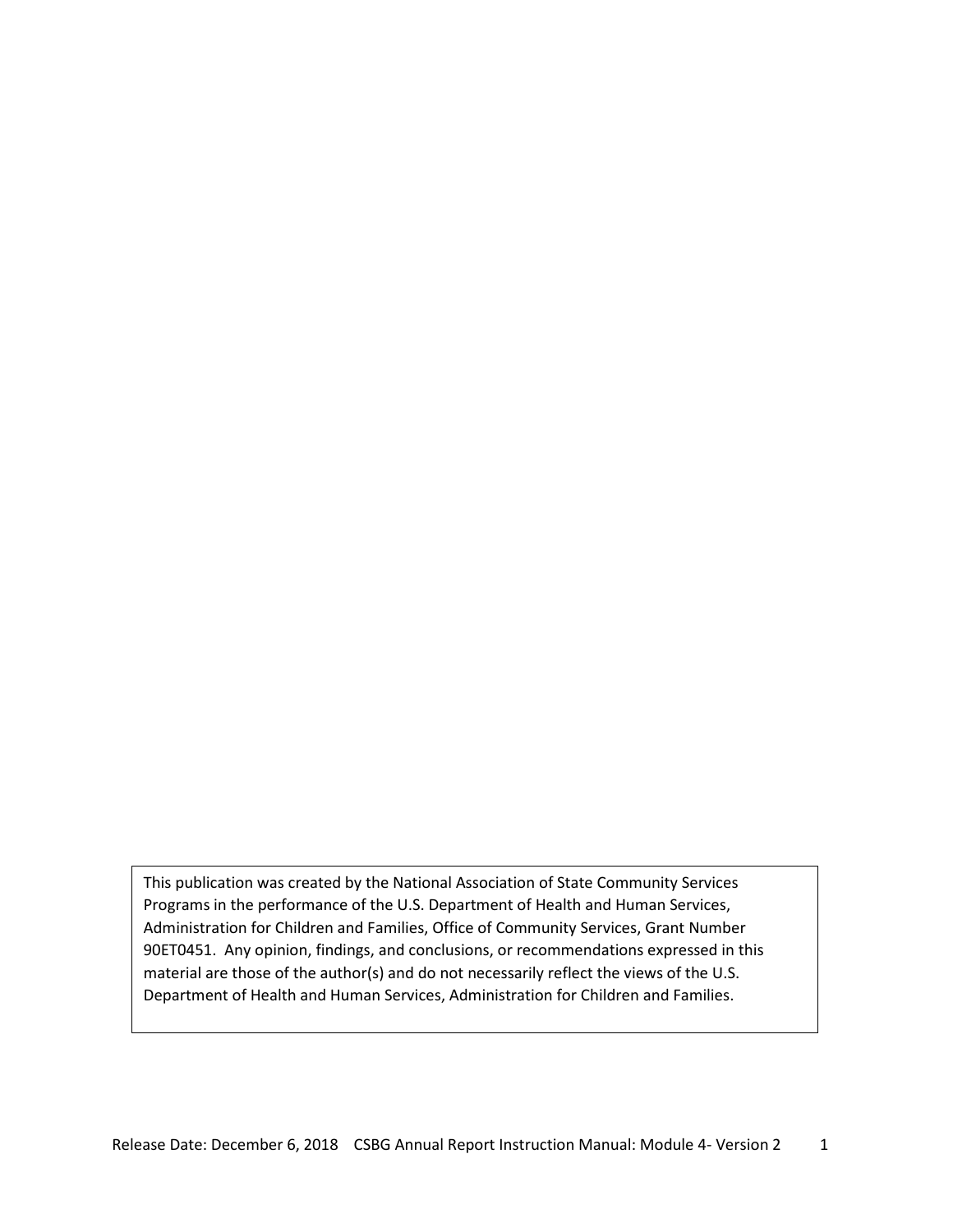This publication was created by the National Association of State Community Services Programs in the performance of the U.S. Department of Health and Human Services, Administration for Children and Families, Office of Community Services, Grant Number 90ET0451. Any opinion, findings, and conclusions, or recommendations expressed in this material are those of the author(s) and do not necessarily reflect the views of the U.S. Department of Health and Human Services, Administration for Children and Families.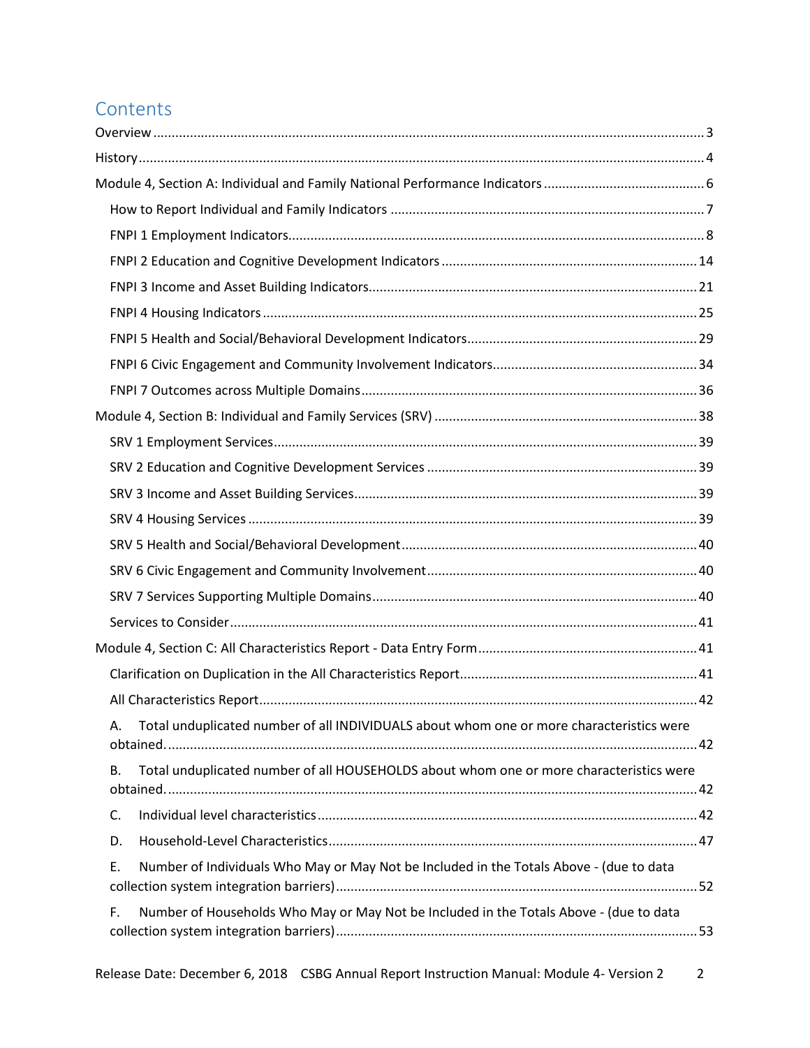## Contents

Overview ..... 3

History ..... 4

Module 4, Section A: Individual and Family National Performance Indicators ..... 6

- How to Report Individual and Family Indicators ..... 7
- FNPI 1 Employment Indicators ..... 8
- FNPI 2 Education and Cognitive Development Indicators ..... 14
- FNPI 3 Income and Asset Building Indicators ..... 21
- FNPI 4 Housing Indicators ..... 25
- FNPI 5 Health and Social/Behavioral Development Indicators ..... 29
- FNPI 6 Civic Engagement and Community Involvement Indicators ..... 34
- FNPI 7 Outcomes across Multiple Domains ..... 36

Module 4, Section B: Individual and Family Services (SRV) ..... 38

- SRV 1 Employment Services ..... 39
- SRV 2 Education and Cognitive Development Services ..... 39
- SRV 3 Income and Asset Building Services ..... 39
- SRV 4 Housing Services ..... 39
- SRV 5 Health and Social/Behavioral Development ..... 40
- SRV 6 Civic Engagement and Community Involvement ..... 40
- SRV 7 Services Supporting Multiple Domains ..... 40
- Services to Consider ..... 41

Module 4, Section C: All Characteristics Report - Data Entry Form ..... 41

- Clarification on Duplication in the All Characteristics Report ..... 41
- All Characteristics Report ..... 42
- A. Total unduplicated number of all INDIVIDUALS about whom one or more characteristics were obtained. ..... 42
- B. Total unduplicated number of all HOUSEHOLDS about whom one or more characteristics were obtained. ..... 42
- C. Individual level characteristics ..... 42
- D. Household-Level Characteristics ..... 47
- E. Number of Individuals Who May or May Not be Included in the Totals Above - (due to data collection system integration barriers) ..... 52
- F. Number of Households Who May or May Not be Included in the Totals Above - (due to data collection system integration barriers) ..... 53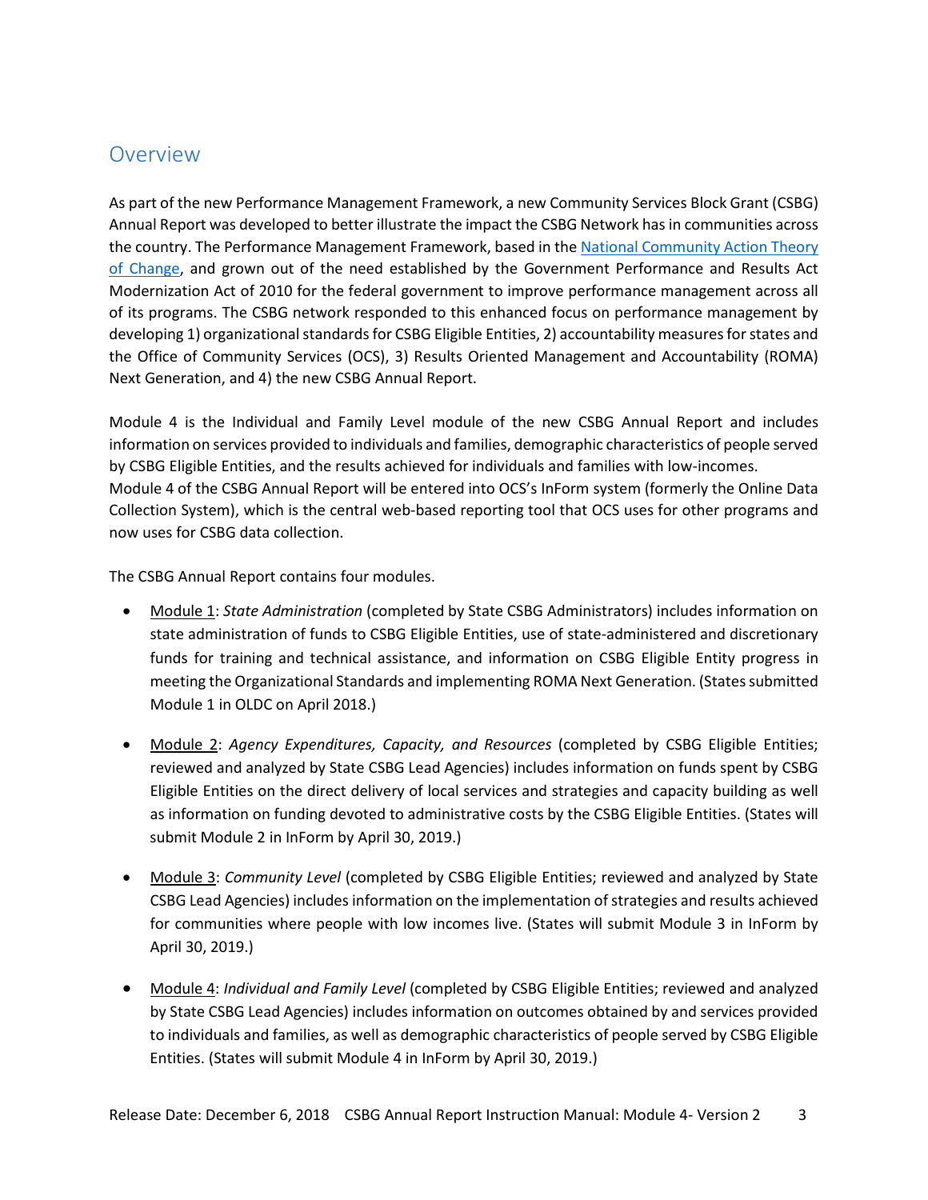## Overview

As part of the new Performance Management Framework, a new Community Services Block Grant (CSBG) Annual Report was developed to better illustrate the impact the CSBG Network has in communities across the country. The Performance Management Framework, based in the [National Community Action Theory of Change](), and grown out of the need established by the Government Performance and Results Act Modernization Act of 2010 for the federal government to improve performance management across all of its programs. The CSBG network responded to this enhanced focus on performance management by developing 1) organizational standards for CSBG Eligible Entities, 2) accountability measures for states and the Office of Community Services (OCS), 3) Results Oriented Management and Accountability (ROMA) Next Generation, and 4) the new CSBG Annual Report.

Module 4 is the Individual and Family Level module of the new CSBG Annual Report and includes information on services provided to individuals and families, demographic characteristics of people served by CSBG Eligible Entities, and the results achieved for individuals and families with low-incomes. Module 4 of the CSBG Annual Report will be entered into OCS's InForm system (formerly the Online Data Collection System), which is the central web-based reporting tool that OCS uses for other programs and now uses for CSBG data collection.

The CSBG Annual Report contains four modules.

- <u>Module 1</u>: *State Administration* (completed by State CSBG Administrators) includes information on state administration of funds to CSBG Eligible Entities, use of state-administered and discretionary funds for training and technical assistance, and information on CSBG Eligible Entity progress in meeting the Organizational Standards and implementing ROMA Next Generation. (States submitted Module 1 in OLDC on April 2018.)
- <u>Module 2</u>: *Agency Expenditures, Capacity, and Resources* (completed by CSBG Eligible Entities; reviewed and analyzed by State CSBG Lead Agencies) includes information on funds spent by CSBG Eligible Entities on the direct delivery of local services and strategies and capacity building as well as information on funding devoted to administrative costs by the CSBG Eligible Entities. (States will submit Module 2 in InForm by April 30, 2019.)
- <u>Module 3</u>: *Community Level* (completed by CSBG Eligible Entities; reviewed and analyzed by State CSBG Lead Agencies) includes information on the implementation of strategies and results achieved for communities where people with low incomes live. (States will submit Module 3 in InForm by April 30, 2019.)
- <u>Module 4</u>: *Individual and Family Level* (completed by CSBG Eligible Entities; reviewed and analyzed by State CSBG Lead Agencies) includes information on outcomes obtained by and services provided to individuals and families, as well as demographic characteristics of people served by CSBG Eligible Entities. (States will submit Module 4 in InForm by April 30, 2019.)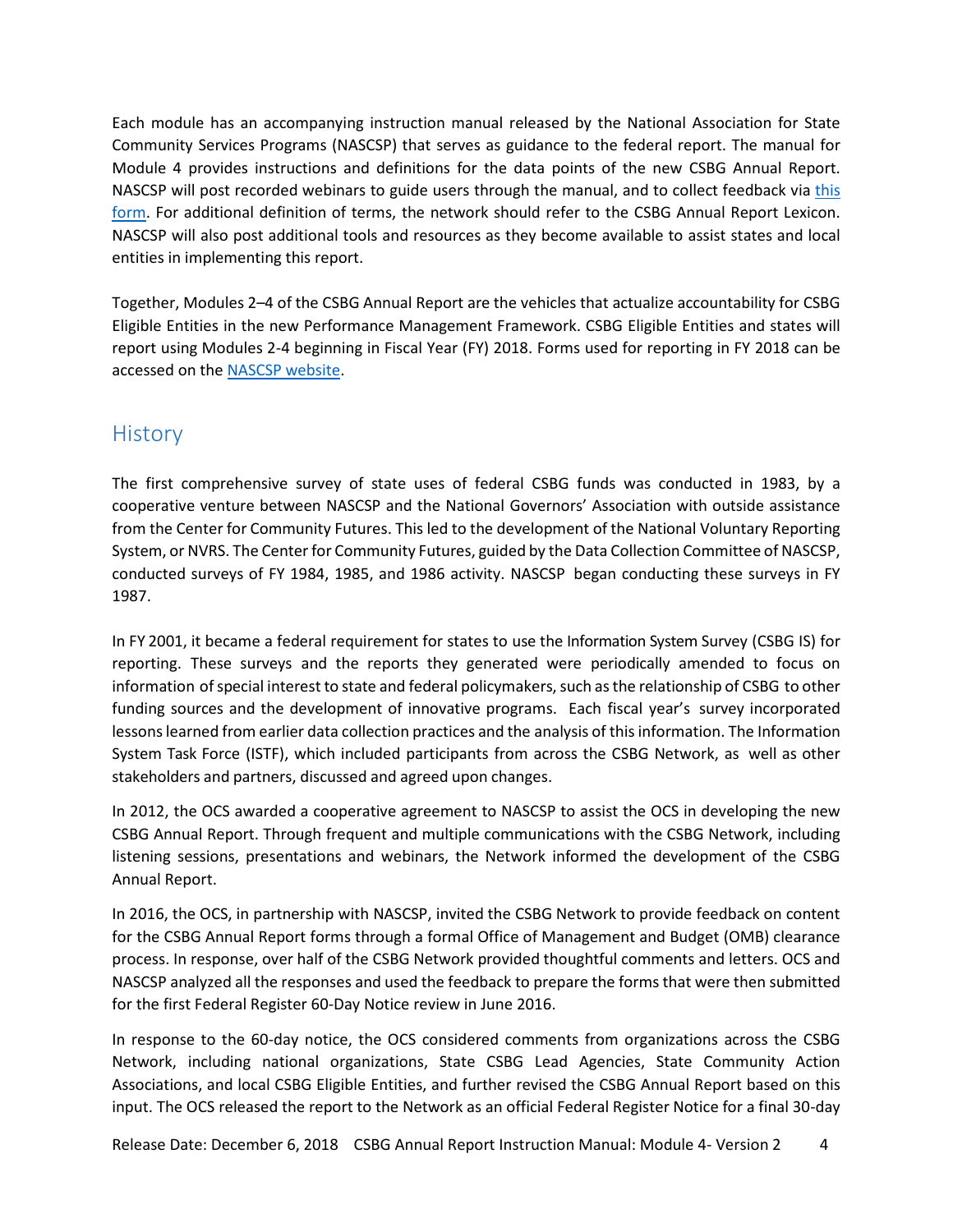Each module has an accompanying instruction manual released by the National Association for State Community Services Programs (NASCSP) that serves as guidance to the federal report. The manual for Module 4 provides instructions and definitions for the data points of the new CSBG Annual Report. NASCSP will post recorded webinars to guide users through the manual, and to collect feedback via this form. For additional definition of terms, the network should refer to the CSBG Annual Report Lexicon. NASCSP will also post additional tools and resources as they become available to assist states and local entities in implementing this report.

Together, Modules 2–4 of the CSBG Annual Report are the vehicles that actualize accountability for CSBG Eligible Entities in the new Performance Management Framework. CSBG Eligible Entities and states will report using Modules 2-4 beginning in Fiscal Year (FY) 2018. Forms used for reporting in FY 2018 can be accessed on the NASCSP website.

## History

The first comprehensive survey of state uses of federal CSBG funds was conducted in 1983, by a cooperative venture between NASCSP and the National Governors' Association with outside assistance from the Center for Community Futures. This led to the development of the National Voluntary Reporting System, or NVRS. The Center for Community Futures, guided by the Data Collection Committee of NASCSP, conducted surveys of FY 1984, 1985, and 1986 activity. NASCSP began conducting these surveys in FY 1987.

In FY 2001, it became a federal requirement for states to use the Information System Survey (CSBG IS) for reporting. These surveys and the reports they generated were periodically amended to focus on information of special interest to state and federal policymakers, such as the relationship of CSBG to other funding sources and the development of innovative programs. Each fiscal year's survey incorporated lessons learned from earlier data collection practices and the analysis of this information. The Information System Task Force (ISTF), which included participants from across the CSBG Network, as well as other stakeholders and partners, discussed and agreed upon changes.

In 2012, the OCS awarded a cooperative agreement to NASCSP to assist the OCS in developing the new CSBG Annual Report. Through frequent and multiple communications with the CSBG Network, including listening sessions, presentations and webinars, the Network informed the development of the CSBG Annual Report.

In 2016, the OCS, in partnership with NASCSP, invited the CSBG Network to provide feedback on content for the CSBG Annual Report forms through a formal Office of Management and Budget (OMB) clearance process. In response, over half of the CSBG Network provided thoughtful comments and letters. OCS and NASCSP analyzed all the responses and used the feedback to prepare the forms that were then submitted for the first Federal Register 60-Day Notice review in June 2016.

In response to the 60-day notice, the OCS considered comments from organizations across the CSBG Network, including national organizations, State CSBG Lead Agencies, State Community Action Associations, and local CSBG Eligible Entities, and further revised the CSBG Annual Report based on this input. The OCS released the report to the Network as an official Federal Register Notice for a final 30-day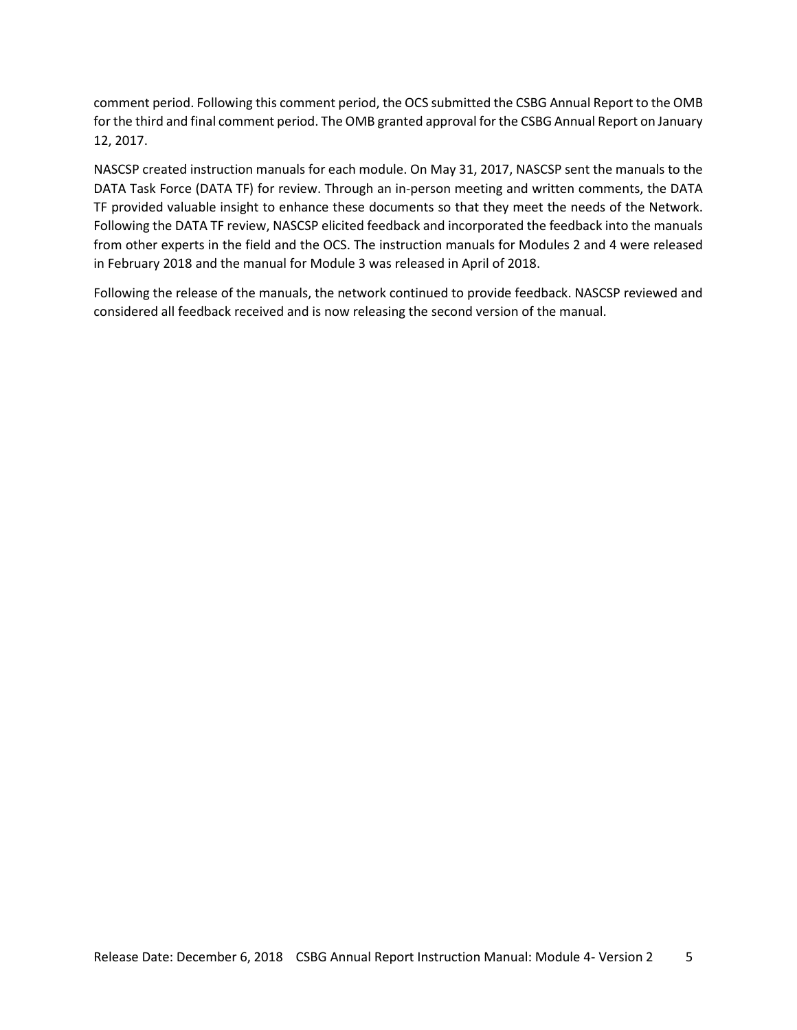comment period. Following this comment period, the OCS submitted the CSBG Annual Report to the OMB for the third and final comment period. The OMB granted approval for the CSBG Annual Report on January 12, 2017.

NASCSP created instruction manuals for each module. On May 31, 2017, NASCSP sent the manuals to the DATA Task Force (DATA TF) for review. Through an in-person meeting and written comments, the DATA TF provided valuable insight to enhance these documents so that they meet the needs of the Network. Following the DATA TF review, NASCSP elicited feedback and incorporated the feedback into the manuals from other experts in the field and the OCS. The instruction manuals for Modules 2 and 4 were released in February 2018 and the manual for Module 3 was released in April of 2018.

Following the release of the manuals, the network continued to provide feedback. NASCSP reviewed and considered all feedback received and is now releasing the second version of the manual.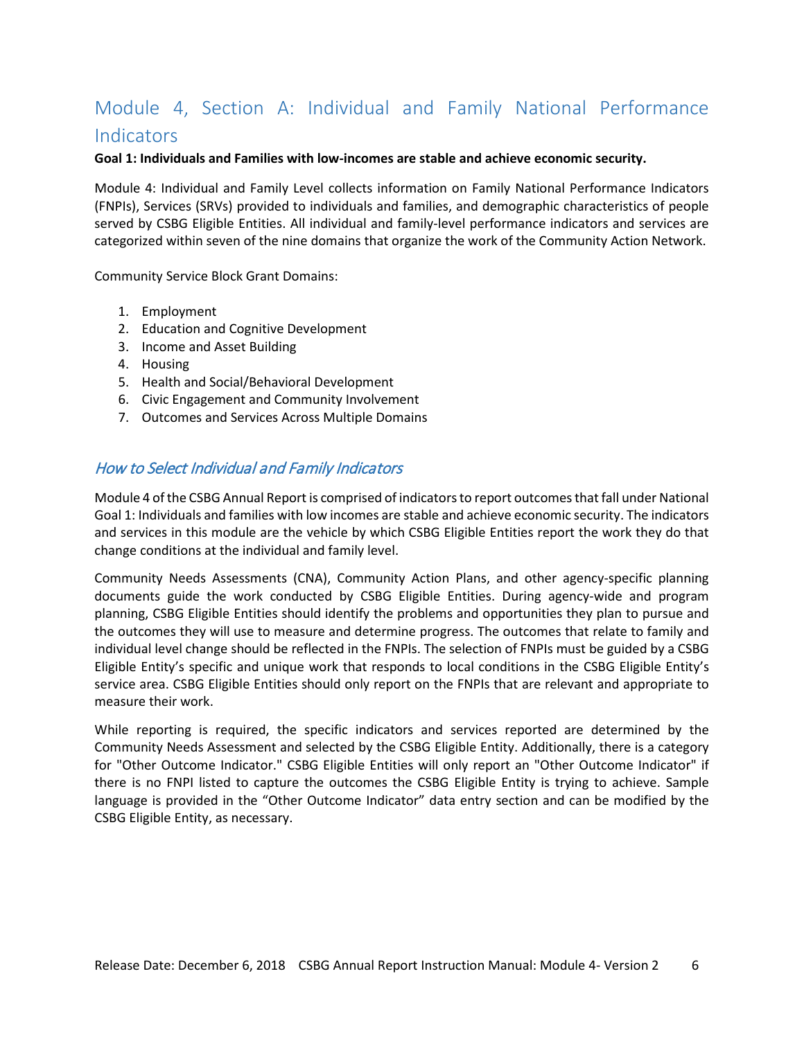# Module 4, Section A: Individual and Family National Performance Indicators

**Goal 1: Individuals and Families with low-incomes are stable and achieve economic security.**

Module 4: Individual and Family Level collects information on Family National Performance Indicators (FNPIs), Services (SRVs) provided to individuals and families, and demographic characteristics of people served by CSBG Eligible Entities. All individual and family-level performance indicators and services are categorized within seven of the nine domains that organize the work of the Community Action Network.

Community Service Block Grant Domains:

1. Employment
2. Education and Cognitive Development
3. Income and Asset Building
4. Housing
5. Health and Social/Behavioral Development
6. Civic Engagement and Community Involvement
7. Outcomes and Services Across Multiple Domains

## *How to Select Individual and Family Indicators*

Module 4 of the CSBG Annual Report is comprised of indicators to report outcomes that fall under National Goal 1: Individuals and families with low incomes are stable and achieve economic security. The indicators and services in this module are the vehicle by which CSBG Eligible Entities report the work they do that change conditions at the individual and family level.

Community Needs Assessments (CNA), Community Action Plans, and other agency-specific planning documents guide the work conducted by CSBG Eligible Entities. During agency-wide and program planning, CSBG Eligible Entities should identify the problems and opportunities they plan to pursue and the outcomes they will use to measure and determine progress. The outcomes that relate to family and individual level change should be reflected in the FNPIs. The selection of FNPIs must be guided by a CSBG Eligible Entity's specific and unique work that responds to local conditions in the CSBG Eligible Entity's service area. CSBG Eligible Entities should only report on the FNPIs that are relevant and appropriate to measure their work.

While reporting is required, the specific indicators and services reported are determined by the Community Needs Assessment and selected by the CSBG Eligible Entity. Additionally, there is a category for "Other Outcome Indicator." CSBG Eligible Entities will only report an "Other Outcome Indicator" if there is no FNPI listed to capture the outcomes the CSBG Eligible Entity is trying to achieve. Sample language is provided in the "Other Outcome Indicator" data entry section and can be modified by the CSBG Eligible Entity, as necessary.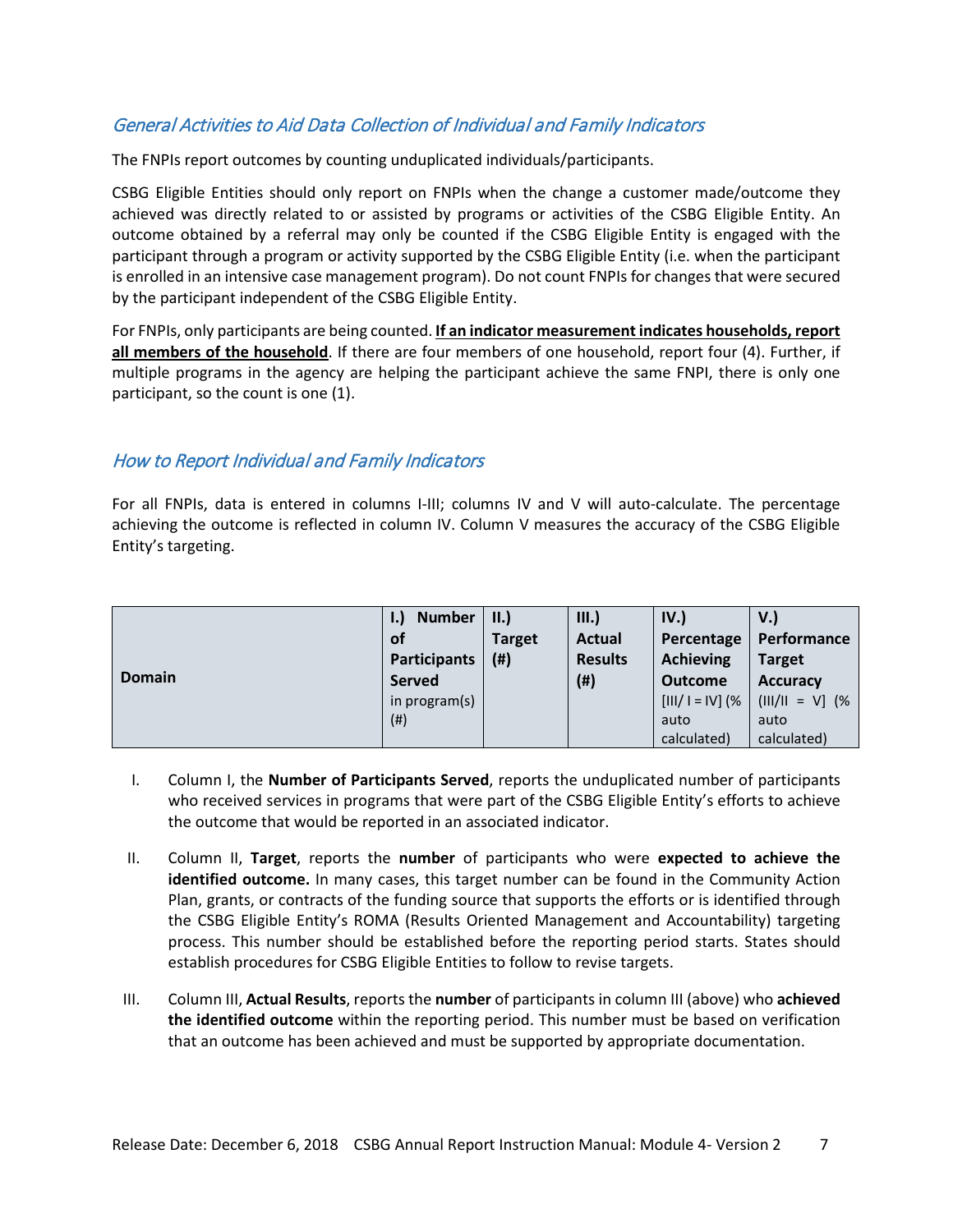## *General Activities to Aid Data Collection of Individual and Family Indicators*

The FNPIs report outcomes by counting unduplicated individuals/participants.

CSBG Eligible Entities should only report on FNPIs when the change a customer made/outcome they achieved was directly related to or assisted by programs or activities of the CSBG Eligible Entity. An outcome obtained by a referral may only be counted if the CSBG Eligible Entity is engaged with the participant through a program or activity supported by the CSBG Eligible Entity (i.e. when the participant is enrolled in an intensive case management program). Do not count FNPIs for changes that were secured by the participant independent of the CSBG Eligible Entity.

For FNPIs, only participants are being counted. **If an indicator measurement indicates households, report all members of the household**. If there are four members of one household, report four (4). Further, if multiple programs in the agency are helping the participant achieve the same FNPI, there is only one participant, so the count is one (1).

## *How to Report Individual and Family Indicators*

For all FNPIs, data is entered in columns I-III; columns IV and V will auto-calculate. The percentage achieving the outcome is reflected in column IV. Column V measures the accuracy of the CSBG Eligible Entity's targeting.

| **Domain** | **I.) Number of Participants Served** in program(s) (#) | **II.) Target (#)** | **III.) Actual Results (#)** | **IV.) Percentage Achieving Outcome** [III/ I = IV] (% auto calculated) | **V.) Performance Target Accuracy** (III/II = V] (% auto calculated) |
|---|---|---|---|---|---|

I. Column I, the **Number of Participants Served**, reports the unduplicated number of participants who received services in programs that were part of the CSBG Eligible Entity's efforts to achieve the outcome that would be reported in an associated indicator.

II. Column II, **Target**, reports the **number** of participants who were **expected to achieve the identified outcome.** In many cases, this target number can be found in the Community Action Plan, grants, or contracts of the funding source that supports the efforts or is identified through the CSBG Eligible Entity's ROMA (Results Oriented Management and Accountability) targeting process. This number should be established before the reporting period starts. States should establish procedures for CSBG Eligible Entities to follow to revise targets.

III. Column III, **Actual Results**, reports the **number** of participants in column III (above) who **achieved the identified outcome** within the reporting period. This number must be based on verification that an outcome has been achieved and must be supported by appropriate documentation.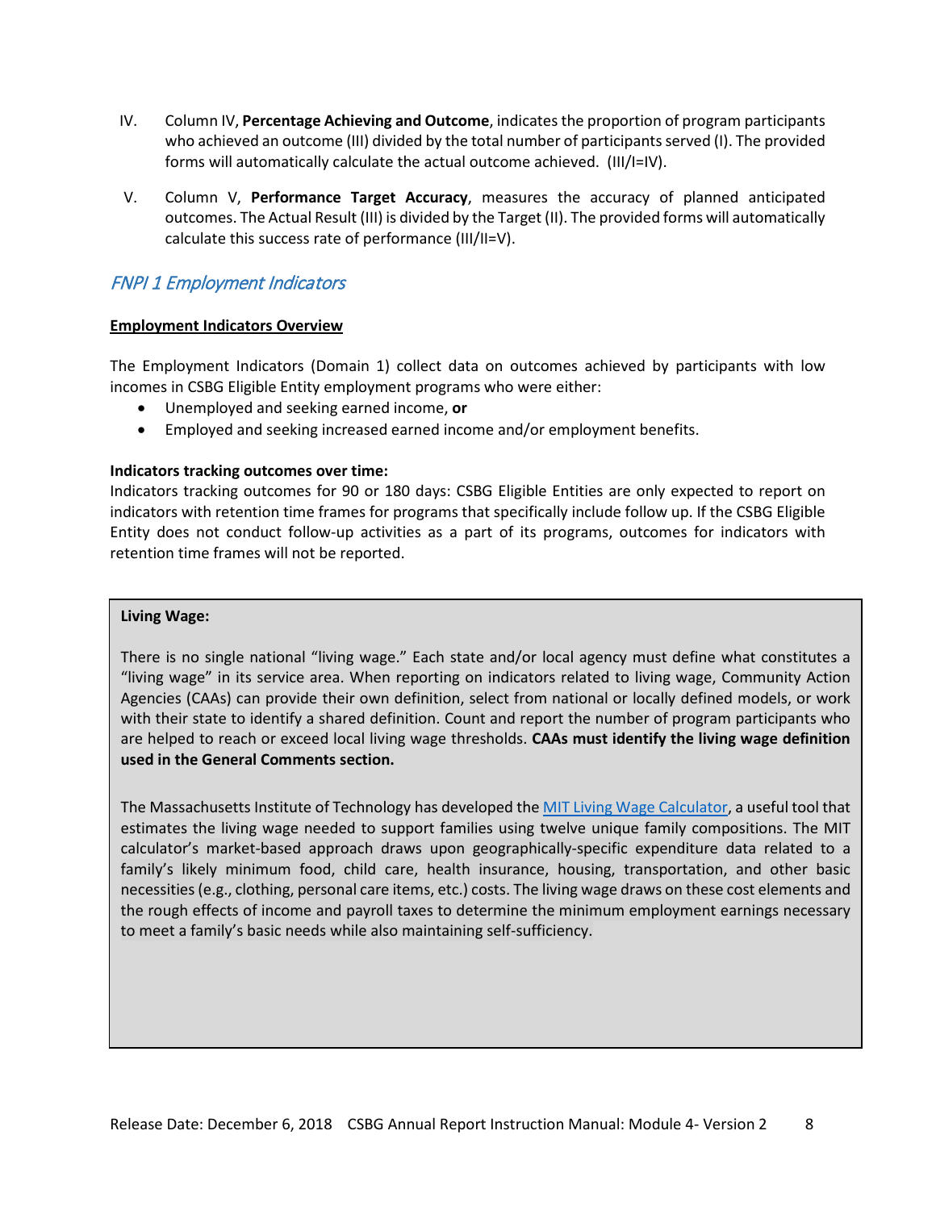IV. Column IV, **Percentage Achieving and Outcome**, indicates the proportion of program participants who achieved an outcome (III) divided by the total number of participants served (I). The provided forms will automatically calculate the actual outcome achieved. (III/I=IV).

V. Column V, **Performance Target Accuracy**, measures the accuracy of planned anticipated outcomes. The Actual Result (III) is divided by the Target (II). The provided forms will automatically calculate this success rate of performance (III/II=V).

## *FNPI 1 Employment Indicators*

**Employment Indicators Overview**

The Employment Indicators (Domain 1) collect data on outcomes achieved by participants with low incomes in CSBG Eligible Entity employment programs who were either:

- Unemployed and seeking earned income, **or**
- Employed and seeking increased earned income and/or employment benefits.

**Indicators tracking outcomes over time:**
Indicators tracking outcomes for 90 or 180 days: CSBG Eligible Entities are only expected to report on indicators with retention time frames for programs that specifically include follow up. If the CSBG Eligible Entity does not conduct follow-up activities as a part of its programs, outcomes for indicators with retention time frames will not be reported.

**Living Wage:**

There is no single national "living wage." Each state and/or local agency must define what constitutes a "living wage" in its service area. When reporting on indicators related to living wage, Community Action Agencies (CAAs) can provide their own definition, select from national or locally defined models, or work with their state to identify a shared definition. Count and report the number of program participants who are helped to reach or exceed local living wage thresholds. **CAAs must identify the living wage definition used in the General Comments section.**

The Massachusetts Institute of Technology has developed the MIT Living Wage Calculator, a useful tool that estimates the living wage needed to support families using twelve unique family compositions. The MIT calculator's market-based approach draws upon geographically-specific expenditure data related to a family's likely minimum food, child care, health insurance, housing, transportation, and other basic necessities (e.g., clothing, personal care items, etc.) costs. The living wage draws on these cost elements and the rough effects of income and payroll taxes to determine the minimum employment earnings necessary to meet a family's basic needs while also maintaining self-sufficiency.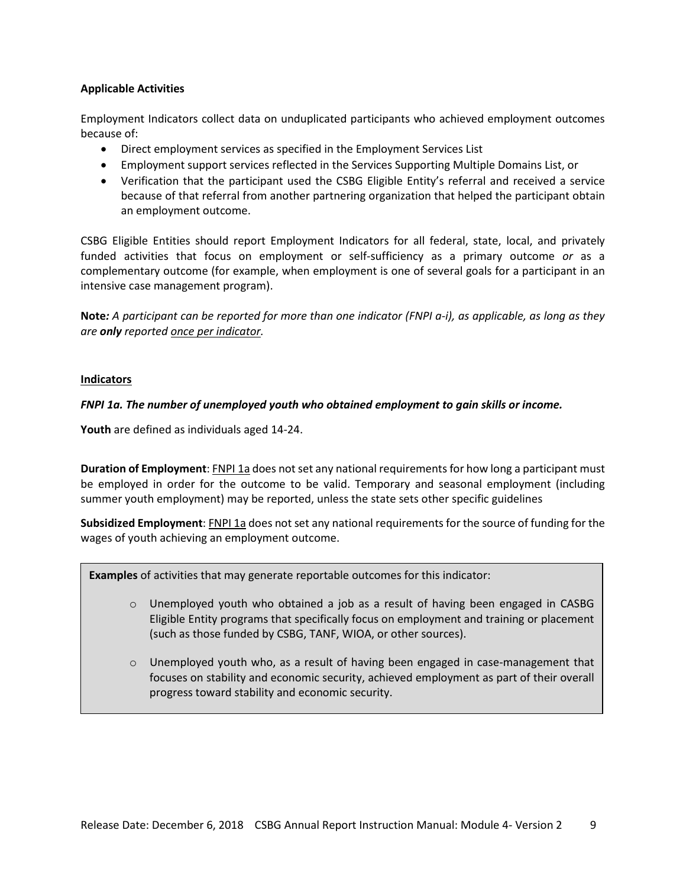**Applicable Activities**

Employment Indicators collect data on unduplicated participants who achieved employment outcomes because of:

- Direct employment services as specified in the Employment Services List
- Employment support services reflected in the Services Supporting Multiple Domains List, or
- Verification that the participant used the CSBG Eligible Entity's referral and received a service because of that referral from another partnering organization that helped the participant obtain an employment outcome.

CSBG Eligible Entities should report Employment Indicators for all federal, state, local, and privately funded activities that focus on employment or self-sufficiency as a primary outcome *or* as a complementary outcome (for example, when employment is one of several goals for a participant in an intensive case management program).

**Note***: A participant can be reported for more than one indicator (FNPI a-i), as applicable, as long as they are* ***only*** *reported <u>once per indicator</u>.*

<u>**Indicators**</u>

***FNPI 1a. The number of unemployed youth who obtained employment to gain skills or income.***

**Youth** are defined as individuals aged 14-24.

**Duration of Employment**: <u>FNPI 1a</u> does not set any national requirements for how long a participant must be employed in order for the outcome to be valid. Temporary and seasonal employment (including summer youth employment) may be reported, unless the state sets other specific guidelines

**Subsidized Employment**: <u>FNPI 1a</u> does not set any national requirements for the source of funding for the wages of youth achieving an employment outcome.

**Examples** of activities that may generate reportable outcomes for this indicator:

- Unemployed youth who obtained a job as a result of having been engaged in CASBG Eligible Entity programs that specifically focus on employment and training or placement (such as those funded by CSBG, TANF, WIOA, or other sources).
- Unemployed youth who, as a result of having been engaged in case-management that focuses on stability and economic security, achieved employment as part of their overall progress toward stability and economic security.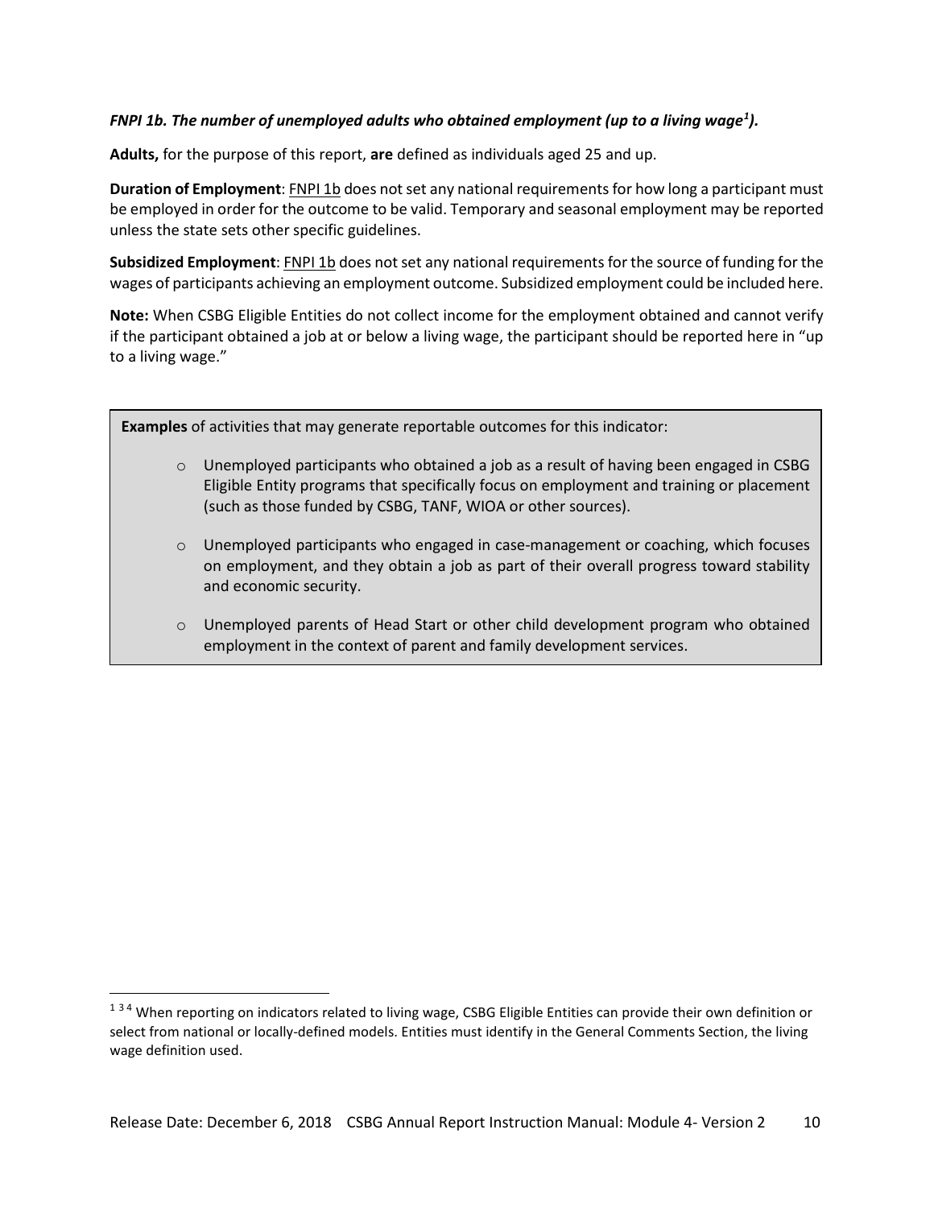***FNPI 1b. The number of unemployed adults who obtained employment (up to a living wage[1]).***

**Adults,** for the purpose of this report, **are** defined as individuals aged 25 and up.

**Duration of Employment**: FNPI 1b does not set any national requirements for how long a participant must be employed in order for the outcome to be valid. Temporary and seasonal employment may be reported unless the state sets other specific guidelines.

**Subsidized Employment**: FNPI 1b does not set any national requirements for the source of funding for the wages of participants achieving an employment outcome. Subsidized employment could be included here.

**Note:** When CSBG Eligible Entities do not collect income for the employment obtained and cannot verify if the participant obtained a job at or below a living wage, the participant should be reported here in "up to a living wage."

**Examples** of activities that may generate reportable outcomes for this indicator:

- Unemployed participants who obtained a job as a result of having been engaged in CSBG Eligible Entity programs that specifically focus on employment and training or placement (such as those funded by CSBG, TANF, WIOA or other sources).
- Unemployed participants who engaged in case-management or coaching, which focuses on employment, and they obtain a job as part of their overall progress toward stability and economic security.
- Unemployed parents of Head Start or other child development program who obtained employment in the context of parent and family development services.

[1 3 4] When reporting on indicators related to living wage, CSBG Eligible Entities can provide their own definition or select from national or locally-defined models. Entities must identify in the General Comments Section, the living wage definition used.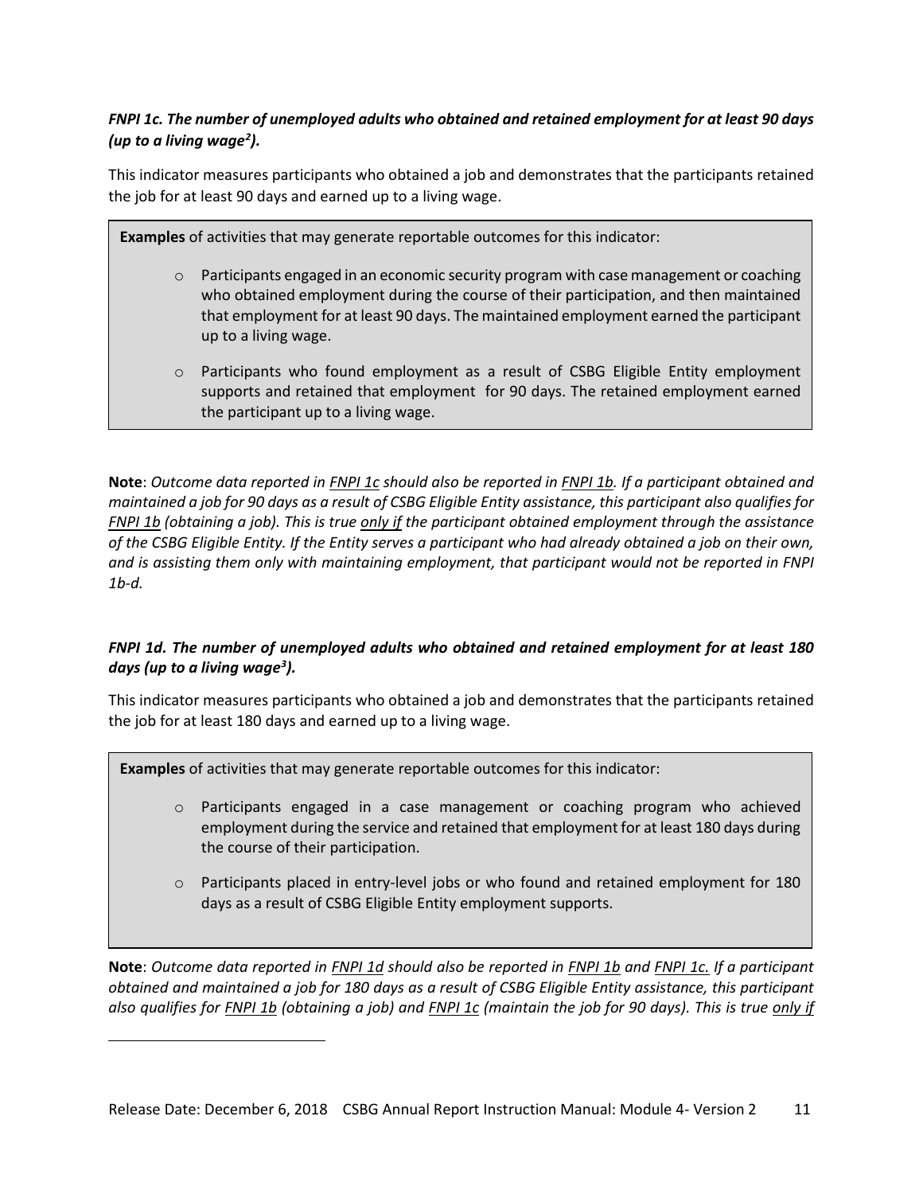***FNPI 1c. The number of unemployed adults who obtained and retained employment for at least 90 days (up to a living wage[2]).***

This indicator measures participants who obtained a job and demonstrates that the participants retained the job for at least 90 days and earned up to a living wage.

> **Examples** of activities that may generate reportable outcomes for this indicator:
>
> - Participants engaged in an economic security program with case management or coaching who obtained employment during the course of their participation, and then maintained that employment for at least 90 days. The maintained employment earned the participant up to a living wage.
> - Participants who found employment as a result of CSBG Eligible Entity employment supports and retained that employment for 90 days. The retained employment earned the participant up to a living wage.

**Note**: *Outcome data reported in FNPI 1c should also be reported in FNPI 1b. If a participant obtained and maintained a job for 90 days as a result of CSBG Eligible Entity assistance, this participant also qualifies for FNPI 1b (obtaining a job). This is true only if the participant obtained employment through the assistance of the CSBG Eligible Entity. If the Entity serves a participant who had already obtained a job on their own, and is assisting them only with maintaining employment, that participant would not be reported in FNPI 1b-d.*

***FNPI 1d. The number of unemployed adults who obtained and retained employment for at least 180 days (up to a living wage[3]).***

This indicator measures participants who obtained a job and demonstrates that the participants retained the job for at least 180 days and earned up to a living wage.

> **Examples** of activities that may generate reportable outcomes for this indicator:
>
> - Participants engaged in a case management or coaching program who achieved employment during the service and retained that employment for at least 180 days during the course of their participation.
> - Participants placed in entry-level jobs or who found and retained employment for 180 days as a result of CSBG Eligible Entity employment supports.

**Note**: *Outcome data reported in FNPI 1d should also be reported in FNPI 1b and FNPI 1c. If a participant obtained and maintained a job for 180 days as a result of CSBG Eligible Entity assistance, this participant also qualifies for FNPI 1b (obtaining a job) and FNPI 1c (maintain the job for 90 days). This is true only if*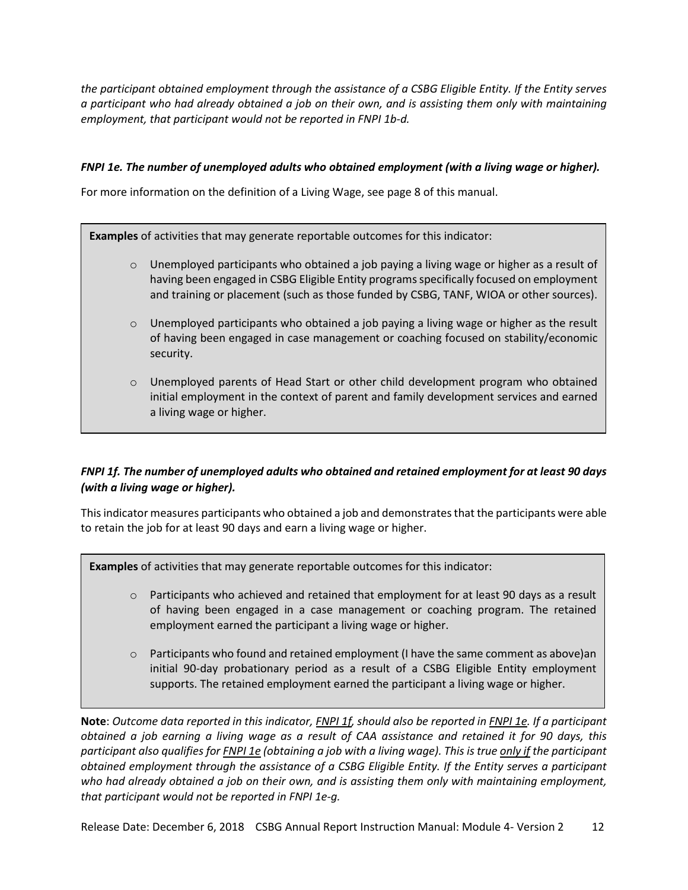*the participant obtained employment through the assistance of a CSBG Eligible Entity. If the Entity serves a participant who had already obtained a job on their own, and is assisting them only with maintaining employment, that participant would not be reported in FNPI 1b-d.*

***FNPI 1e. The number of unemployed adults who obtained employment (with a living wage or higher).***

For more information on the definition of a Living Wage, see page 8 of this manual.

> **Examples** of activities that may generate reportable outcomes for this indicator:
>
> - Unemployed participants who obtained a job paying a living wage or higher as a result of having been engaged in CSBG Eligible Entity programs specifically focused on employment and training or placement (such as those funded by CSBG, TANF, WIOA or other sources).
> - Unemployed participants who obtained a job paying a living wage or higher as the result of having been engaged in case management or coaching focused on stability/economic security.
> - Unemployed parents of Head Start or other child development program who obtained initial employment in the context of parent and family development services and earned a living wage or higher.

***FNPI 1f. The number of unemployed adults who obtained and retained employment for at least 90 days (with a living wage or higher).***

This indicator measures participants who obtained a job and demonstrates that the participants were able to retain the job for at least 90 days and earn a living wage or higher.

> **Examples** of activities that may generate reportable outcomes for this indicator:
>
> - Participants who achieved and retained that employment for at least 90 days as a result of having been engaged in a case management or coaching program. The retained employment earned the participant a living wage or higher.
> - Participants who found and retained employment (I have the same comment as above)an initial 90-day probationary period as a result of a CSBG Eligible Entity employment supports. The retained employment earned the participant a living wage or higher.

**Note**: *Outcome data reported in this indicator, FNPI 1f, should also be reported in FNPI 1e. If a participant obtained a job earning a living wage as a result of CAA assistance and retained it for 90 days, this participant also qualifies for FNPI 1e (obtaining a job with a living wage). This is true only if the participant obtained employment through the assistance of a CSBG Eligible Entity. If the Entity serves a participant who had already obtained a job on their own, and is assisting them only with maintaining employment, that participant would not be reported in FNPI 1e-g.*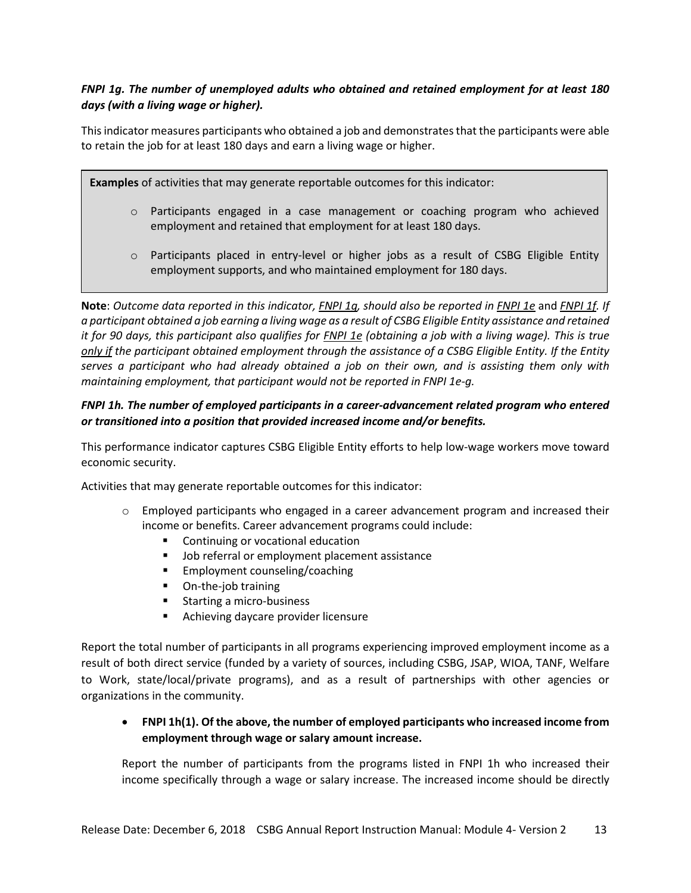***FNPI 1g. The number of unemployed adults who obtained and retained employment for at least 180 days (with a living wage or higher).***

This indicator measures participants who obtained a job and demonstrates that the participants were able to retain the job for at least 180 days and earn a living wage or higher.

> **Examples** of activities that may generate reportable outcomes for this indicator:
>
> - Participants engaged in a case management or coaching program who achieved employment and retained that employment for at least 180 days.
> - Participants placed in entry-level or higher jobs as a result of CSBG Eligible Entity employment supports, and who maintained employment for 180 days.

**Note**: *Outcome data reported in this indicator, FNPI 1g, should also be reported in FNPI 1e and FNPI 1f. If a participant obtained a job earning a living wage as a result of CSBG Eligible Entity assistance and retained it for 90 days, this participant also qualifies for FNPI 1e (obtaining a job with a living wage). This is true only if the participant obtained employment through the assistance of a CSBG Eligible Entity. If the Entity serves a participant who had already obtained a job on their own, and is assisting them only with maintaining employment, that participant would not be reported in FNPI 1e-g.*

***FNPI 1h. The number of employed participants in a career-advancement related program who entered or transitioned into a position that provided increased income and/or benefits.***

This performance indicator captures CSBG Eligible Entity efforts to help low-wage workers move toward economic security.

Activities that may generate reportable outcomes for this indicator:

- Employed participants who engaged in a career advancement program and increased their income or benefits. Career advancement programs could include:
  - Continuing or vocational education
  - Job referral or employment placement assistance
  - Employment counseling/coaching
  - On-the-job training
  - Starting a micro-business
  - Achieving daycare provider licensure

Report the total number of participants in all programs experiencing improved employment income as a result of both direct service (funded by a variety of sources, including CSBG, JSAP, WIOA, TANF, Welfare to Work, state/local/private programs), and as a result of partnerships with other agencies or organizations in the community.

- **FNPI 1h(1). Of the above, the number of employed participants who increased income from employment through wage or salary amount increase.**

  Report the number of participants from the programs listed in FNPI 1h who increased their income specifically through a wage or salary increase. The increased income should be directly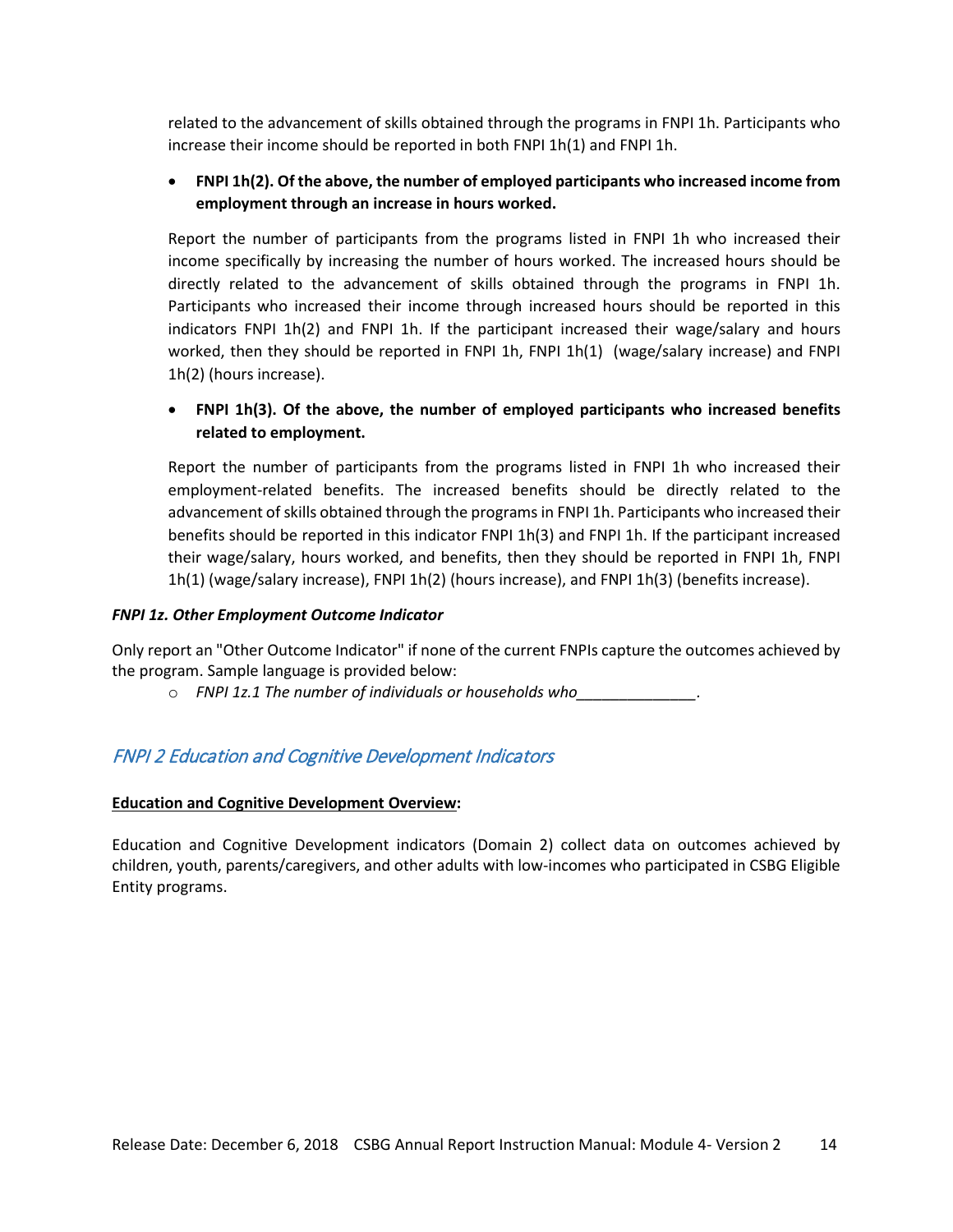related to the advancement of skills obtained through the programs in FNPI 1h. Participants who increase their income should be reported in both FNPI 1h(1) and FNPI 1h.

- **FNPI 1h(2). Of the above, the number of employed participants who increased income from employment through an increase in hours worked.**

  Report the number of participants from the programs listed in FNPI 1h who increased their income specifically by increasing the number of hours worked. The increased hours should be directly related to the advancement of skills obtained through the programs in FNPI 1h. Participants who increased their income through increased hours should be reported in this indicators FNPI 1h(2) and FNPI 1h. If the participant increased their wage/salary and hours worked, then they should be reported in FNPI 1h, FNPI 1h(1) (wage/salary increase) and FNPI 1h(2) (hours increase).

- **FNPI 1h(3). Of the above, the number of employed participants who increased benefits related to employment.**

  Report the number of participants from the programs listed in FNPI 1h who increased their employment-related benefits. The increased benefits should be directly related to the advancement of skills obtained through the programs in FNPI 1h. Participants who increased their benefits should be reported in this indicator FNPI 1h(3) and FNPI 1h. If the participant increased their wage/salary, hours worked, and benefits, then they should be reported in FNPI 1h, FNPI 1h(1) (wage/salary increase), FNPI 1h(2) (hours increase), and FNPI 1h(3) (benefits increase).

***FNPI 1z. Other Employment Outcome Indicator***

Only report an "Other Outcome Indicator" if none of the current FNPIs capture the outcomes achieved by the program. Sample language is provided below:

- *FNPI 1z.1 The number of individuals or households who______________.*

## *FNPI 2 Education and Cognitive Development Indicators*

**<u>Education and Cognitive Development Overview</u>:**

Education and Cognitive Development indicators (Domain 2) collect data on outcomes achieved by children, youth, parents/caregivers, and other adults with low-incomes who participated in CSBG Eligible Entity programs.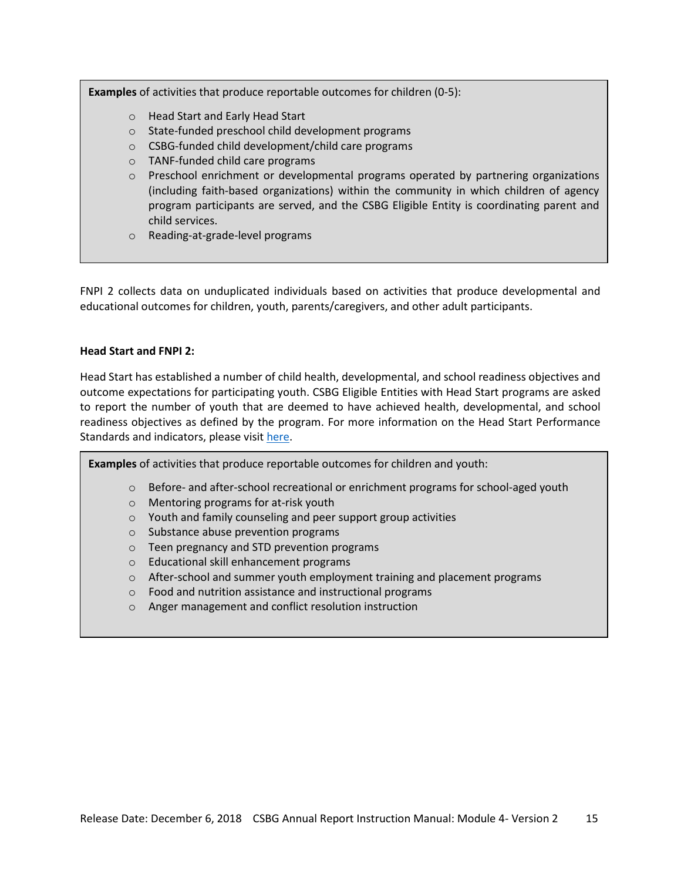**Examples** of activities that produce reportable outcomes for children (0-5):

- Head Start and Early Head Start
- State-funded preschool child development programs
- CSBG-funded child development/child care programs
- TANF-funded child care programs
- Preschool enrichment or developmental programs operated by partnering organizations (including faith-based organizations) within the community in which children of agency program participants are served, and the CSBG Eligible Entity is coordinating parent and child services.
- Reading-at-grade-level programs

FNPI 2 collects data on unduplicated individuals based on activities that produce developmental and educational outcomes for children, youth, parents/caregivers, and other adult participants.

**Head Start and FNPI 2:**

Head Start has established a number of child health, developmental, and school readiness objectives and outcome expectations for participating youth. CSBG Eligible Entities with Head Start programs are asked to report the number of youth that are deemed to have achieved health, developmental, and school readiness objectives as defined by the program. For more information on the Head Start Performance Standards and indicators, please visit here.

**Examples** of activities that produce reportable outcomes for children and youth:

- Before- and after-school recreational or enrichment programs for school-aged youth
- Mentoring programs for at-risk youth
- Youth and family counseling and peer support group activities
- Substance abuse prevention programs
- Teen pregnancy and STD prevention programs
- Educational skill enhancement programs
- After-school and summer youth employment training and placement programs
- Food and nutrition assistance and instructional programs
- Anger management and conflict resolution instruction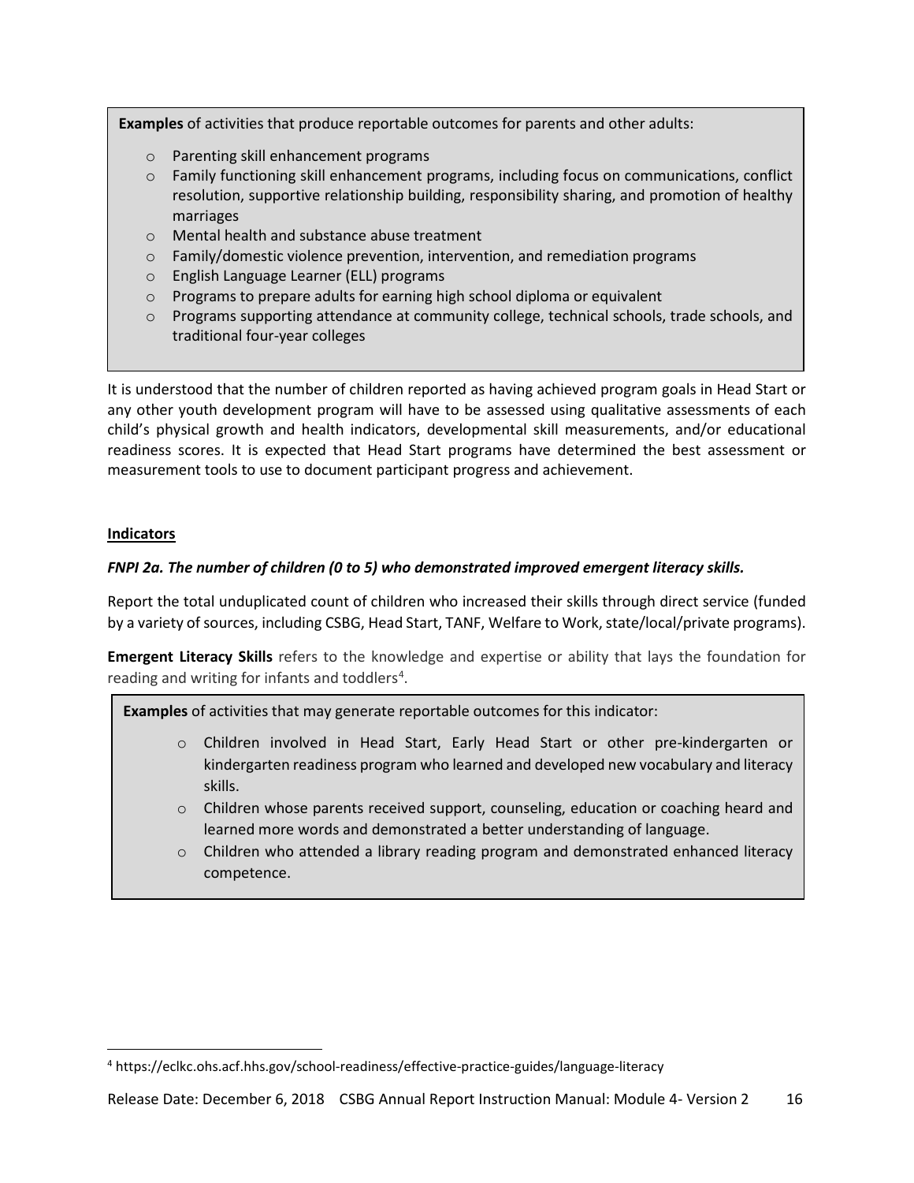**Examples** of activities that produce reportable outcomes for parents and other adults:

- Parenting skill enhancement programs
- Family functioning skill enhancement programs, including focus on communications, conflict resolution, supportive relationship building, responsibility sharing, and promotion of healthy marriages
- Mental health and substance abuse treatment
- Family/domestic violence prevention, intervention, and remediation programs
- English Language Learner (ELL) programs
- Programs to prepare adults for earning high school diploma or equivalent
- Programs supporting attendance at community college, technical schools, trade schools, and traditional four-year colleges

It is understood that the number of children reported as having achieved program goals in Head Start or any other youth development program will have to be assessed using qualitative assessments of each child's physical growth and health indicators, developmental skill measurements, and/or educational readiness scores. It is expected that Head Start programs have determined the best assessment or measurement tools to use to document participant progress and achievement.

**Indicators**

***FNPI 2a. The number of children (0 to 5) who demonstrated improved emergent literacy skills.***

Report the total unduplicated count of children who increased their skills through direct service (funded by a variety of sources, including CSBG, Head Start, TANF, Welfare to Work, state/local/private programs).

**Emergent Literacy Skills** refers to the knowledge and expertise or ability that lays the foundation for reading and writing for infants and toddlers[4].

**Examples** of activities that may generate reportable outcomes for this indicator:

- Children involved in Head Start, Early Head Start or other pre-kindergarten or kindergarten readiness program who learned and developed new vocabulary and literacy skills.
- Children whose parents received support, counseling, education or coaching heard and learned more words and demonstrated a better understanding of language.
- Children who attended a library reading program and demonstrated enhanced literacy competence.

[4] https://eclkc.ohs.acf.hhs.gov/school-readiness/effective-practice-guides/language-literacy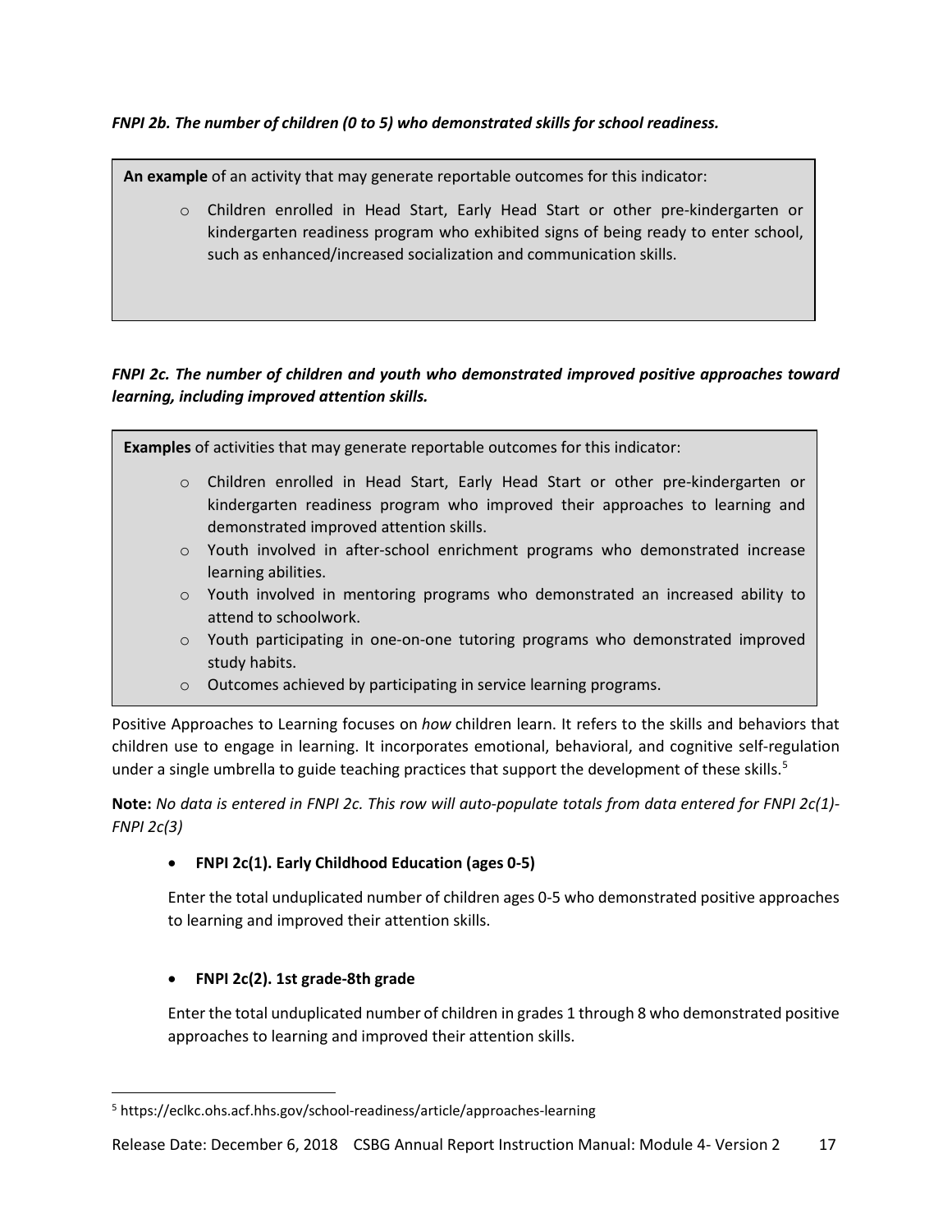*FNPI 2b. The number of children (0 to 5) who demonstrated skills for school readiness.*

> **An example** of an activity that may generate reportable outcomes for this indicator:
>
> - Children enrolled in Head Start, Early Head Start or other pre-kindergarten or kindergarten readiness program who exhibited signs of being ready to enter school, such as enhanced/increased socialization and communication skills.

*FNPI 2c. The number of children and youth who demonstrated improved positive approaches toward learning, including improved attention skills.*

> **Examples** of activities that may generate reportable outcomes for this indicator:
>
> - Children enrolled in Head Start, Early Head Start or other pre-kindergarten or kindergarten readiness program who improved their approaches to learning and demonstrated improved attention skills.
> - Youth involved in after-school enrichment programs who demonstrated increase learning abilities.
> - Youth involved in mentoring programs who demonstrated an increased ability to attend to schoolwork.
> - Youth participating in one-on-one tutoring programs who demonstrated improved study habits.
> - Outcomes achieved by participating in service learning programs.

Positive Approaches to Learning focuses on *how* children learn. It refers to the skills and behaviors that children use to engage in learning. It incorporates emotional, behavioral, and cognitive self-regulation under a single umbrella to guide teaching practices that support the development of these skills.[5]

**Note:** *No data is entered in FNPI 2c. This row will auto-populate totals from data entered for FNPI 2c(1)-FNPI 2c(3)*

- **FNPI 2c(1). Early Childhood Education (ages 0-5)**

  Enter the total unduplicated number of children ages 0-5 who demonstrated positive approaches to learning and improved their attention skills.

- **FNPI 2c(2). 1st grade-8th grade**

  Enter the total unduplicated number of children in grades 1 through 8 who demonstrated positive approaches to learning and improved their attention skills.

[5] https://eclkc.ohs.acf.hhs.gov/school-readiness/article/approaches-learning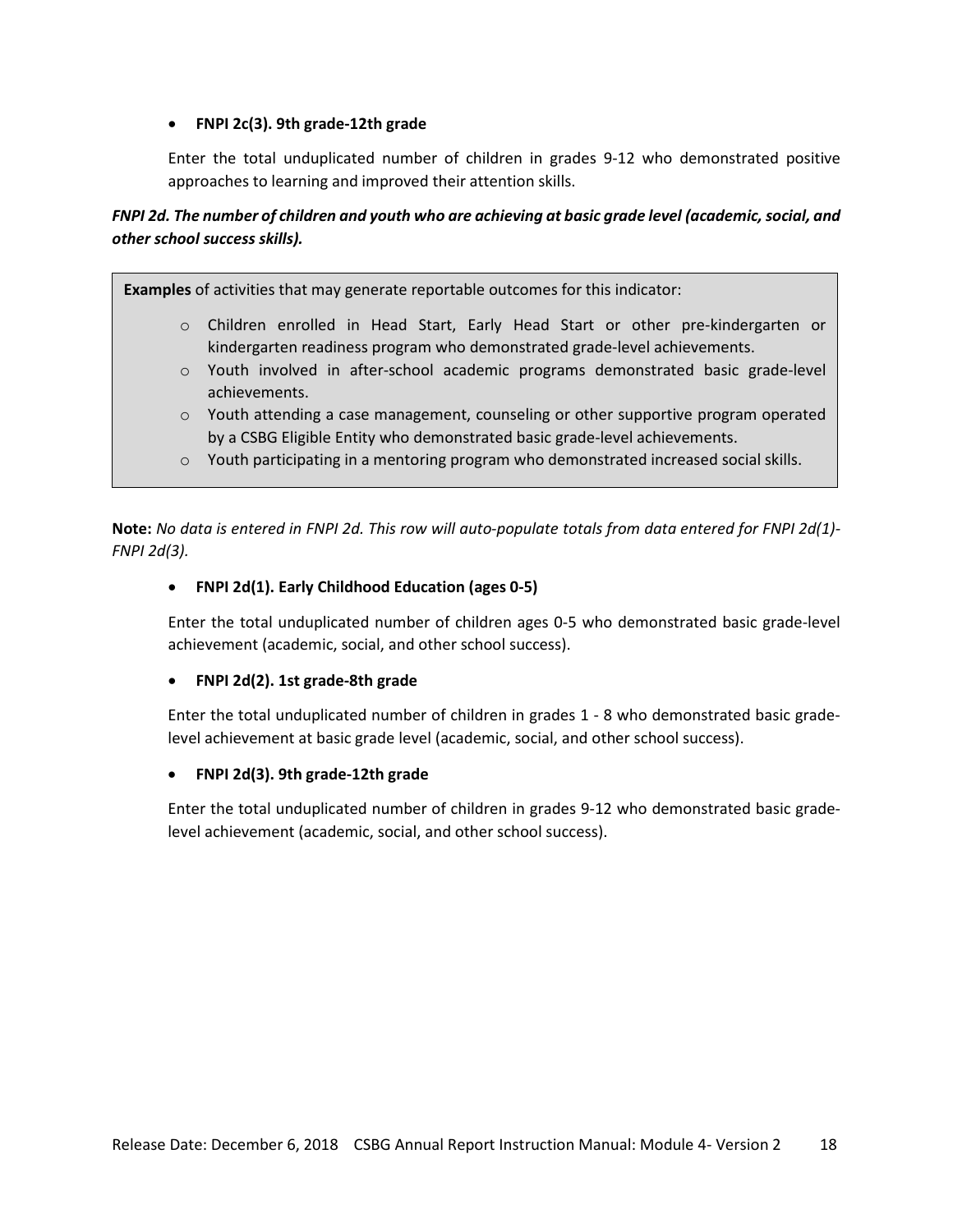- **FNPI 2c(3). 9th grade-12th grade**

  Enter the total unduplicated number of children in grades 9-12 who demonstrated positive approaches to learning and improved their attention skills.

***FNPI 2d. The number of children and youth who are achieving at basic grade level (academic, social, and other school success skills).***

> **Examples** of activities that may generate reportable outcomes for this indicator:
>
> - Children enrolled in Head Start, Early Head Start or other pre-kindergarten or kindergarten readiness program who demonstrated grade-level achievements.
> - Youth involved in after-school academic programs demonstrated basic grade-level achievements.
> - Youth attending a case management, counseling or other supportive program operated by a CSBG Eligible Entity who demonstrated basic grade-level achievements.
> - Youth participating in a mentoring program who demonstrated increased social skills.

**Note:** *No data is entered in FNPI 2d. This row will auto-populate totals from data entered for FNPI 2d(1)-FNPI 2d(3).*

- **FNPI 2d(1). Early Childhood Education (ages 0-5)**

  Enter the total unduplicated number of children ages 0-5 who demonstrated basic grade-level achievement (academic, social, and other school success).

- **FNPI 2d(2). 1st grade-8th grade**

  Enter the total unduplicated number of children in grades 1 - 8 who demonstrated basic grade-level achievement at basic grade level (academic, social, and other school success).

- **FNPI 2d(3). 9th grade-12th grade**

  Enter the total unduplicated number of children in grades 9-12 who demonstrated basic grade-level achievement (academic, social, and other school success).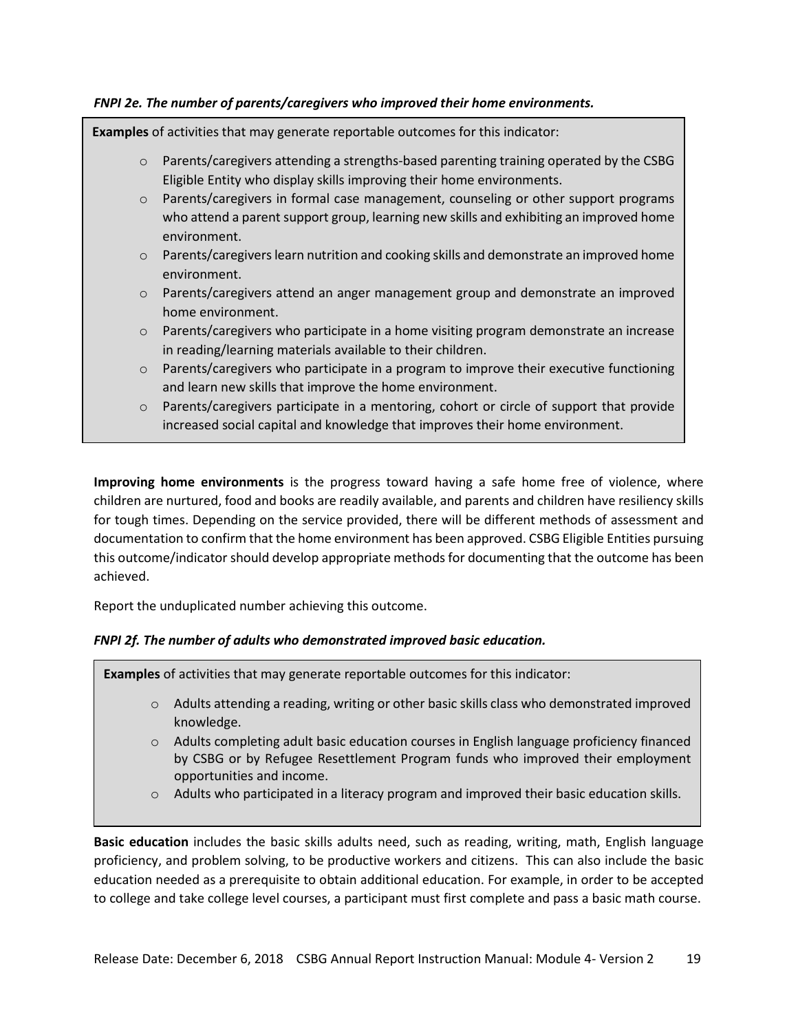***FNPI 2e. The number of parents/caregivers who improved their home environments.***

**Examples** of activities that may generate reportable outcomes for this indicator:

- Parents/caregivers attending a strengths-based parenting training operated by the CSBG Eligible Entity who display skills improving their home environments.
- Parents/caregivers in formal case management, counseling or other support programs who attend a parent support group, learning new skills and exhibiting an improved home environment.
- Parents/caregivers learn nutrition and cooking skills and demonstrate an improved home environment.
- Parents/caregivers attend an anger management group and demonstrate an improved home environment.
- Parents/caregivers who participate in a home visiting program demonstrate an increase in reading/learning materials available to their children.
- Parents/caregivers who participate in a program to improve their executive functioning and learn new skills that improve the home environment.
- Parents/caregivers participate in a mentoring, cohort or circle of support that provide increased social capital and knowledge that improves their home environment.

**Improving home environments** is the progress toward having a safe home free of violence, where children are nurtured, food and books are readily available, and parents and children have resiliency skills for tough times. Depending on the service provided, there will be different methods of assessment and documentation to confirm that the home environment has been approved. CSBG Eligible Entities pursuing this outcome/indicator should develop appropriate methods for documenting that the outcome has been achieved.

Report the unduplicated number achieving this outcome.

***FNPI 2f. The number of adults who demonstrated improved basic education.***

**Examples** of activities that may generate reportable outcomes for this indicator:

- Adults attending a reading, writing or other basic skills class who demonstrated improved knowledge.
- Adults completing adult basic education courses in English language proficiency financed by CSBG or by Refugee Resettlement Program funds who improved their employment opportunities and income.
- Adults who participated in a literacy program and improved their basic education skills.

**Basic education** includes the basic skills adults need, such as reading, writing, math, English language proficiency, and problem solving, to be productive workers and citizens. This can also include the basic education needed as a prerequisite to obtain additional education. For example, in order to be accepted to college and take college level courses, a participant must first complete and pass a basic math course.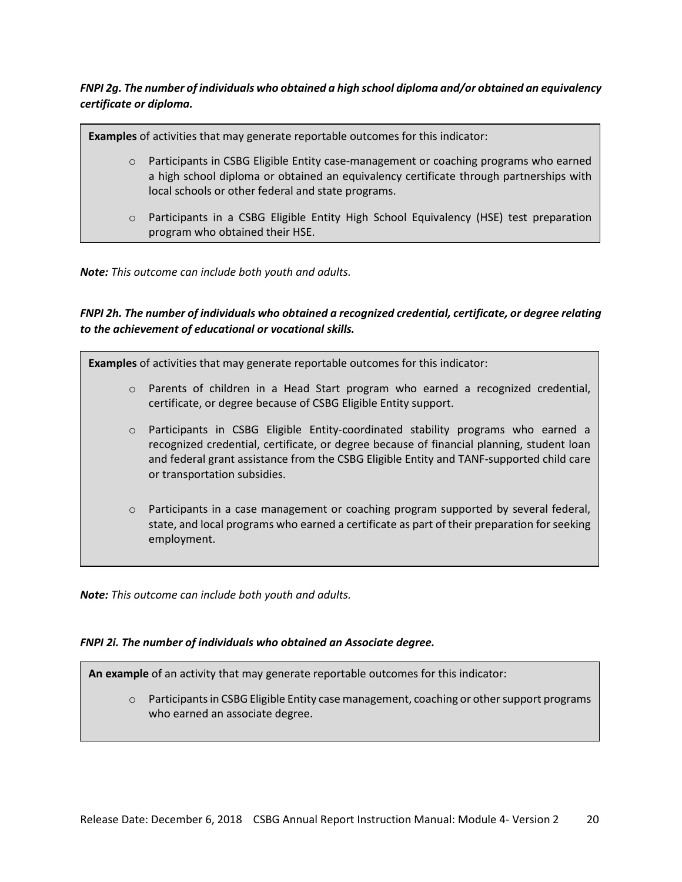***FNPI 2g. The number of individuals who obtained a high school diploma and/or obtained an equivalency certificate or diploma.***

**Examples** of activities that may generate reportable outcomes for this indicator:

- Participants in CSBG Eligible Entity case-management or coaching programs who earned a high school diploma or obtained an equivalency certificate through partnerships with local schools or other federal and state programs.
- Participants in a CSBG Eligible Entity High School Equivalency (HSE) test preparation program who obtained their HSE.

***Note:*** *This outcome can include both youth and adults.*

***FNPI 2h. The number of individuals who obtained a recognized credential, certificate, or degree relating to the achievement of educational or vocational skills.***

**Examples** of activities that may generate reportable outcomes for this indicator:

- Parents of children in a Head Start program who earned a recognized credential, certificate, or degree because of CSBG Eligible Entity support.
- Participants in CSBG Eligible Entity-coordinated stability programs who earned a recognized credential, certificate, or degree because of financial planning, student loan and federal grant assistance from the CSBG Eligible Entity and TANF-supported child care or transportation subsidies.
- Participants in a case management or coaching program supported by several federal, state, and local programs who earned a certificate as part of their preparation for seeking employment.

***Note:*** *This outcome can include both youth and adults.*

***FNPI 2i. The number of individuals who obtained an Associate degree.***

**An example** of an activity that may generate reportable outcomes for this indicator:

- Participants in CSBG Eligible Entity case management, coaching or other support programs who earned an associate degree.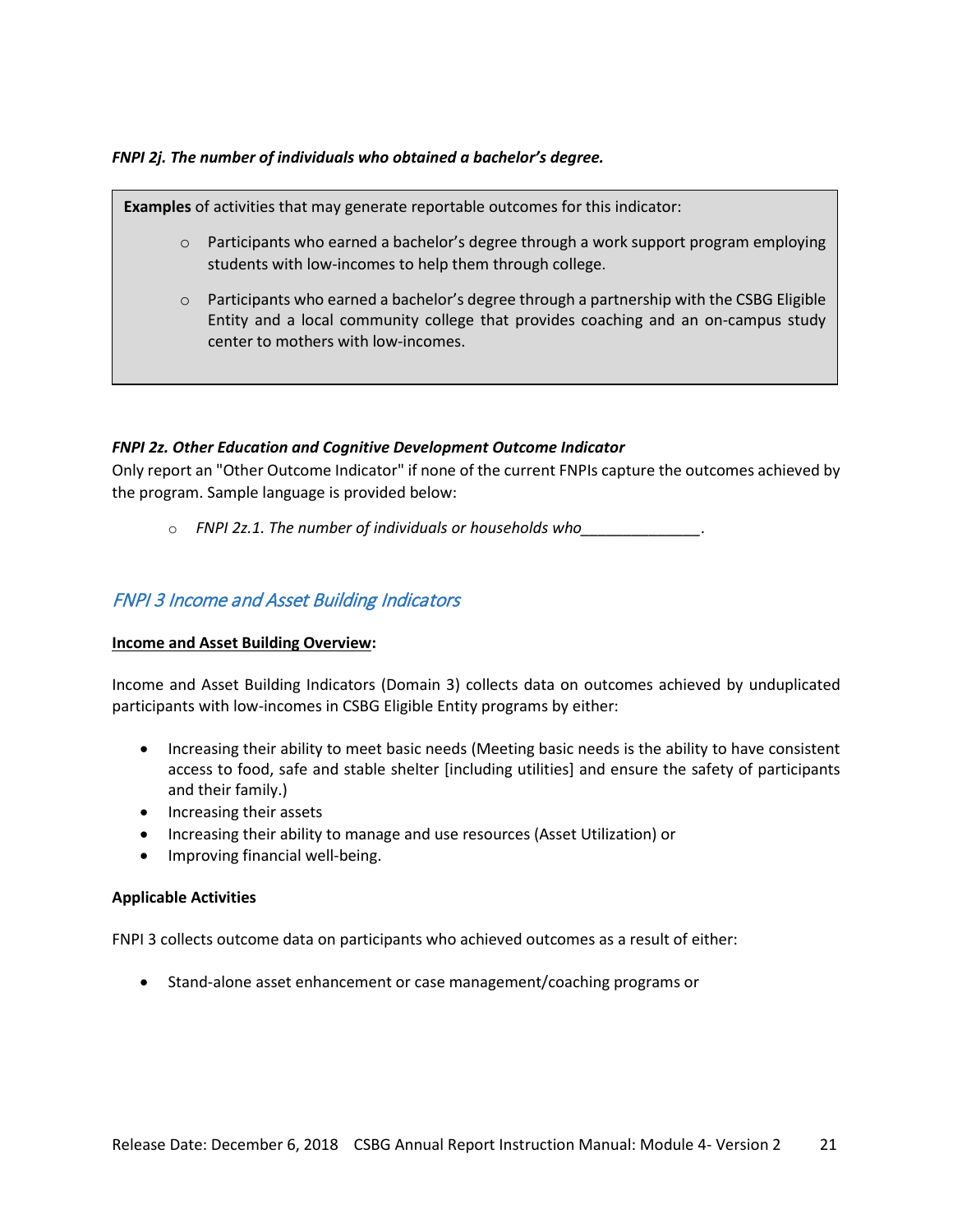***FNPI 2j. The number of individuals who obtained a bachelor's degree.***

> **Examples** of activities that may generate reportable outcomes for this indicator:
>
> - Participants who earned a bachelor's degree through a work support program employing students with low-incomes to help them through college.
> - Participants who earned a bachelor's degree through a partnership with the CSBG Eligible Entity and a local community college that provides coaching and an on-campus study center to mothers with low-incomes.

***FNPI 2z. Other Education and Cognitive Development Outcome Indicator***

Only report an "Other Outcome Indicator" if none of the current FNPIs capture the outcomes achieved by the program. Sample language is provided below:

- *FNPI 2z.1. The number of individuals or households who______________.*

## *FNPI 3 Income and Asset Building Indicators*

**<u>Income and Asset Building Overview</u>:**

Income and Asset Building Indicators (Domain 3) collects data on outcomes achieved by unduplicated participants with low-incomes in CSBG Eligible Entity programs by either:

- Increasing their ability to meet basic needs (Meeting basic needs is the ability to have consistent access to food, safe and stable shelter [including utilities] and ensure the safety of participants and their family.)
- Increasing their assets
- Increasing their ability to manage and use resources (Asset Utilization) or
- Improving financial well-being.

**Applicable Activities**

FNPI 3 collects outcome data on participants who achieved outcomes as a result of either:

- Stand-alone asset enhancement or case management/coaching programs or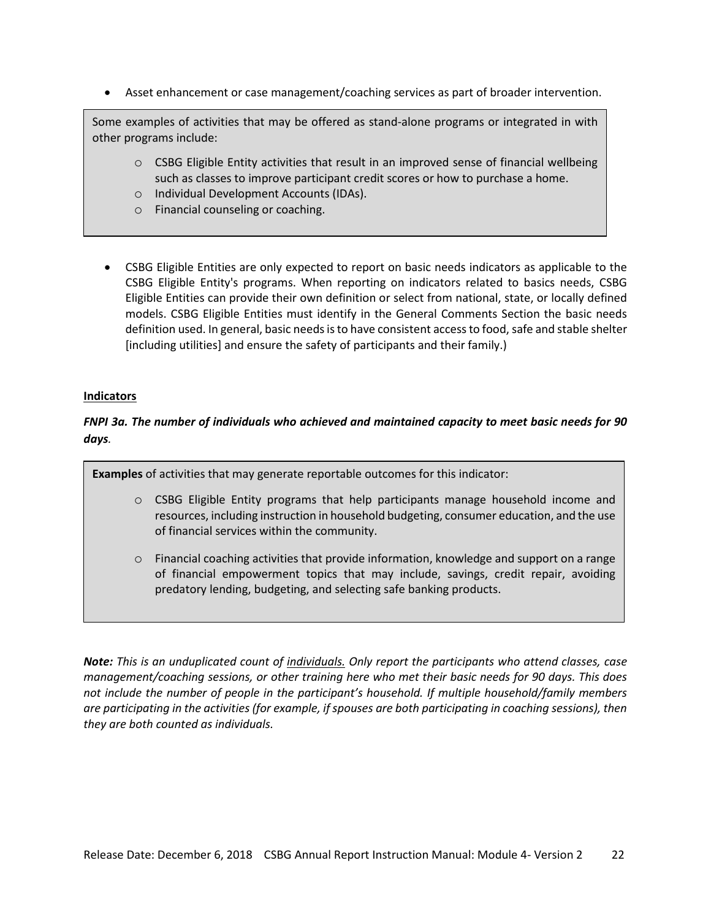- Asset enhancement or case management/coaching services as part of broader intervention.

> Some examples of activities that may be offered as stand-alone programs or integrated in with other programs include:
>
> - CSBG Eligible Entity activities that result in an improved sense of financial wellbeing such as classes to improve participant credit scores or how to purchase a home.
> - Individual Development Accounts (IDAs).
> - Financial counseling or coaching.

- CSBG Eligible Entities are only expected to report on basic needs indicators as applicable to the CSBG Eligible Entity's programs. When reporting on indicators related to basics needs, CSBG Eligible Entities can provide their own definition or select from national, state, or locally defined models. CSBG Eligible Entities must identify in the General Comments Section the basic needs definition used. In general, basic needs is to have consistent access to food, safe and stable shelter [including utilities] and ensure the safety of participants and their family.)

**Indicators**

***FNPI 3a. The number of individuals who achieved and maintained capacity to meet basic needs for 90 days.***

> **Examples** of activities that may generate reportable outcomes for this indicator:
>
> - CSBG Eligible Entity programs that help participants manage household income and resources, including instruction in household budgeting, consumer education, and the use of financial services within the community.
>
> - Financial coaching activities that provide information, knowledge and support on a range of financial empowerment topics that may include, savings, credit repair, avoiding predatory lending, budgeting, and selecting safe banking products.

***Note:*** *This is an unduplicated count of* *<u>individuals.</u>* *Only report the participants who attend classes, case management/coaching sessions, or other training here who met their basic needs for 90 days. This does not include the number of people in the participant's household. If multiple household/family members are participating in the activities (for example, if spouses are both participating in coaching sessions), then they are both counted as individuals.*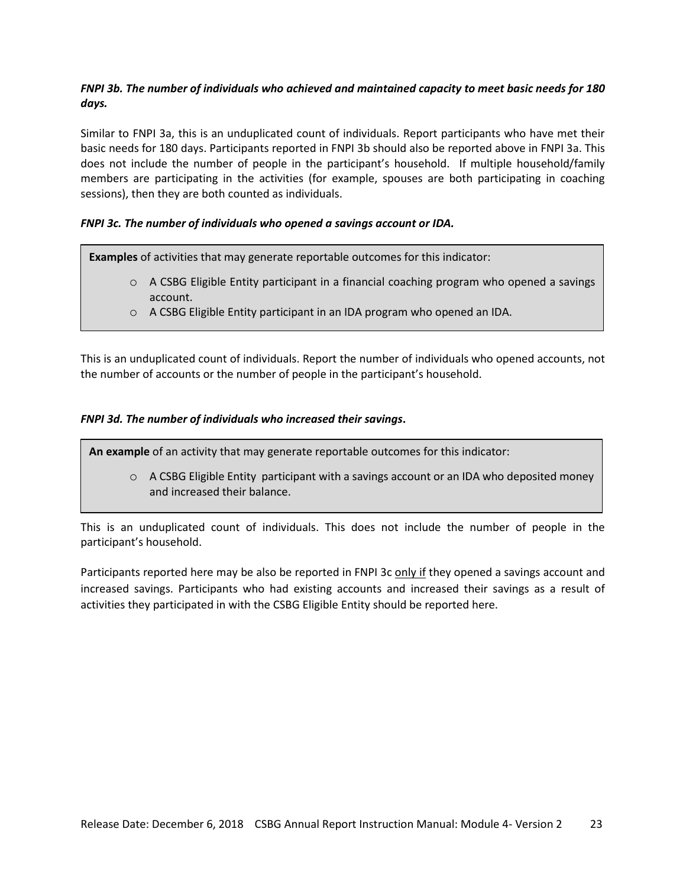***FNPI 3b. The number of individuals who achieved and maintained capacity to meet basic needs for 180 days.***

Similar to FNPI 3a, this is an unduplicated count of individuals. Report participants who have met their basic needs for 180 days. Participants reported in FNPI 3b should also be reported above in FNPI 3a. This does not include the number of people in the participant's household. If multiple household/family members are participating in the activities (for example, spouses are both participating in coaching sessions), then they are both counted as individuals.

***FNPI 3c. The number of individuals who opened a savings account or IDA.***

> **Examples** of activities that may generate reportable outcomes for this indicator:
>
> - A CSBG Eligible Entity participant in a financial coaching program who opened a savings account.
> - A CSBG Eligible Entity participant in an IDA program who opened an IDA.

This is an unduplicated count of individuals. Report the number of individuals who opened accounts, not the number of accounts or the number of people in the participant's household.

***FNPI 3d. The number of individuals who increased their savings*.**

> **An example** of an activity that may generate reportable outcomes for this indicator:
>
> - A CSBG Eligible Entity participant with a savings account or an IDA who deposited money and increased their balance.

This is an unduplicated count of individuals. This does not include the number of people in the participant's household.

Participants reported here may be also be reported in FNPI 3c <u>only if</u> they opened a savings account and increased savings. Participants who had existing accounts and increased their savings as a result of activities they participated in with the CSBG Eligible Entity should be reported here.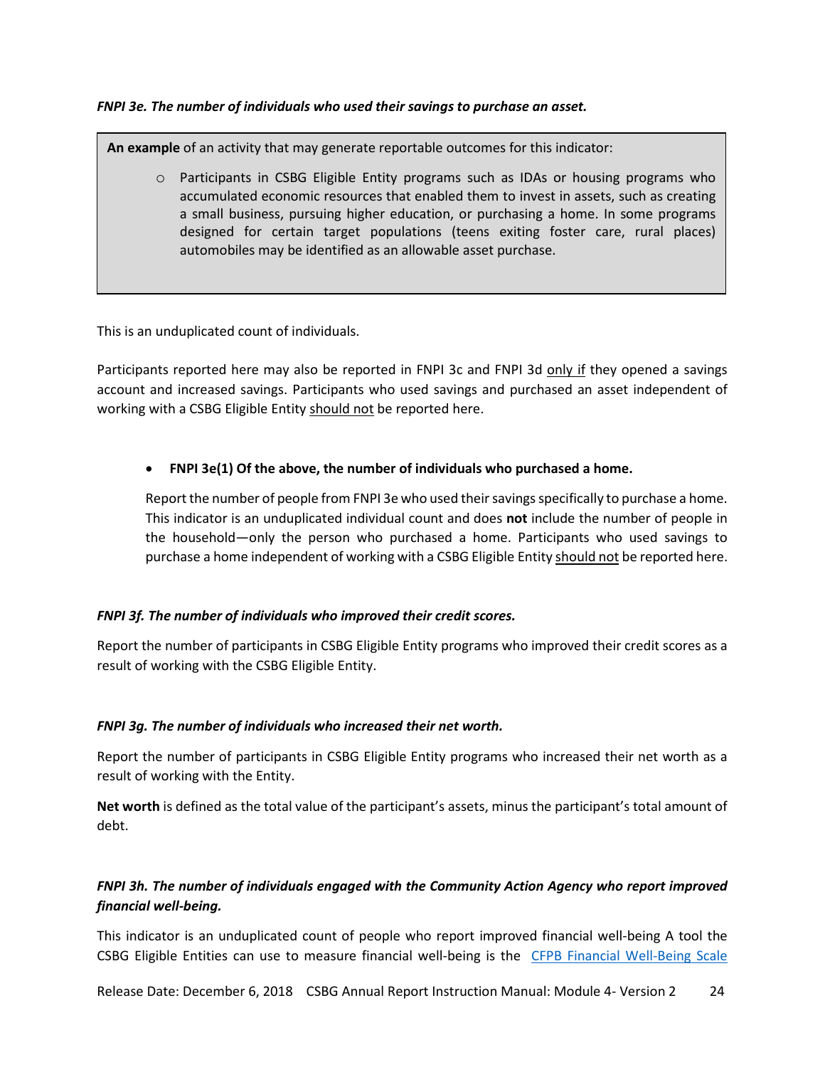***FNPI 3e. The number of individuals who used their savings to purchase an asset.***

> **An example** of an activity that may generate reportable outcomes for this indicator:
>
> - Participants in CSBG Eligible Entity programs such as IDAs or housing programs who accumulated economic resources that enabled them to invest in assets, such as creating a small business, pursuing higher education, or purchasing a home. In some programs designed for certain target populations (teens exiting foster care, rural places) automobiles may be identified as an allowable asset purchase.

This is an unduplicated count of individuals.

Participants reported here may also be reported in FNPI 3c and FNPI 3d only if they opened a savings account and increased savings. Participants who used savings and purchased an asset independent of working with a CSBG Eligible Entity should not be reported here.

- **FNPI 3e(1) Of the above, the number of individuals who purchased a home.**

  Report the number of people from FNPI 3e who used their savings specifically to purchase a home. This indicator is an unduplicated individual count and does **not** include the number of people in the household—only the person who purchased a home. Participants who used savings to purchase a home independent of working with a CSBG Eligible Entity should not be reported here.

***FNPI 3f. The number of individuals who improved their credit scores.***

Report the number of participants in CSBG Eligible Entity programs who improved their credit scores as a result of working with the CSBG Eligible Entity.

***FNPI 3g. The number of individuals who increased their net worth.***

Report the number of participants in CSBG Eligible Entity programs who increased their net worth as a result of working with the Entity.

**Net worth** is defined as the total value of the participant's assets, minus the participant's total amount of debt.

***FNPI 3h. The number of individuals engaged with the Community Action Agency who report improved financial well-being.***

This indicator is an unduplicated count of people who report improved financial well-being A tool the CSBG Eligible Entities can use to measure financial well-being is the CFPB Financial Well-Being Scale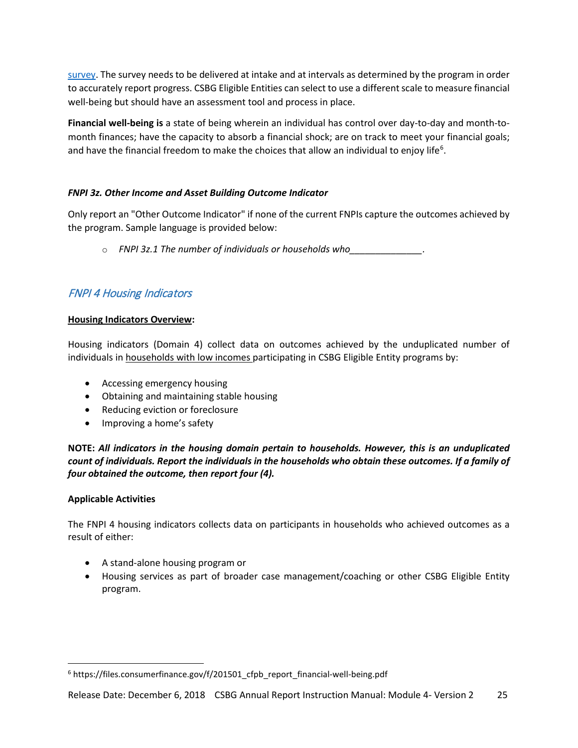survey. The survey needs to be delivered at intake and at intervals as determined by the program in order to accurately report progress. CSBG Eligible Entities can select to use a different scale to measure financial well-being but should have an assessment tool and process in place.

**Financial well-being is** a state of being wherein an individual has control over day-to-day and month-to-month finances; have the capacity to absorb a financial shock; are on track to meet your financial goals; and have the financial freedom to make the choices that allow an individual to enjoy life[6].

***FNPI 3z. Other Income and Asset Building Outcome Indicator***

Only report an "Other Outcome Indicator" if none of the current FNPIs capture the outcomes achieved by the program. Sample language is provided below:

- *FNPI 3z.1 The number of individuals or households who______________.*

## FNPI 4 Housing Indicators

**Housing Indicators Overview:**

Housing indicators (Domain 4) collect data on outcomes achieved by the unduplicated number of individuals in households with low incomes participating in CSBG Eligible Entity programs by:

- Accessing emergency housing
- Obtaining and maintaining stable housing
- Reducing eviction or foreclosure
- Improving a home's safety

**NOTE:** ***All indicators in the housing domain pertain to households. However, this is an unduplicated count of individuals. Report the individuals in the households who obtain these outcomes. If a family of four obtained the outcome, then report four (4).***

**Applicable Activities**

The FNPI 4 housing indicators collects data on participants in households who achieved outcomes as a result of either:

- A stand-alone housing program or
- Housing services as part of broader case management/coaching or other CSBG Eligible Entity program.

[6] https://files.consumerfinance.gov/f/201501_cfpb_report_financial-well-being.pdf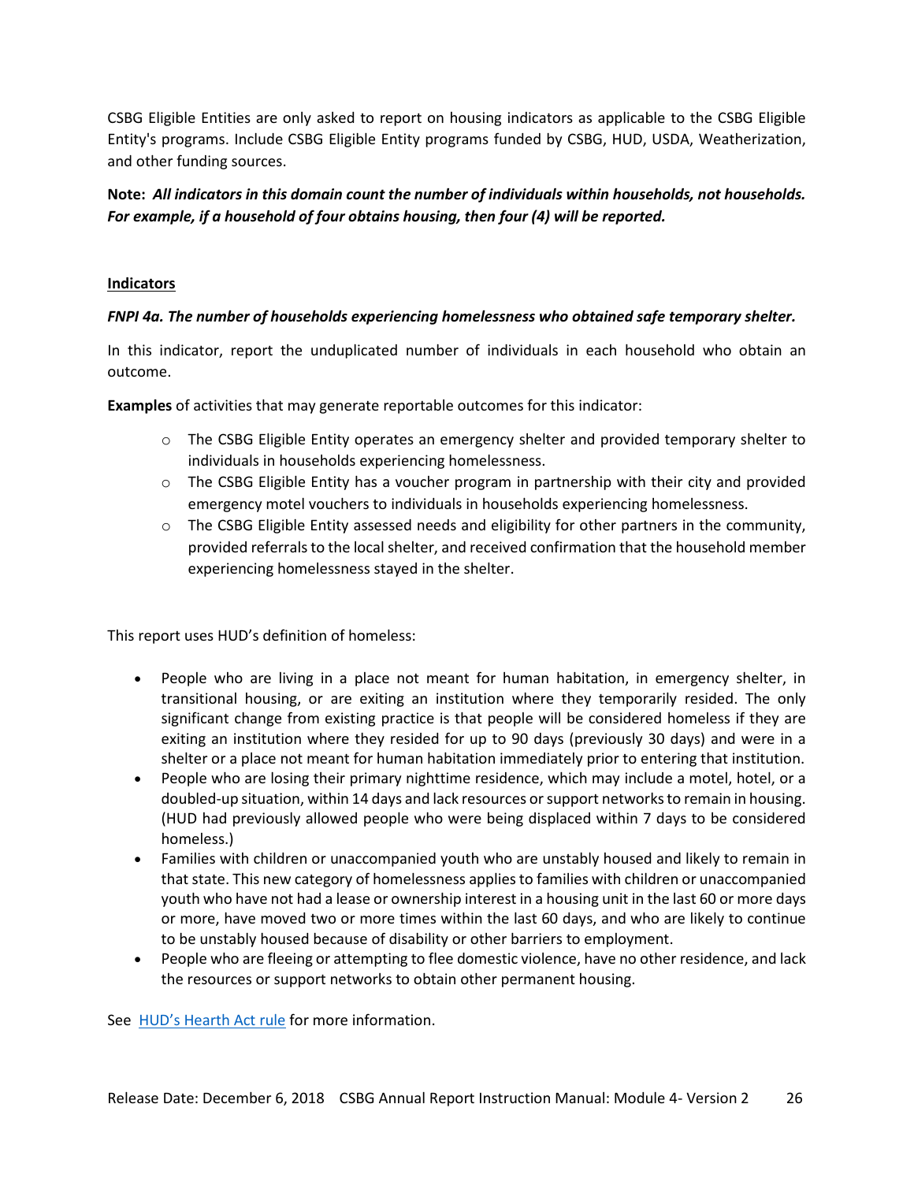CSBG Eligible Entities are only asked to report on housing indicators as applicable to the CSBG Eligible Entity's programs. Include CSBG Eligible Entity programs funded by CSBG, HUD, USDA, Weatherization, and other funding sources.

**Note:** ***All indicators in this domain count the number of individuals within households, not households. For example, if a household of four obtains housing, then four (4) will be reported.***

**Indicators**

***FNPI 4a. The number of households experiencing homelessness who obtained safe temporary shelter.***

In this indicator, report the unduplicated number of individuals in each household who obtain an outcome.

**Examples** of activities that may generate reportable outcomes for this indicator:

- The CSBG Eligible Entity operates an emergency shelter and provided temporary shelter to individuals in households experiencing homelessness.
- The CSBG Eligible Entity has a voucher program in partnership with their city and provided emergency motel vouchers to individuals in households experiencing homelessness.
- The CSBG Eligible Entity assessed needs and eligibility for other partners in the community, provided referrals to the local shelter, and received confirmation that the household member experiencing homelessness stayed in the shelter.

This report uses HUD's definition of homeless:

- People who are living in a place not meant for human habitation, in emergency shelter, in transitional housing, or are exiting an institution where they temporarily resided. The only significant change from existing practice is that people will be considered homeless if they are exiting an institution where they resided for up to 90 days (previously 30 days) and were in a shelter or a place not meant for human habitation immediately prior to entering that institution.
- People who are losing their primary nighttime residence, which may include a motel, hotel, or a doubled-up situation, within 14 days and lack resources or support networks to remain in housing. (HUD had previously allowed people who were being displaced within 7 days to be considered homeless.)
- Families with children or unaccompanied youth who are unstably housed and likely to remain in that state. This new category of homelessness applies to families with children or unaccompanied youth who have not had a lease or ownership interest in a housing unit in the last 60 or more days or more, have moved two or more times within the last 60 days, and who are likely to continue to be unstably housed because of disability or other barriers to employment.
- People who are fleeing or attempting to flee domestic violence, have no other residence, and lack the resources or support networks to obtain other permanent housing.

See HUD's Hearth Act rule for more information.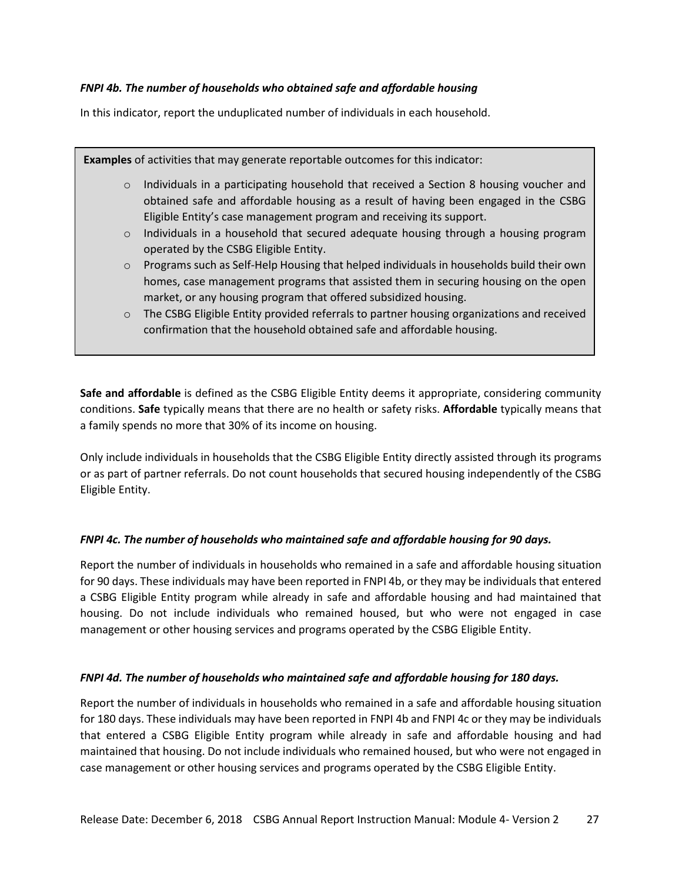*FNPI 4b. The number of households who obtained safe and affordable housing*

In this indicator, report the unduplicated number of individuals in each household.

> **Examples** of activities that may generate reportable outcomes for this indicator:
>
> - Individuals in a participating household that received a Section 8 housing voucher and obtained safe and affordable housing as a result of having been engaged in the CSBG Eligible Entity's case management program and receiving its support.
> - Individuals in a household that secured adequate housing through a housing program operated by the CSBG Eligible Entity.
> - Programs such as Self-Help Housing that helped individuals in households build their own homes, case management programs that assisted them in securing housing on the open market, or any housing program that offered subsidized housing.
> - The CSBG Eligible Entity provided referrals to partner housing organizations and received confirmation that the household obtained safe and affordable housing.

**Safe and affordable** is defined as the CSBG Eligible Entity deems it appropriate, considering community conditions. **Safe** typically means that there are no health or safety risks. **Affordable** typically means that a family spends no more that 30% of its income on housing.

Only include individuals in households that the CSBG Eligible Entity directly assisted through its programs or as part of partner referrals. Do not count households that secured housing independently of the CSBG Eligible Entity.

*FNPI 4c. The number of households who maintained safe and affordable housing for 90 days.*

Report the number of individuals in households who remained in a safe and affordable housing situation for 90 days. These individuals may have been reported in FNPI 4b, or they may be individuals that entered a CSBG Eligible Entity program while already in safe and affordable housing and had maintained that housing. Do not include individuals who remained housed, but who were not engaged in case management or other housing services and programs operated by the CSBG Eligible Entity.

*FNPI 4d. The number of households who maintained safe and affordable housing for 180 days.*

Report the number of individuals in households who remained in a safe and affordable housing situation for 180 days. These individuals may have been reported in FNPI 4b and FNPI 4c or they may be individuals that entered a CSBG Eligible Entity program while already in safe and affordable housing and had maintained that housing. Do not include individuals who remained housed, but who were not engaged in case management or other housing services and programs operated by the CSBG Eligible Entity.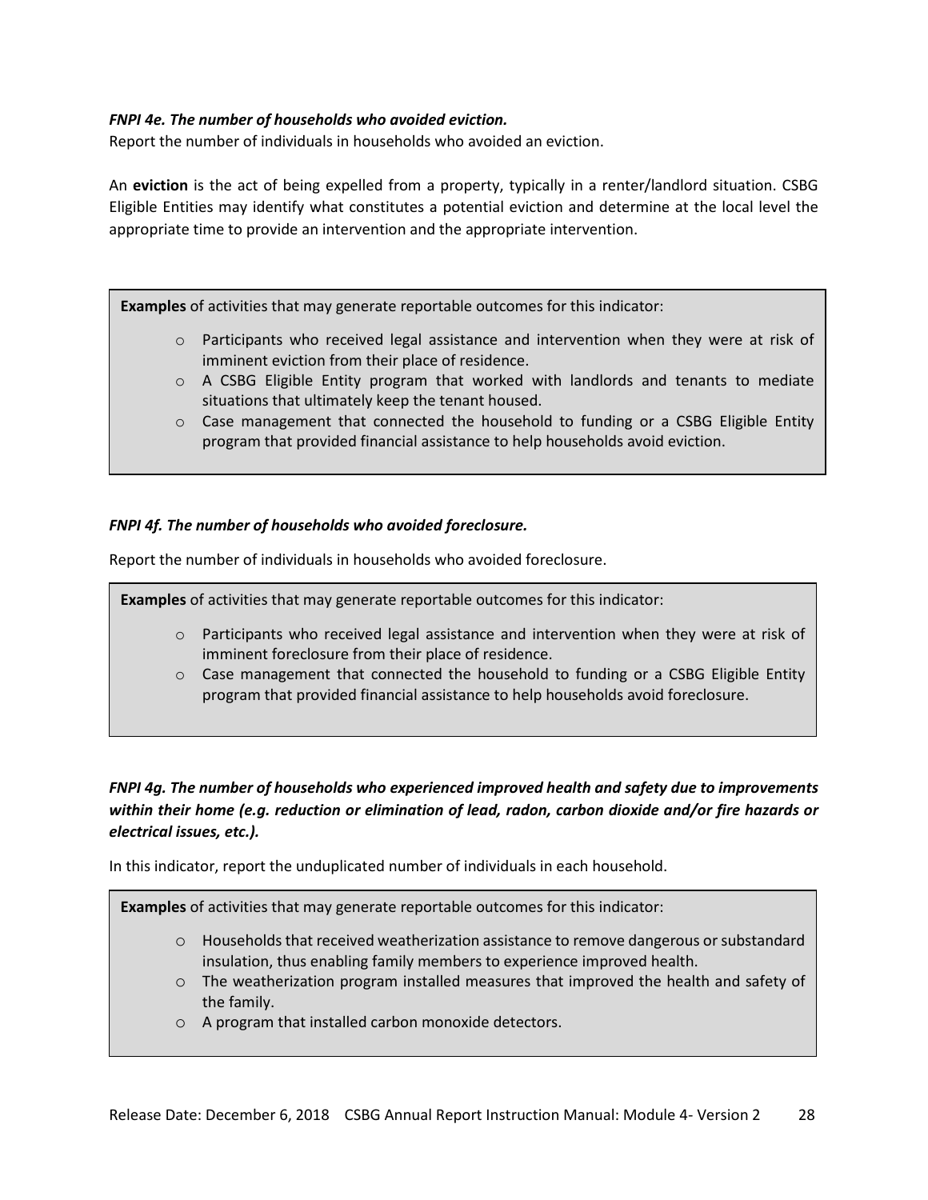***FNPI 4e. The number of households who avoided eviction.***

Report the number of individuals in households who avoided an eviction.

An **eviction** is the act of being expelled from a property, typically in a renter/landlord situation. CSBG Eligible Entities may identify what constitutes a potential eviction and determine at the local level the appropriate time to provide an intervention and the appropriate intervention.

**Examples** of activities that may generate reportable outcomes for this indicator:

- Participants who received legal assistance and intervention when they were at risk of imminent eviction from their place of residence.
- A CSBG Eligible Entity program that worked with landlords and tenants to mediate situations that ultimately keep the tenant housed.
- Case management that connected the household to funding or a CSBG Eligible Entity program that provided financial assistance to help households avoid eviction.

***FNPI 4f. The number of households who avoided foreclosure.***

Report the number of individuals in households who avoided foreclosure.

**Examples** of activities that may generate reportable outcomes for this indicator:

- Participants who received legal assistance and intervention when they were at risk of imminent foreclosure from their place of residence.
- Case management that connected the household to funding or a CSBG Eligible Entity program that provided financial assistance to help households avoid foreclosure.

***FNPI 4g. The number of households who experienced improved health and safety due to improvements within their home (e.g. reduction or elimination of lead, radon, carbon dioxide and/or fire hazards or electrical issues, etc.).***

In this indicator, report the unduplicated number of individuals in each household.

**Examples** of activities that may generate reportable outcomes for this indicator:

- Households that received weatherization assistance to remove dangerous or substandard insulation, thus enabling family members to experience improved health.
- The weatherization program installed measures that improved the health and safety of the family.
- A program that installed carbon monoxide detectors.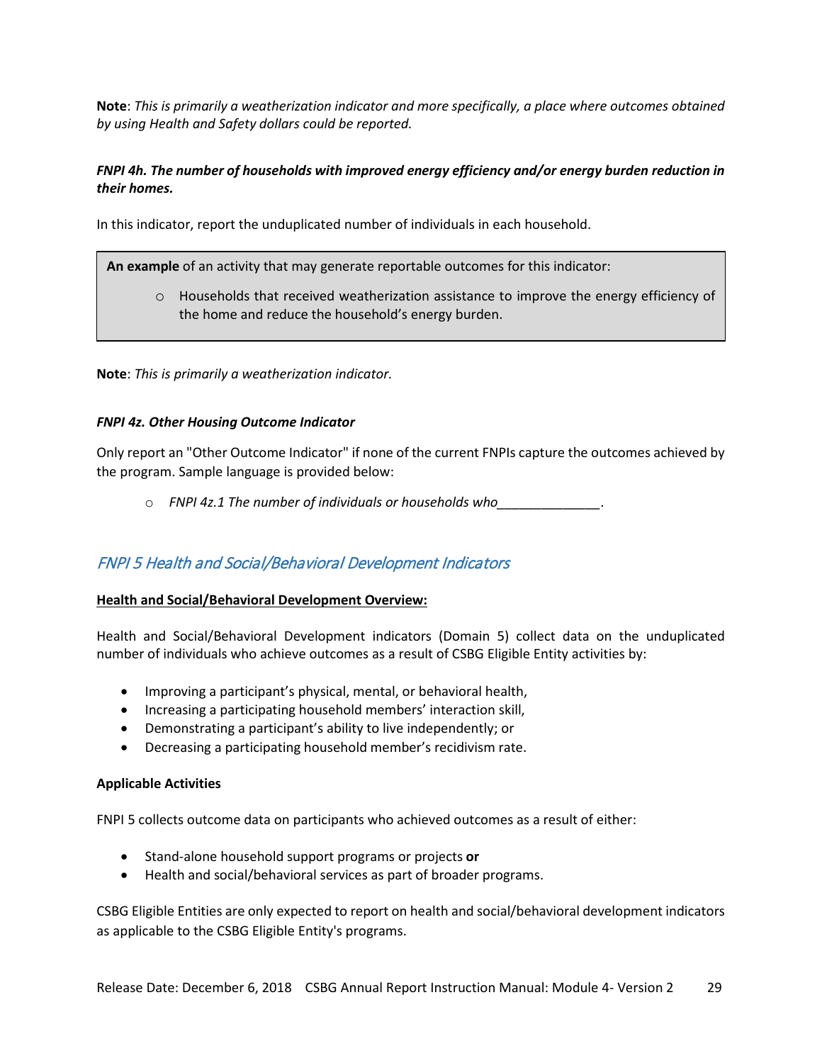**Note**: *This is primarily a weatherization indicator and more specifically, a place where outcomes obtained by using Health and Safety dollars could be reported.*

***FNPI 4h. The number of households with improved energy efficiency and/or energy burden reduction in their homes.***

In this indicator, report the unduplicated number of individuals in each household.

> **An example** of an activity that may generate reportable outcomes for this indicator:
>
> - Households that received weatherization assistance to improve the energy efficiency of the home and reduce the household's energy burden.

**Note**: *This is primarily a weatherization indicator.*

***FNPI 4z. Other Housing Outcome Indicator***

Only report an "Other Outcome Indicator" if none of the current FNPIs capture the outcomes achieved by the program. Sample language is provided below:

- *FNPI 4z.1 The number of individuals or households who______________.*

## *FNPI 5 Health and Social/Behavioral Development Indicators*

**Health and Social/Behavioral Development Overview:**

Health and Social/Behavioral Development indicators (Domain 5) collect data on the unduplicated number of individuals who achieve outcomes as a result of CSBG Eligible Entity activities by:

- Improving a participant's physical, mental, or behavioral health,
- Increasing a participating household members' interaction skill,
- Demonstrating a participant's ability to live independently; or
- Decreasing a participating household member's recidivism rate.

**Applicable Activities**

FNPI 5 collects outcome data on participants who achieved outcomes as a result of either:

- Stand-alone household support programs or projects **or**
- Health and social/behavioral services as part of broader programs.

CSBG Eligible Entities are only expected to report on health and social/behavioral development indicators as applicable to the CSBG Eligible Entity's programs.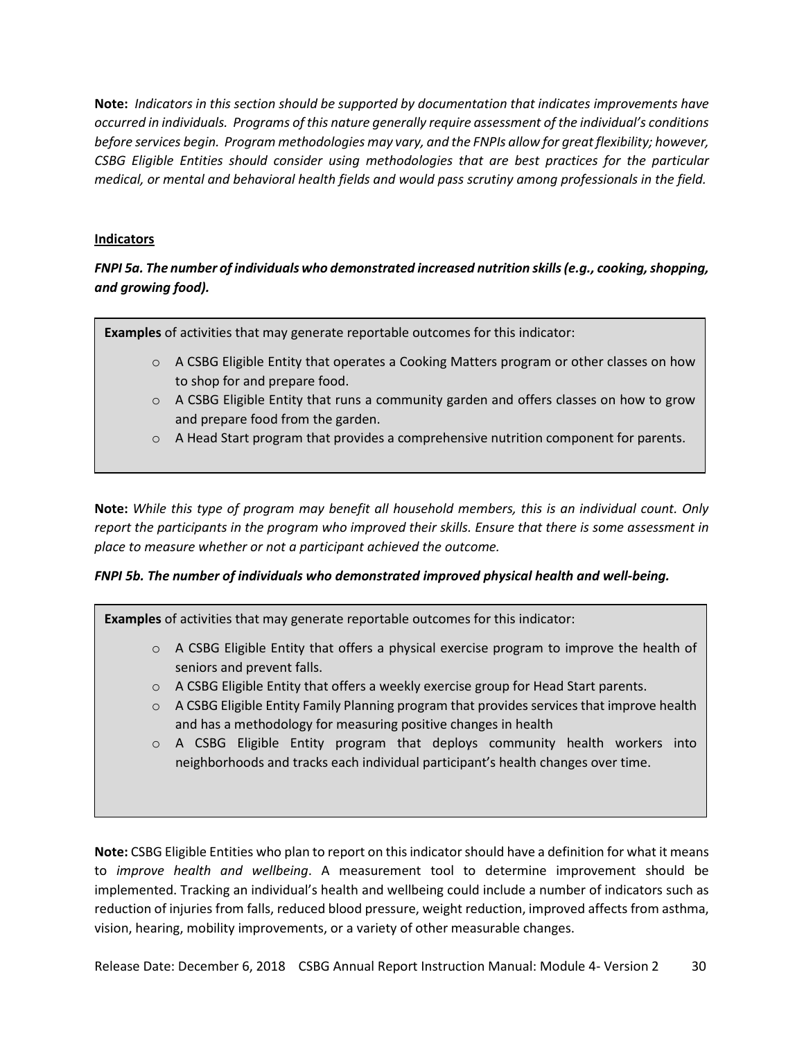**Note:** *Indicators in this section should be supported by documentation that indicates improvements have occurred in individuals. Programs of this nature generally require assessment of the individual's conditions before services begin. Program methodologies may vary, and the FNPIs allow for great flexibility; however, CSBG Eligible Entities should consider using methodologies that are best practices for the particular medical, or mental and behavioral health fields and would pass scrutiny among professionals in the field.*

**Indicators**

***FNPI 5a. The number of individuals who demonstrated increased nutrition skills (e.g., cooking, shopping, and growing food).***

**Examples** of activities that may generate reportable outcomes for this indicator:

- A CSBG Eligible Entity that operates a Cooking Matters program or other classes on how to shop for and prepare food.
- A CSBG Eligible Entity that runs a community garden and offers classes on how to grow and prepare food from the garden.
- A Head Start program that provides a comprehensive nutrition component for parents.

**Note:** *While this type of program may benefit all household members, this is an individual count. Only report the participants in the program who improved their skills. Ensure that there is some assessment in place to measure whether or not a participant achieved the outcome.*

***FNPI 5b. The number of individuals who demonstrated improved physical health and well-being.***

**Examples** of activities that may generate reportable outcomes for this indicator:

- A CSBG Eligible Entity that offers a physical exercise program to improve the health of seniors and prevent falls.
- A CSBG Eligible Entity that offers a weekly exercise group for Head Start parents.
- A CSBG Eligible Entity Family Planning program that provides services that improve health and has a methodology for measuring positive changes in health
- A CSBG Eligible Entity program that deploys community health workers into neighborhoods and tracks each individual participant's health changes over time.

**Note:** CSBG Eligible Entities who plan to report on this indicator should have a definition for what it means to *improve health and wellbeing*. A measurement tool to determine improvement should be implemented. Tracking an individual's health and wellbeing could include a number of indicators such as reduction of injuries from falls, reduced blood pressure, weight reduction, improved affects from asthma, vision, hearing, mobility improvements, or a variety of other measurable changes.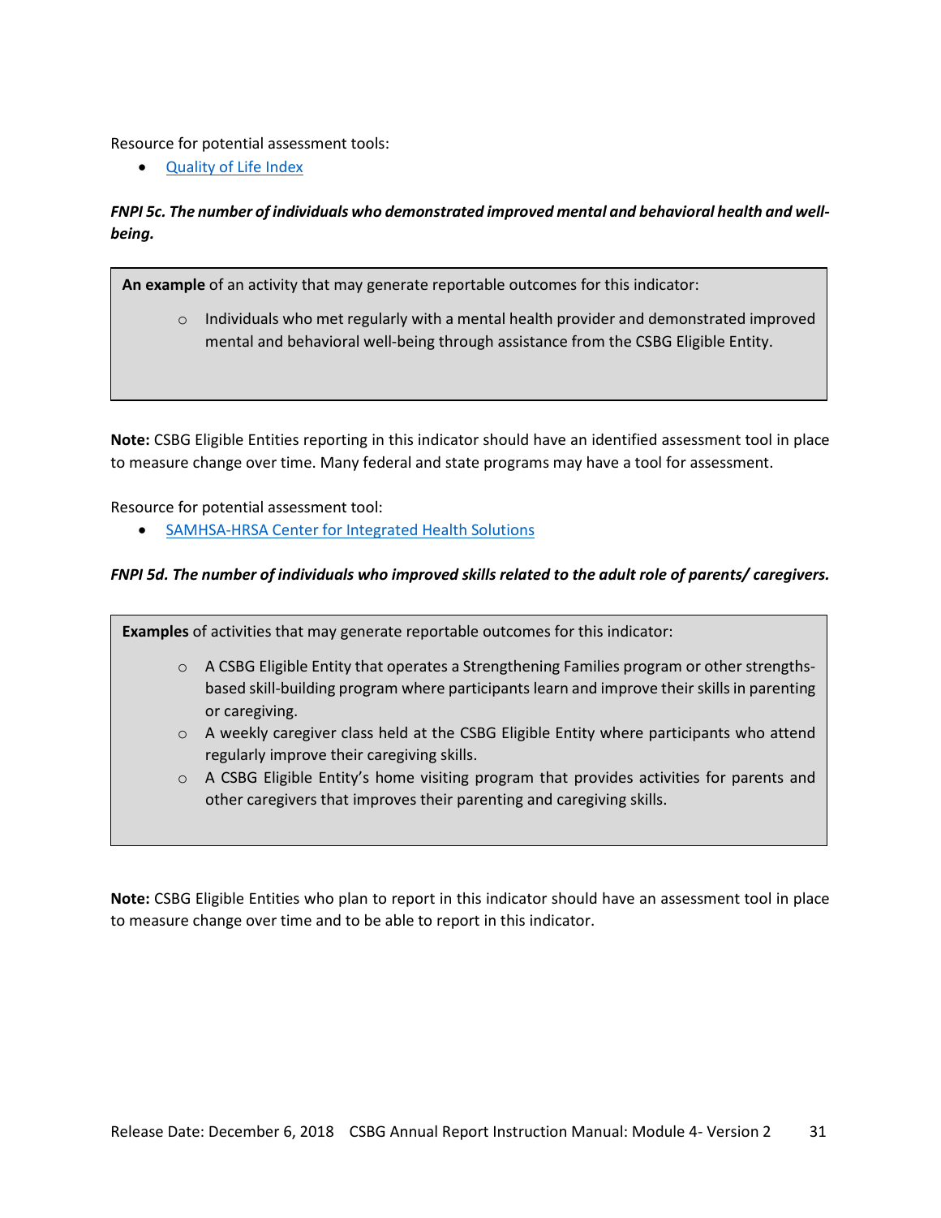Resource for potential assessment tools:

- Quality of Life Index

***FNPI 5c. The number of individuals who demonstrated improved mental and behavioral health and well-being.***

> **An example** of an activity that may generate reportable outcomes for this indicator:
>
> - Individuals who met regularly with a mental health provider and demonstrated improved mental and behavioral well-being through assistance from the CSBG Eligible Entity.

**Note:** CSBG Eligible Entities reporting in this indicator should have an identified assessment tool in place to measure change over time. Many federal and state programs may have a tool for assessment.

Resource for potential assessment tool:

- SAMHSA-HRSA Center for Integrated Health Solutions

***FNPI 5d. The number of individuals who improved skills related to the adult role of parents/ caregivers.***

> **Examples** of activities that may generate reportable outcomes for this indicator:
>
> - A CSBG Eligible Entity that operates a Strengthening Families program or other strengths-based skill-building program where participants learn and improve their skills in parenting or caregiving.
> - A weekly caregiver class held at the CSBG Eligible Entity where participants who attend regularly improve their caregiving skills.
> - A CSBG Eligible Entity's home visiting program that provides activities for parents and other caregivers that improves their parenting and caregiving skills.

**Note:** CSBG Eligible Entities who plan to report in this indicator should have an assessment tool in place to measure change over time and to be able to report in this indicator.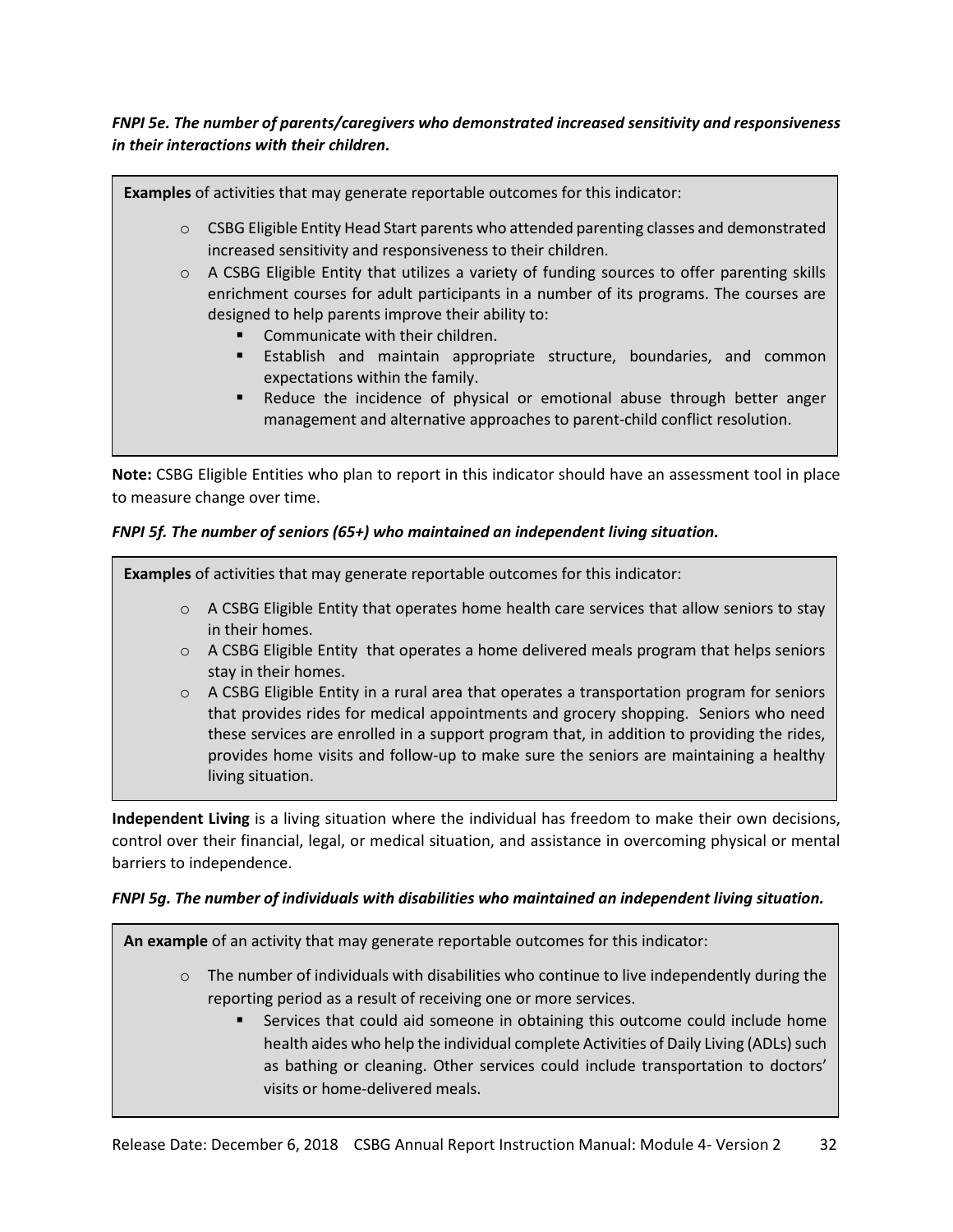***FNPI 5e. The number of parents/caregivers who demonstrated increased sensitivity and responsiveness in their interactions with their children.***

**Examples** of activities that may generate reportable outcomes for this indicator:

- CSBG Eligible Entity Head Start parents who attended parenting classes and demonstrated increased sensitivity and responsiveness to their children.
- A CSBG Eligible Entity that utilizes a variety of funding sources to offer parenting skills enrichment courses for adult participants in a number of its programs. The courses are designed to help parents improve their ability to:
  - Communicate with their children.
  - Establish and maintain appropriate structure, boundaries, and common expectations within the family.
  - Reduce the incidence of physical or emotional abuse through better anger management and alternative approaches to parent-child conflict resolution.

**Note:** CSBG Eligible Entities who plan to report in this indicator should have an assessment tool in place to measure change over time.

***FNPI 5f. The number of seniors (65+) who maintained an independent living situation.***

**Examples** of activities that may generate reportable outcomes for this indicator:

- A CSBG Eligible Entity that operates home health care services that allow seniors to stay in their homes.
- A CSBG Eligible Entity that operates a home delivered meals program that helps seniors stay in their homes.
- A CSBG Eligible Entity in a rural area that operates a transportation program for seniors that provides rides for medical appointments and grocery shopping. Seniors who need these services are enrolled in a support program that, in addition to providing the rides, provides home visits and follow-up to make sure the seniors are maintaining a healthy living situation.

**Independent Living** is a living situation where the individual has freedom to make their own decisions, control over their financial, legal, or medical situation, and assistance in overcoming physical or mental barriers to independence.

***FNPI 5g. The number of individuals with disabilities who maintained an independent living situation.***

**An example** of an activity that may generate reportable outcomes for this indicator:

- The number of individuals with disabilities who continue to live independently during the reporting period as a result of receiving one or more services.
  - Services that could aid someone in obtaining this outcome could include home health aides who help the individual complete Activities of Daily Living (ADLs) such as bathing or cleaning. Other services could include transportation to doctors' visits or home-delivered meals.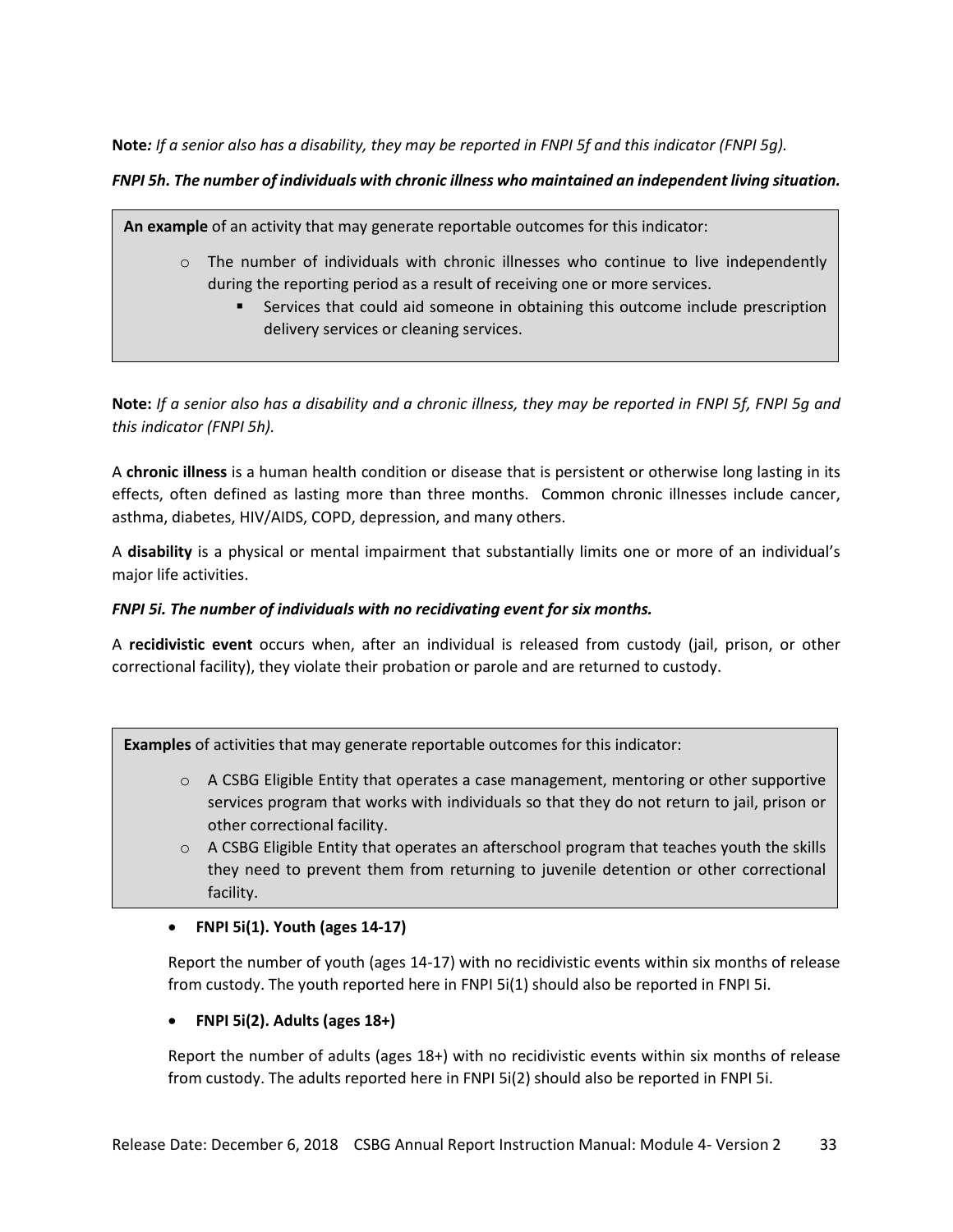**Note:** *If a senior also has a disability, they may be reported in FNPI 5f and this indicator (FNPI 5g).*

***FNPI 5h. The number of individuals with chronic illness who maintained an independent living situation.***

> **An example** of an activity that may generate reportable outcomes for this indicator:
>
> - The number of individuals with chronic illnesses who continue to live independently during the reporting period as a result of receiving one or more services.
>     - Services that could aid someone in obtaining this outcome include prescription delivery services or cleaning services.

**Note:** *If a senior also has a disability and a chronic illness, they may be reported in FNPI 5f, FNPI 5g and this indicator (FNPI 5h).*

A **chronic illness** is a human health condition or disease that is persistent or otherwise long lasting in its effects, often defined as lasting more than three months. Common chronic illnesses include cancer, asthma, diabetes, HIV/AIDS, COPD, depression, and many others.

A **disability** is a physical or mental impairment that substantially limits one or more of an individual's major life activities.

***FNPI 5i. The number of individuals with no recidivating event for six months.***

A **recidivistic event** occurs when, after an individual is released from custody (jail, prison, or other correctional facility), they violate their probation or parole and are returned to custody.

> **Examples** of activities that may generate reportable outcomes for this indicator:
>
> - A CSBG Eligible Entity that operates a case management, mentoring or other supportive services program that works with individuals so that they do not return to jail, prison or other correctional facility.
> - A CSBG Eligible Entity that operates an afterschool program that teaches youth the skills they need to prevent them from returning to juvenile detention or other correctional facility.

- **FNPI 5i(1). Youth (ages 14-17)**

  Report the number of youth (ages 14-17) with no recidivistic events within six months of release from custody. The youth reported here in FNPI 5i(1) should also be reported in FNPI 5i.

- **FNPI 5i(2). Adults (ages 18+)**

  Report the number of adults (ages 18+) with no recidivistic events within six months of release from custody. The adults reported here in FNPI 5i(2) should also be reported in FNPI 5i.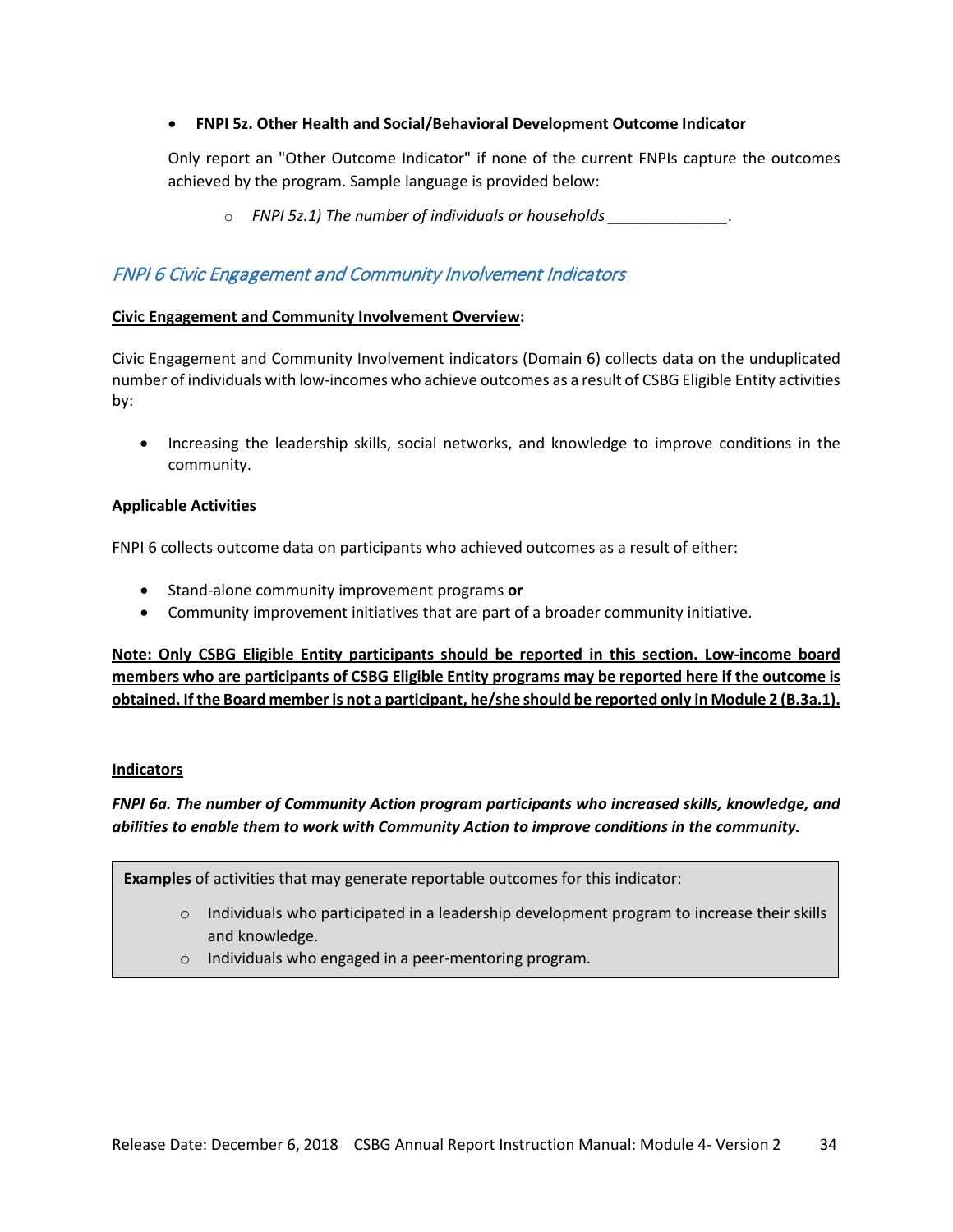- **FNPI 5z. Other Health and Social/Behavioral Development Outcome Indicator**

  Only report an "Other Outcome Indicator" if none of the current FNPIs capture the outcomes achieved by the program. Sample language is provided below:

  - *FNPI 5z.1) The number of individuals or households ______________.*

## *FNPI 6 Civic Engagement and Community Involvement Indicators*

**Civic Engagement and Community Involvement Overview:**

Civic Engagement and Community Involvement indicators (Domain 6) collects data on the unduplicated number of individuals with low-incomes who achieve outcomes as a result of CSBG Eligible Entity activities by:

- Increasing the leadership skills, social networks, and knowledge to improve conditions in the community.

**Applicable Activities**

FNPI 6 collects outcome data on participants who achieved outcomes as a result of either:

- Stand-alone community improvement programs **or**
- Community improvement initiatives that are part of a broader community initiative.

**Note: Only CSBG Eligible Entity participants should be reported in this section. Low-income board members who are participants of CSBG Eligible Entity programs may be reported here if the outcome is obtained. If the Board member is not a participant, he/she should be reported only in Module 2 (B.3a.1).**

**Indicators**

***FNPI 6a. The number of Community Action program participants who increased skills, knowledge, and abilities to enable them to work with Community Action to improve conditions in the community.***

**Examples** of activities that may generate reportable outcomes for this indicator:

- Individuals who participated in a leadership development program to increase their skills and knowledge.
- Individuals who engaged in a peer-mentoring program.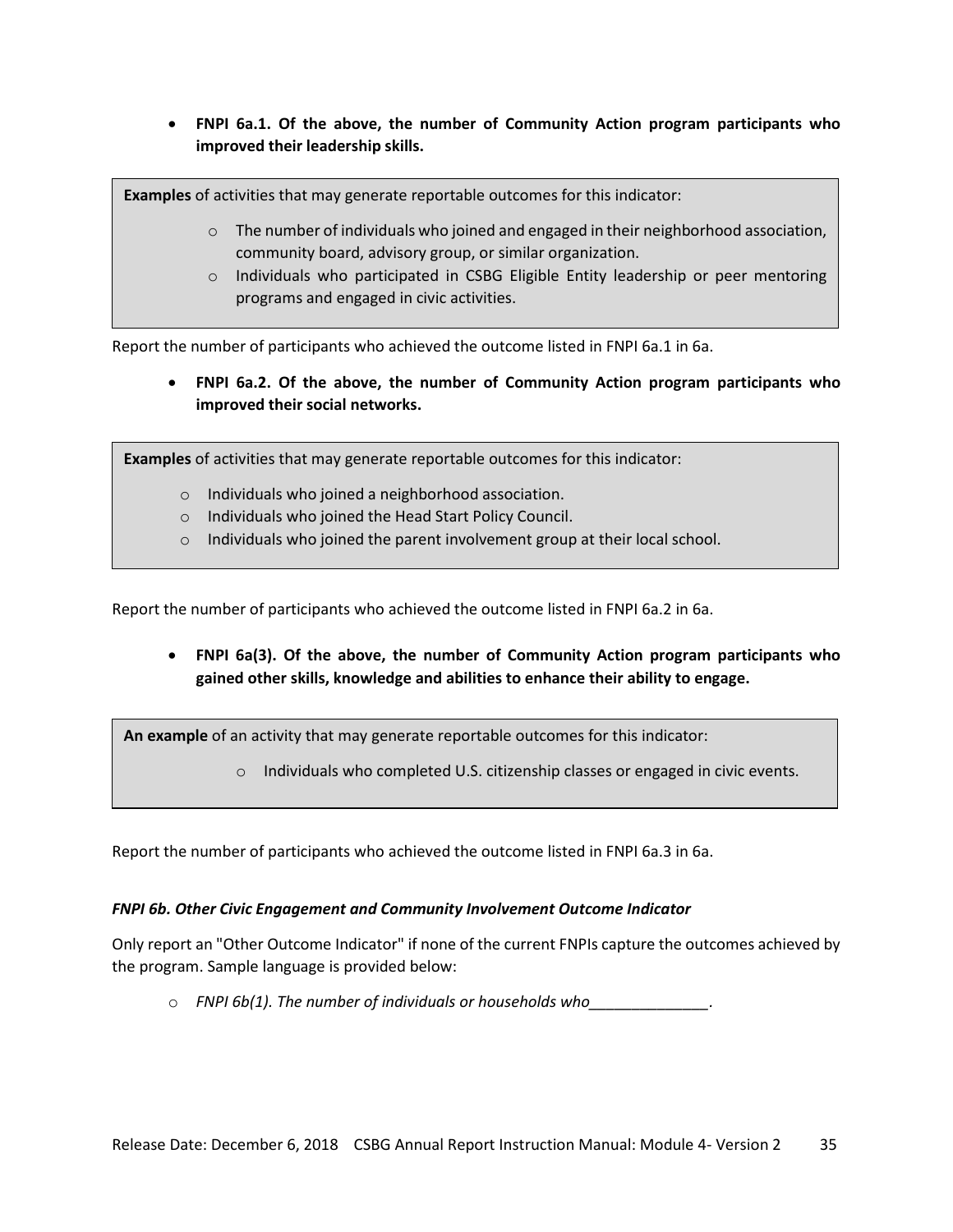- **FNPI 6a.1. Of the above, the number of Community Action program participants who improved their leadership skills.**

> **Examples** of activities that may generate reportable outcomes for this indicator:
>
> - The number of individuals who joined and engaged in their neighborhood association, community board, advisory group, or similar organization.
> - Individuals who participated in CSBG Eligible Entity leadership or peer mentoring programs and engaged in civic activities.

Report the number of participants who achieved the outcome listed in FNPI 6a.1 in 6a.

- **FNPI 6a.2. Of the above, the number of Community Action program participants who improved their social networks.**

> **Examples** of activities that may generate reportable outcomes for this indicator:
>
> - Individuals who joined a neighborhood association.
> - Individuals who joined the Head Start Policy Council.
> - Individuals who joined the parent involvement group at their local school.

Report the number of participants who achieved the outcome listed in FNPI 6a.2 in 6a.

- **FNPI 6a(3). Of the above, the number of Community Action program participants who gained other skills, knowledge and abilities to enhance their ability to engage.**

> **An example** of an activity that may generate reportable outcomes for this indicator:
>
> - Individuals who completed U.S. citizenship classes or engaged in civic events.

Report the number of participants who achieved the outcome listed in FNPI 6a.3 in 6a.

***FNPI 6b. Other Civic Engagement and Community Involvement Outcome Indicator***

Only report an "Other Outcome Indicator" if none of the current FNPIs capture the outcomes achieved by the program. Sample language is provided below:

- *FNPI 6b(1). The number of individuals or households who______________.*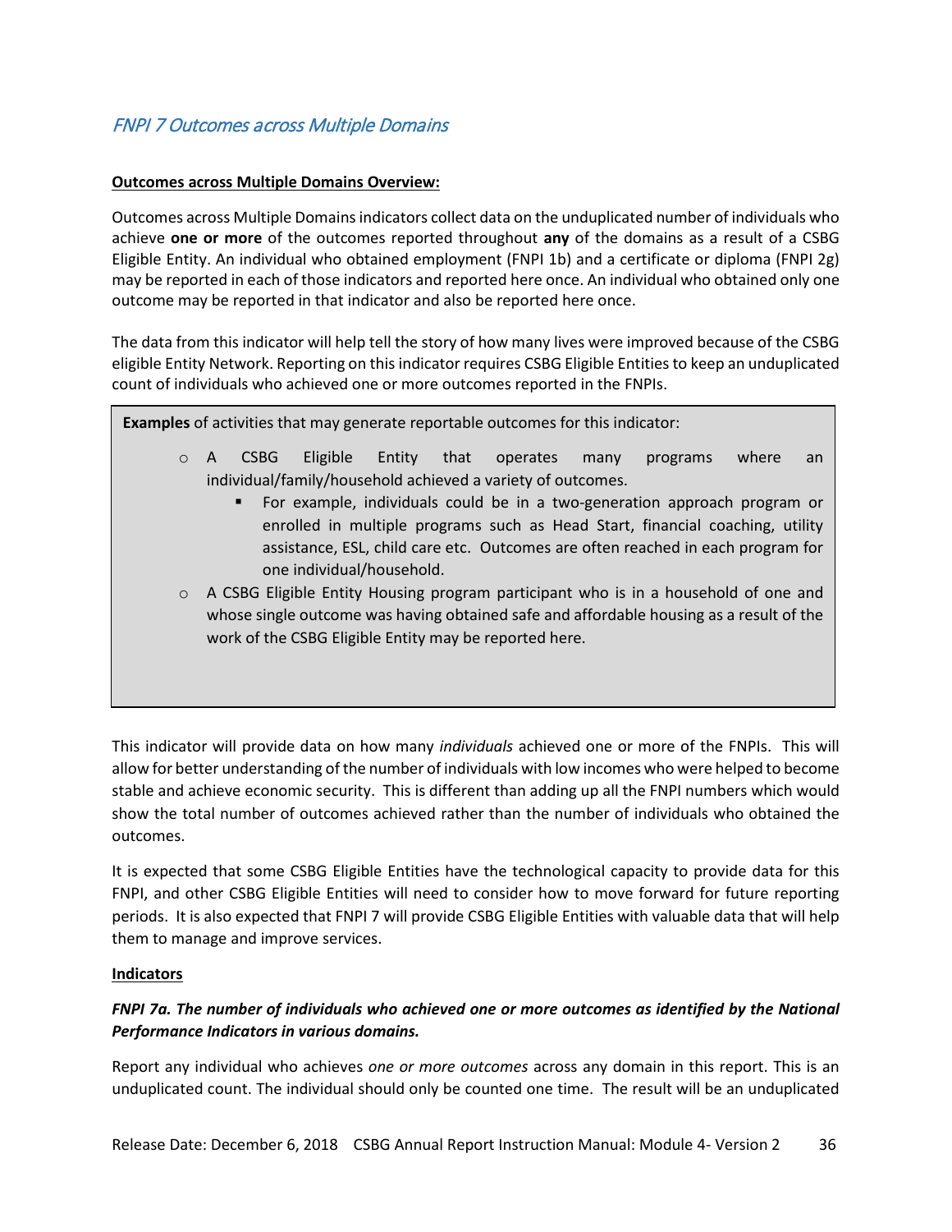## *FNPI 7 Outcomes across Multiple Domains*

**Outcomes across Multiple Domains Overview:**

Outcomes across Multiple Domains indicators collect data on the unduplicated number of individuals who achieve **one or more** of the outcomes reported throughout **any** of the domains as a result of a CSBG Eligible Entity. An individual who obtained employment (FNPI 1b) and a certificate or diploma (FNPI 2g) may be reported in each of those indicators and reported here once. An individual who obtained only one outcome may be reported in that indicator and also be reported here once.

The data from this indicator will help tell the story of how many lives were improved because of the CSBG eligible Entity Network. Reporting on this indicator requires CSBG Eligible Entities to keep an unduplicated count of individuals who achieved one or more outcomes reported in the FNPIs.

**Examples** of activities that may generate reportable outcomes for this indicator:

- A CSBG Eligible Entity that operates many programs where an individual/family/household achieved a variety of outcomes.
  - For example, individuals could be in a two-generation approach program or enrolled in multiple programs such as Head Start, financial coaching, utility assistance, ESL, child care etc. Outcomes are often reached in each program for one individual/household.
- A CSBG Eligible Entity Housing program participant who is in a household of one and whose single outcome was having obtained safe and affordable housing as a result of the work of the CSBG Eligible Entity may be reported here.

This indicator will provide data on how many *individuals* achieved one or more of the FNPIs. This will allow for better understanding of the number of individuals with low incomes who were helped to become stable and achieve economic security. This is different than adding up all the FNPI numbers which would show the total number of outcomes achieved rather than the number of individuals who obtained the outcomes.

It is expected that some CSBG Eligible Entities have the technological capacity to provide data for this FNPI, and other CSBG Eligible Entities will need to consider how to move forward for future reporting periods. It is also expected that FNPI 7 will provide CSBG Eligible Entities with valuable data that will help them to manage and improve services.

**Indicators**

***FNPI 7a. The number of individuals who achieved one or more outcomes as identified by the National Performance Indicators in various domains.***

Report any individual who achieves *one or more outcomes* across any domain in this report. This is an unduplicated count. The individual should only be counted one time. The result will be an unduplicated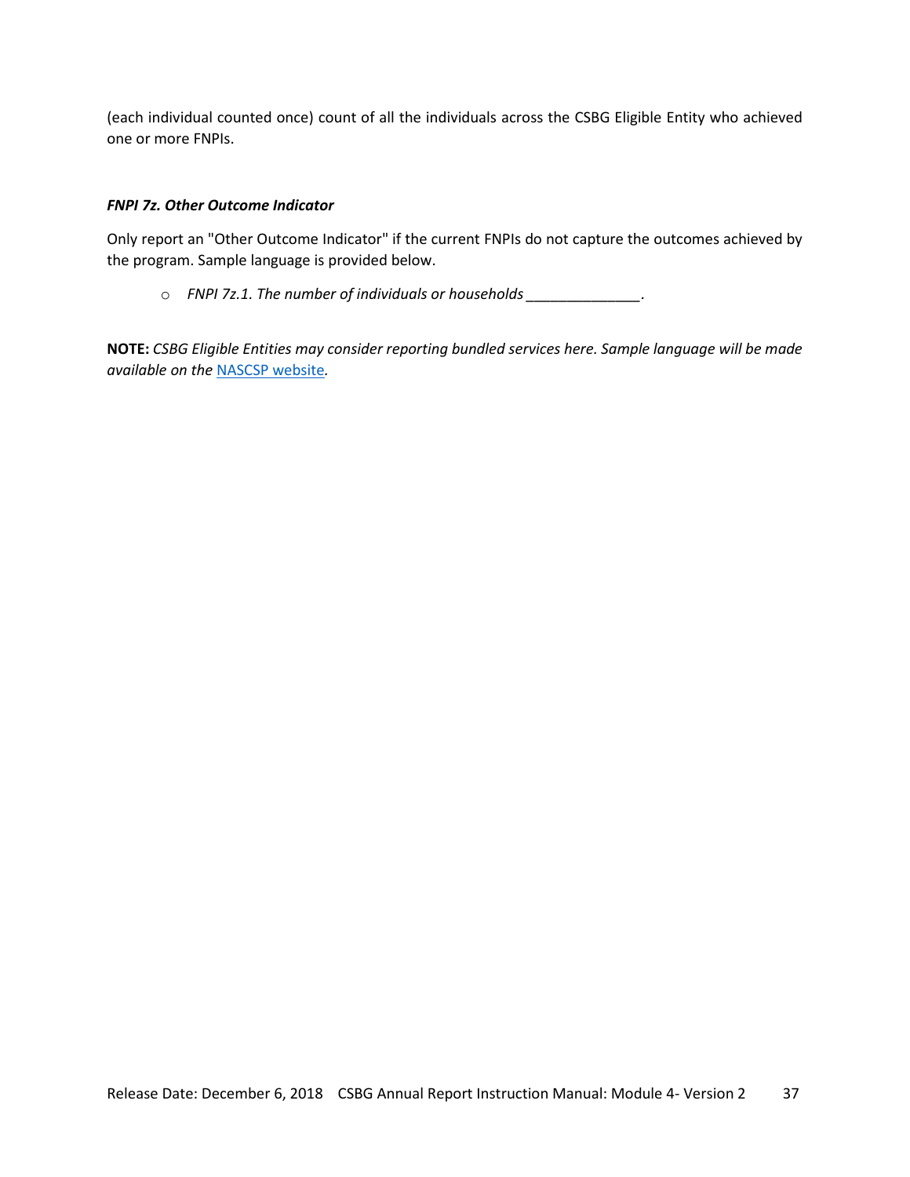(each individual counted once) count of all the individuals across the CSBG Eligible Entity who achieved one or more FNPIs.

#### *FNPI 7z. Other Outcome Indicator*

Only report an "Other Outcome Indicator" if the current FNPIs do not capture the outcomes achieved by the program. Sample language is provided below.

- *FNPI 7z.1. The number of individuals or households ______________.*

**NOTE:** *CSBG Eligible Entities may consider reporting bundled services here. Sample language will be made available on the* [NASCSP website](#)*.*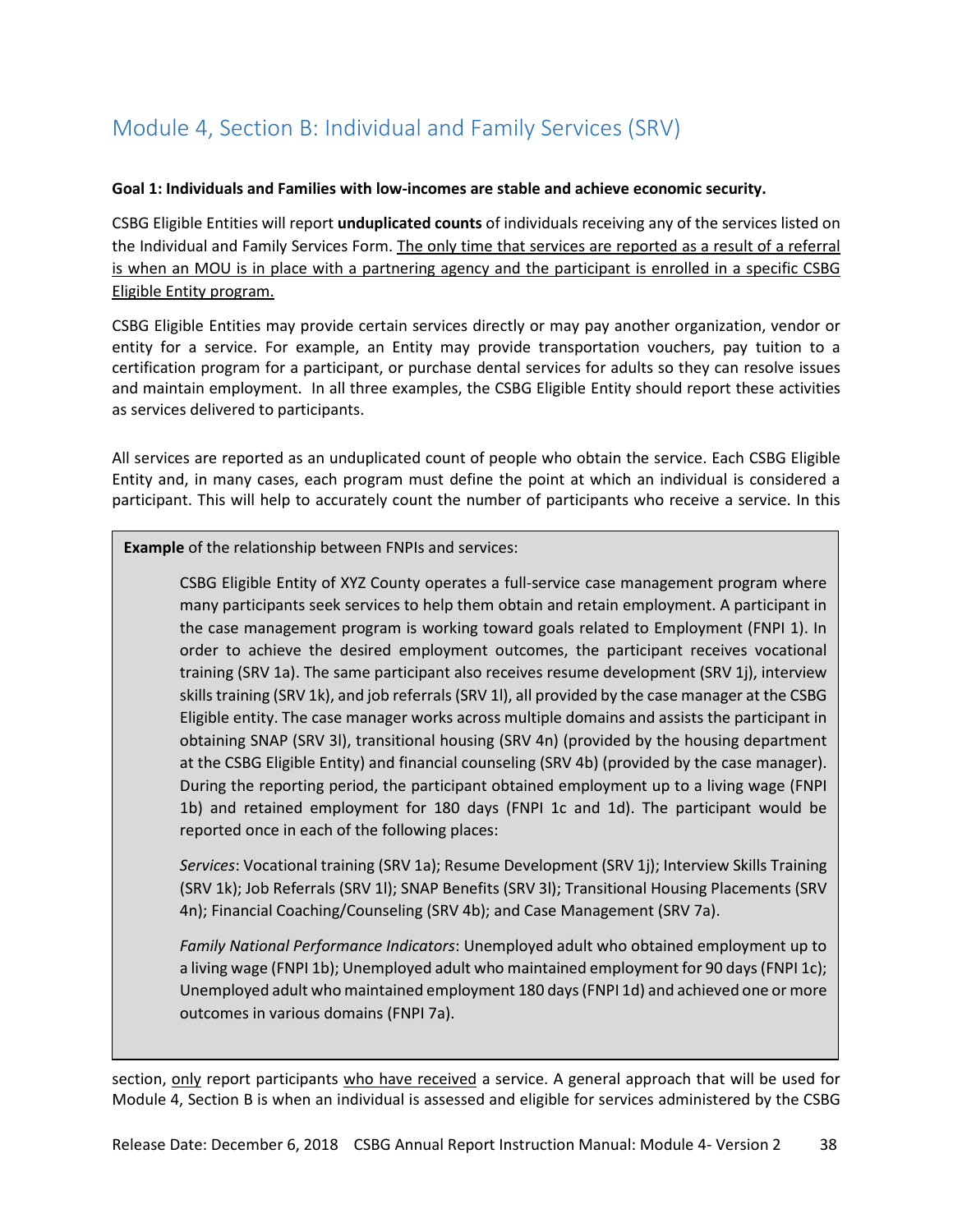## Module 4, Section B: Individual and Family Services (SRV)

**Goal 1: Individuals and Families with low-incomes are stable and achieve economic security.**

CSBG Eligible Entities will report **unduplicated counts** of individuals receiving any of the services listed on the Individual and Family Services Form. <u>The only time that services are reported as a result of a referral is when an MOU is in place with a partnering agency and the participant is enrolled in a specific CSBG Eligible Entity program.</u>

CSBG Eligible Entities may provide certain services directly or may pay another organization, vendor or entity for a service. For example, an Entity may provide transportation vouchers, pay tuition to a certification program for a participant, or purchase dental services for adults so they can resolve issues and maintain employment. In all three examples, the CSBG Eligible Entity should report these activities as services delivered to participants.

All services are reported as an unduplicated count of people who obtain the service. Each CSBG Eligible Entity and, in many cases, each program must define the point at which an individual is considered a participant. This will help to accurately count the number of participants who receive a service. In this section, <u>only</u> report participants <u>who have received</u> a service. A general approach that will be used for Module 4, Section B is when an individual is assessed and eligible for services administered by the CSBG

> **Example** of the relationship between FNPIs and services:
>
> CSBG Eligible Entity of XYZ County operates a full-service case management program where many participants seek services to help them obtain and retain employment. A participant in the case management program is working toward goals related to Employment (FNPI 1). In order to achieve the desired employment outcomes, the participant receives vocational training (SRV 1a). The same participant also receives resume development (SRV 1j), interview skills training (SRV 1k), and job referrals (SRV 1l), all provided by the case manager at the CSBG Eligible entity. The case manager works across multiple domains and assists the participant in obtaining SNAP (SRV 3l), transitional housing (SRV 4n) (provided by the housing department at the CSBG Eligible Entity) and financial counseling (SRV 4b) (provided by the case manager). During the reporting period, the participant obtained employment up to a living wage (FNPI 1b) and retained employment for 180 days (FNPI 1c and 1d). The participant would be reported once in each of the following places:
>
> *Services*: Vocational training (SRV 1a); Resume Development (SRV 1j); Interview Skills Training (SRV 1k); Job Referrals (SRV 1l); SNAP Benefits (SRV 3l); Transitional Housing Placements (SRV 4n); Financial Coaching/Counseling (SRV 4b); and Case Management (SRV 7a).
>
> *Family National Performance Indicators*: Unemployed adult who obtained employment up to a living wage (FNPI 1b); Unemployed adult who maintained employment for 90 days (FNPI 1c); Unemployed adult who maintained employment 180 days (FNPI 1d) and achieved one or more outcomes in various domains (FNPI 7a).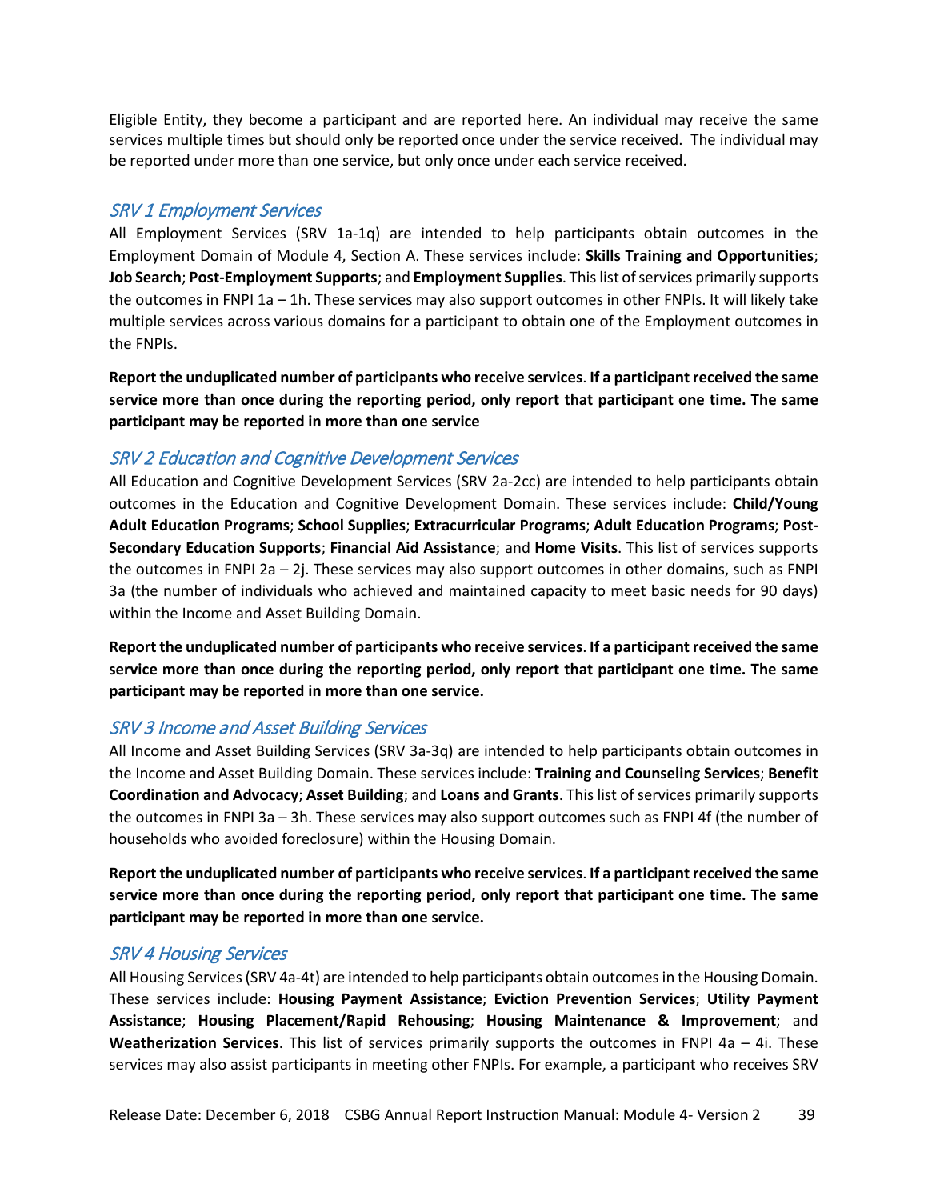Eligible Entity, they become a participant and are reported here. An individual may receive the same services multiple times but should only be reported once under the service received. The individual may be reported under more than one service, but only once under each service received.

### *SRV 1 Employment Services*

All Employment Services (SRV 1a-1q) are intended to help participants obtain outcomes in the Employment Domain of Module 4, Section A. These services include: **Skills Training and Opportunities**; **Job Search**; **Post-Employment Supports**; and **Employment Supplies**. This list of services primarily supports the outcomes in FNPI 1a – 1h. These services may also support outcomes in other FNPIs. It will likely take multiple services across various domains for a participant to obtain one of the Employment outcomes in the FNPIs.

**Report the unduplicated number of participants who receive services**. **If a participant received the same service more than once during the reporting period, only report that participant one time. The same participant may be reported in more than one service**

### *SRV 2 Education and Cognitive Development Services*

All Education and Cognitive Development Services (SRV 2a-2cc) are intended to help participants obtain outcomes in the Education and Cognitive Development Domain. These services include: **Child/Young Adult Education Programs**; **School Supplies**; **Extracurricular Programs**; **Adult Education Programs**; **Post-Secondary Education Supports**; **Financial Aid Assistance**; and **Home Visits**. This list of services supports the outcomes in FNPI 2a – 2j. These services may also support outcomes in other domains, such as FNPI 3a (the number of individuals who achieved and maintained capacity to meet basic needs for 90 days) within the Income and Asset Building Domain.

**Report the unduplicated number of participants who receive services**. **If a participant received the same service more than once during the reporting period, only report that participant one time. The same participant may be reported in more than one service.**

### *SRV 3 Income and Asset Building Services*

All Income and Asset Building Services (SRV 3a-3q) are intended to help participants obtain outcomes in the Income and Asset Building Domain. These services include: **Training and Counseling Services**; **Benefit Coordination and Advocacy**; **Asset Building**; and **Loans and Grants**. This list of services primarily supports the outcomes in FNPI 3a – 3h. These services may also support outcomes such as FNPI 4f (the number of households who avoided foreclosure) within the Housing Domain.

**Report the unduplicated number of participants who receive services**. **If a participant received the same service more than once during the reporting period, only report that participant one time. The same participant may be reported in more than one service.**

### *SRV 4 Housing Services*

All Housing Services (SRV 4a-4t) are intended to help participants obtain outcomes in the Housing Domain. These services include: **Housing Payment Assistance**; **Eviction Prevention Services**; **Utility Payment Assistance**; **Housing Placement/Rapid Rehousing**; **Housing Maintenance & Improvement**; and **Weatherization Services**. This list of services primarily supports the outcomes in FNPI 4a – 4i. These services may also assist participants in meeting other FNPIs. For example, a participant who receives SRV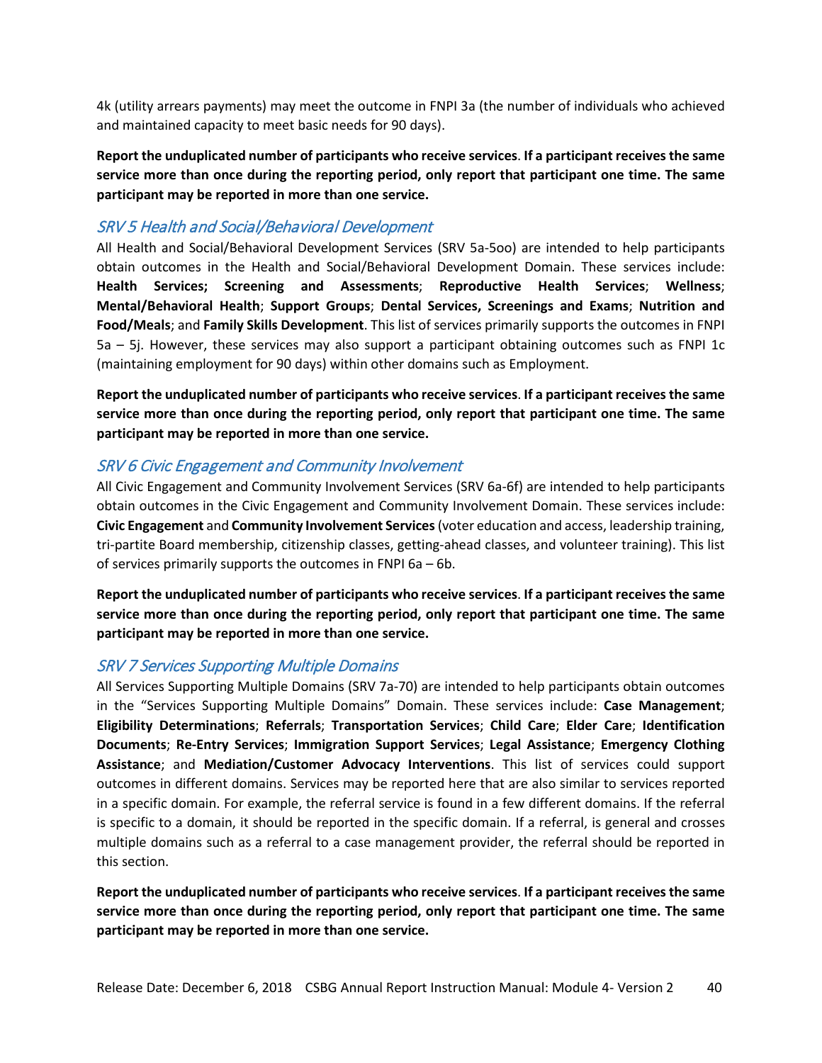4k (utility arrears payments) may meet the outcome in FNPI 3a (the number of individuals who achieved and maintained capacity to meet basic needs for 90 days).

**Report the unduplicated number of participants who receive services**. **If a participant receives the same service more than once during the reporting period, only report that participant one time. The same participant may be reported in more than one service.**

### *SRV 5 Health and Social/Behavioral Development*

All Health and Social/Behavioral Development Services (SRV 5a-5oo) are intended to help participants obtain outcomes in the Health and Social/Behavioral Development Domain. These services include: **Health Services; Screening and Assessments**; **Reproductive Health Services**; **Wellness**; **Mental/Behavioral Health**; **Support Groups**; **Dental Services, Screenings and Exams**; **Nutrition and Food/Meals**; and **Family Skills Development**. This list of services primarily supports the outcomes in FNPI 5a – 5j. However, these services may also support a participant obtaining outcomes such as FNPI 1c (maintaining employment for 90 days) within other domains such as Employment.

**Report the unduplicated number of participants who receive services**. **If a participant receives the same service more than once during the reporting period, only report that participant one time. The same participant may be reported in more than one service.**

### *SRV 6 Civic Engagement and Community Involvement*

All Civic Engagement and Community Involvement Services (SRV 6a-6f) are intended to help participants obtain outcomes in the Civic Engagement and Community Involvement Domain. These services include: **Civic Engagement** and **Community Involvement Services** (voter education and access, leadership training, tri-partite Board membership, citizenship classes, getting-ahead classes, and volunteer training). This list of services primarily supports the outcomes in FNPI 6a – 6b.

**Report the unduplicated number of participants who receive services**. **If a participant receives the same service more than once during the reporting period, only report that participant one time. The same participant may be reported in more than one service.**

### *SRV 7 Services Supporting Multiple Domains*

All Services Supporting Multiple Domains (SRV 7a-7o) are intended to help participants obtain outcomes in the "Services Supporting Multiple Domains" Domain. These services include: **Case Management**; **Eligibility Determinations**; **Referrals**; **Transportation Services**; **Child Care**; **Elder Care**; **Identification Documents**; **Re-Entry Services**; **Immigration Support Services**; **Legal Assistance**; **Emergency Clothing Assistance**; and **Mediation/Customer Advocacy Interventions**. This list of services could support outcomes in different domains. Services may be reported here that are also similar to services reported in a specific domain. For example, the referral service is found in a few different domains. If the referral is specific to a domain, it should be reported in the specific domain. If a referral, is general and crosses multiple domains such as a referral to a case management provider, the referral should be reported in this section.

**Report the unduplicated number of participants who receive services**. **If a participant receives the same service more than once during the reporting period, only report that participant one time. The same participant may be reported in more than one service.**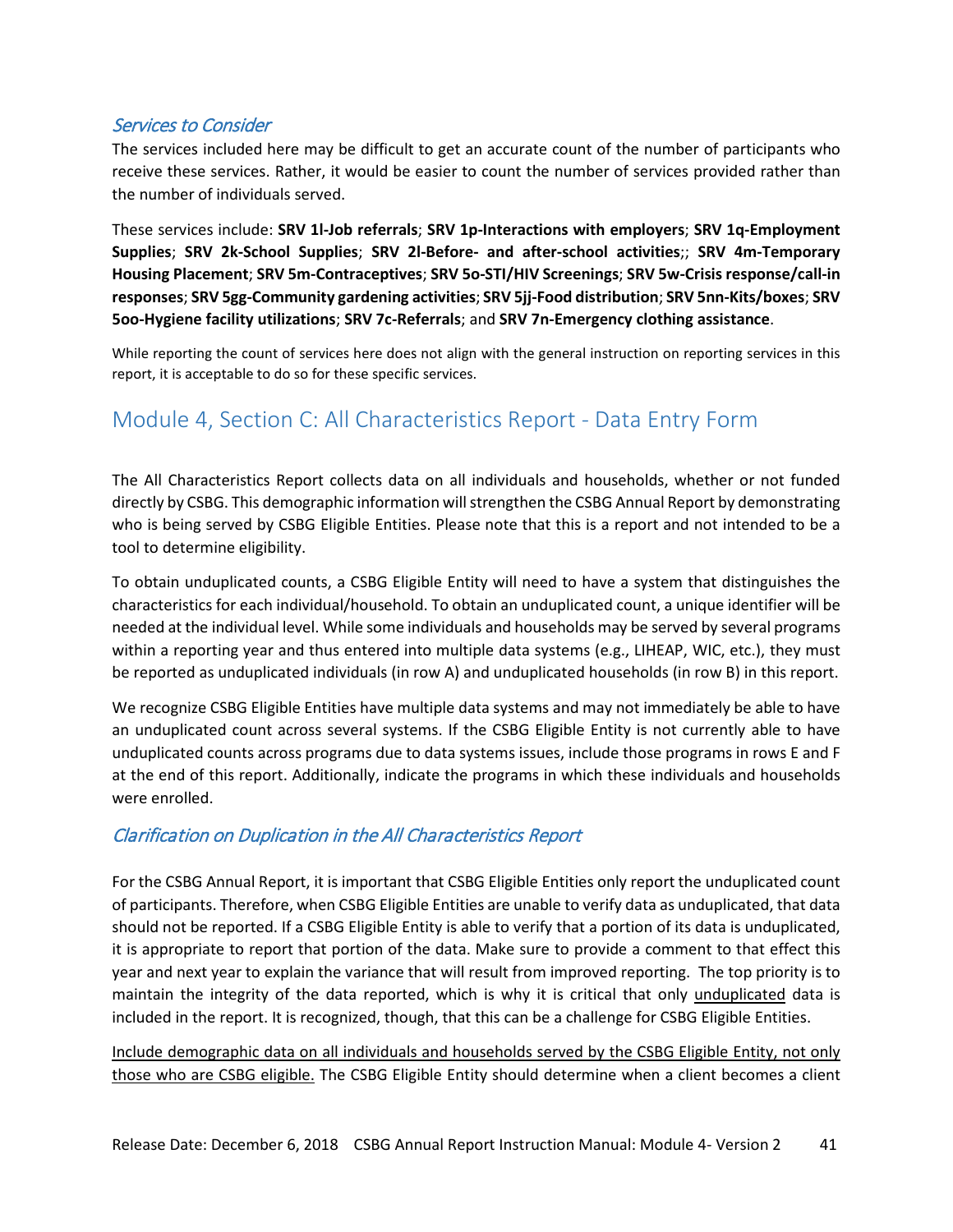### *Services to Consider*

The services included here may be difficult to get an accurate count of the number of participants who receive these services. Rather, it would be easier to count the number of services provided rather than the number of individuals served.

These services include: **SRV 1l-Job referrals**; **SRV 1p-Interactions with employers**; **SRV 1q-Employment Supplies**; **SRV 2k-School Supplies**; **SRV 2l-Before- and after-school activities**;; **SRV 4m-Temporary Housing Placement**; **SRV 5m-Contraceptives**; **SRV 5o-STI/HIV Screenings**; **SRV 5w-Crisis response/call-in responses**; **SRV 5gg-Community gardening activities**; **SRV 5jj-Food distribution**; **SRV 5nn-Kits/boxes**; **SRV 5oo-Hygiene facility utilizations**; **SRV 7c-Referrals**; and **SRV 7n-Emergency clothing assistance**.

While reporting the count of services here does not align with the general instruction on reporting services in this report, it is acceptable to do so for these specific services.

## Module 4, Section C: All Characteristics Report - Data Entry Form

The All Characteristics Report collects data on all individuals and households, whether or not funded directly by CSBG. This demographic information will strengthen the CSBG Annual Report by demonstrating who is being served by CSBG Eligible Entities. Please note that this is a report and not intended to be a tool to determine eligibility.

To obtain unduplicated counts, a CSBG Eligible Entity will need to have a system that distinguishes the characteristics for each individual/household. To obtain an unduplicated count, a unique identifier will be needed at the individual level. While some individuals and households may be served by several programs within a reporting year and thus entered into multiple data systems (e.g., LIHEAP, WIC, etc.), they must be reported as unduplicated individuals (in row A) and unduplicated households (in row B) in this report.

We recognize CSBG Eligible Entities have multiple data systems and may not immediately be able to have an unduplicated count across several systems. If the CSBG Eligible Entity is not currently able to have unduplicated counts across programs due to data systems issues, include those programs in rows E and F at the end of this report. Additionally, indicate the programs in which these individuals and households were enrolled.

### *Clarification on Duplication in the All Characteristics Report*

For the CSBG Annual Report, it is important that CSBG Eligible Entities only report the unduplicated count of participants. Therefore, when CSBG Eligible Entities are unable to verify data as unduplicated, that data should not be reported. If a CSBG Eligible Entity is able to verify that a portion of its data is unduplicated, it is appropriate to report that portion of the data. Make sure to provide a comment to that effect this year and next year to explain the variance that will result from improved reporting. The top priority is to maintain the integrity of the data reported, which is why it is critical that only unduplicated data is included in the report. It is recognized, though, that this can be a challenge for CSBG Eligible Entities.

Include demographic data on all individuals and households served by the CSBG Eligible Entity, not only those who are CSBG eligible. The CSBG Eligible Entity should determine when a client becomes a client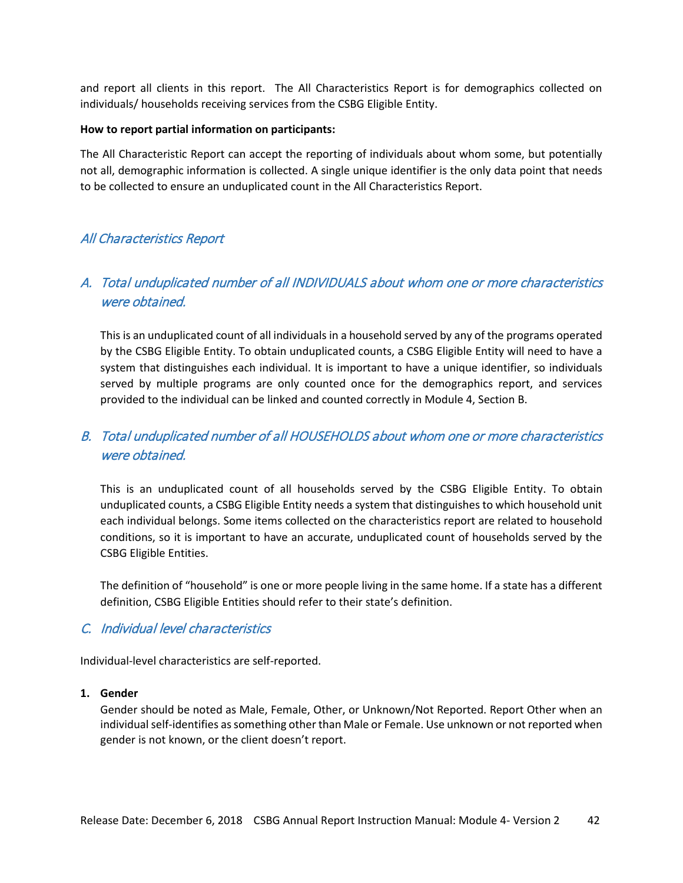and report all clients in this report. The All Characteristics Report is for demographics collected on individuals/ households receiving services from the CSBG Eligible Entity.

**How to report partial information on participants:**

The All Characteristic Report can accept the reporting of individuals about whom some, but potentially not all, demographic information is collected. A single unique identifier is the only data point that needs to be collected to ensure an unduplicated count in the All Characteristics Report.

## *All Characteristics Report*

### *A. Total unduplicated number of all INDIVIDUALS about whom one or more characteristics were obtained.*

This is an unduplicated count of all individuals in a household served by any of the programs operated by the CSBG Eligible Entity. To obtain unduplicated counts, a CSBG Eligible Entity will need to have a system that distinguishes each individual. It is important to have a unique identifier, so individuals served by multiple programs are only counted once for the demographics report, and services provided to the individual can be linked and counted correctly in Module 4, Section B.

### *B. Total unduplicated number of all HOUSEHOLDS about whom one or more characteristics were obtained.*

This is an unduplicated count of all households served by the CSBG Eligible Entity. To obtain unduplicated counts, a CSBG Eligible Entity needs a system that distinguishes to which household unit each individual belongs. Some items collected on the characteristics report are related to household conditions, so it is important to have an accurate, unduplicated count of households served by the CSBG Eligible Entities.

The definition of "household" is one or more people living in the same home. If a state has a different definition, CSBG Eligible Entities should refer to their state's definition.

### *C. Individual level characteristics*

Individual-level characteristics are self-reported.

1. **Gender**
   Gender should be noted as Male, Female, Other, or Unknown/Not Reported. Report Other when an individual self-identifies as something other than Male or Female. Use unknown or not reported when gender is not known, or the client doesn't report.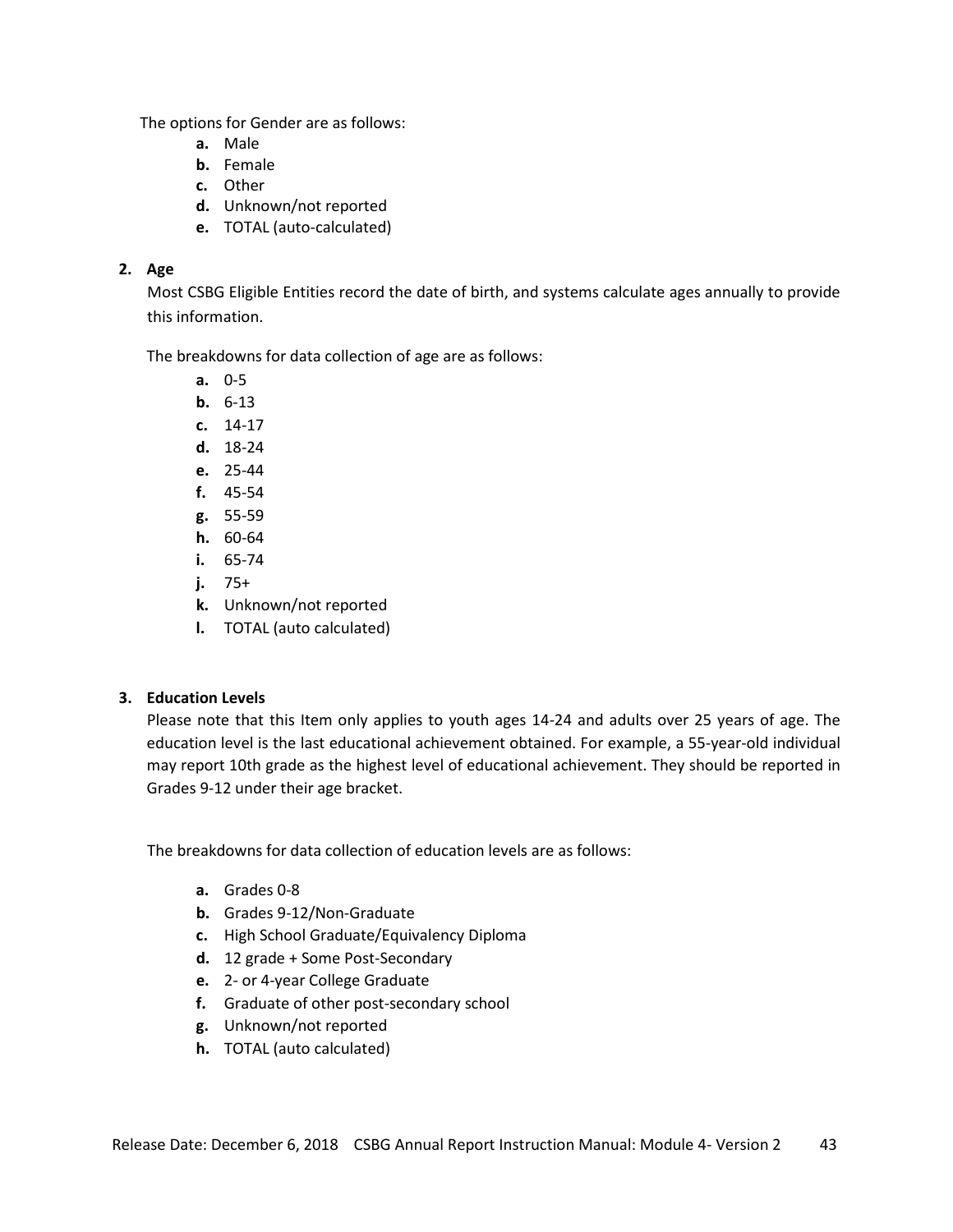The options for Gender are as follows:

- **a.** Male
- **b.** Female
- **c.** Other
- **d.** Unknown/not reported
- **e.** TOTAL (auto-calculated)

**2. Age**

Most CSBG Eligible Entities record the date of birth, and systems calculate ages annually to provide this information.

The breakdowns for data collection of age are as follows:

- **a.** 0-5
- **b.** 6-13
- **c.** 14-17
- **d.** 18-24
- **e.** 25-44
- **f.** 45-54
- **g.** 55-59
- **h.** 60-64
- **i.** 65-74
- **j.** 75+
- **k.** Unknown/not reported
- **l.** TOTAL (auto calculated)

**3. Education Levels**

Please note that this Item only applies to youth ages 14-24 and adults over 25 years of age. The education level is the last educational achievement obtained. For example, a 55-year-old individual may report 10th grade as the highest level of educational achievement. They should be reported in Grades 9-12 under their age bracket.

The breakdowns for data collection of education levels are as follows:

- **a.** Grades 0-8
- **b.** Grades 9-12/Non-Graduate
- **c.** High School Graduate/Equivalency Diploma
- **d.** 12 grade + Some Post-Secondary
- **e.** 2- or 4-year College Graduate
- **f.** Graduate of other post-secondary school
- **g.** Unknown/not reported
- **h.** TOTAL (auto calculated)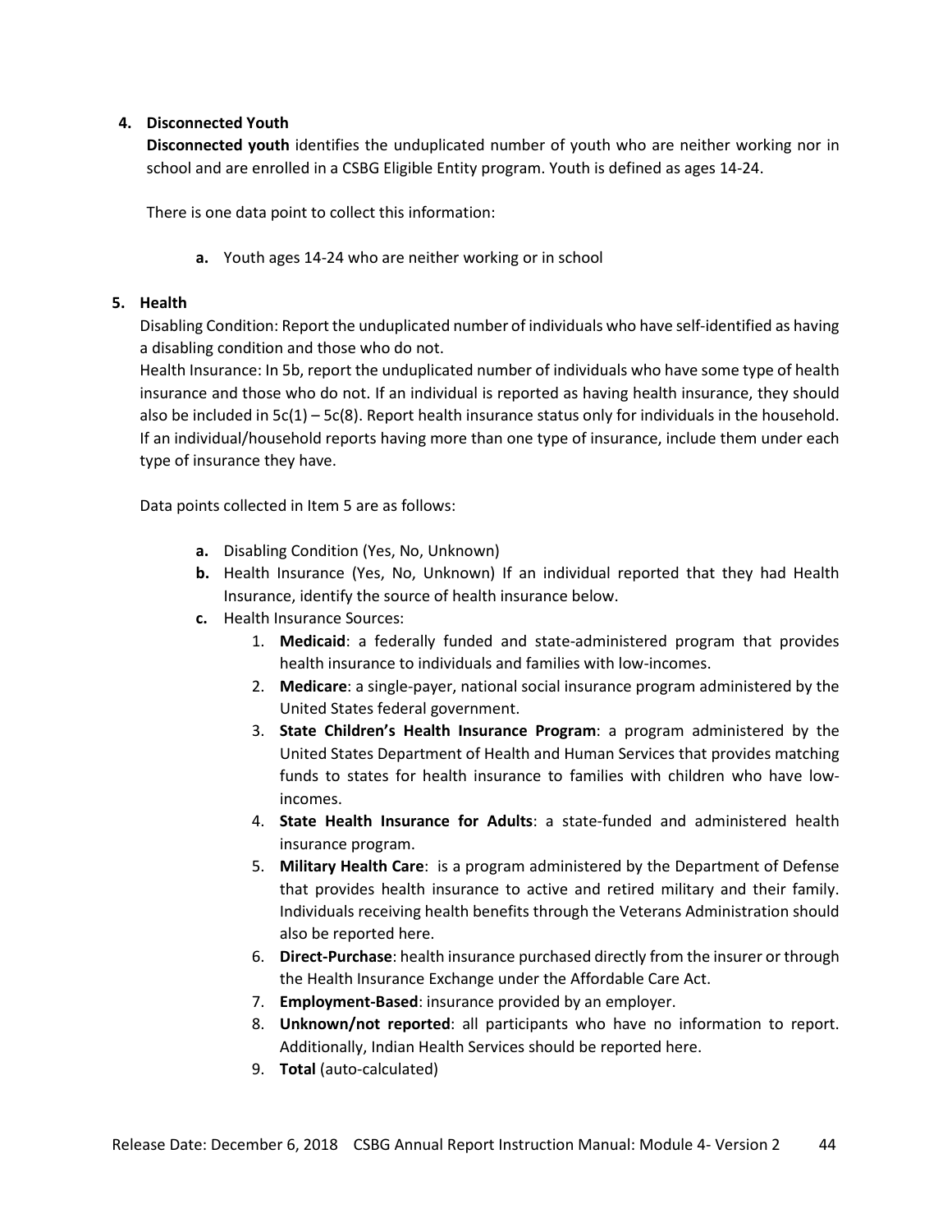4. **Disconnected Youth**

   **Disconnected youth** identifies the unduplicated number of youth who are neither working nor in school and are enrolled in a CSBG Eligible Entity program. Youth is defined as ages 14-24.

   There is one data point to collect this information:

   **a.** Youth ages 14-24 who are neither working or in school

5. **Health**

   Disabling Condition: Report the unduplicated number of individuals who have self-identified as having a disabling condition and those who do not.

   Health Insurance: In 5b, report the unduplicated number of individuals who have some type of health insurance and those who do not. If an individual is reported as having health insurance, they should also be included in 5c(1) – 5c(8). Report health insurance status only for individuals in the household. If an individual/household reports having more than one type of insurance, include them under each type of insurance they have.

   Data points collected in Item 5 are as follows:

   **a.** Disabling Condition (Yes, No, Unknown)

   **b.** Health Insurance (Yes, No, Unknown) If an individual reported that they had Health Insurance, identify the source of health insurance below.

   **c.** Health Insurance Sources:

   1. **Medicaid**: a federally funded and state-administered program that provides health insurance to individuals and families with low-incomes.
   2. **Medicare**: a single-payer, national social insurance program administered by the United States federal government.
   3. **State Children's Health Insurance Program**: a program administered by the United States Department of Health and Human Services that provides matching funds to states for health insurance to families with children who have low-incomes.
   4. **State Health Insurance for Adults**: a state-funded and administered health insurance program.
   5. **Military Health Care**: is a program administered by the Department of Defense that provides health insurance to active and retired military and their family. Individuals receiving health benefits through the Veterans Administration should also be reported here.
   6. **Direct-Purchase**: health insurance purchased directly from the insurer or through the Health Insurance Exchange under the Affordable Care Act.
   7. **Employment-Based**: insurance provided by an employer.
   8. **Unknown/not reported**: all participants who have no information to report. Additionally, Indian Health Services should be reported here.
   9. **Total** (auto-calculated)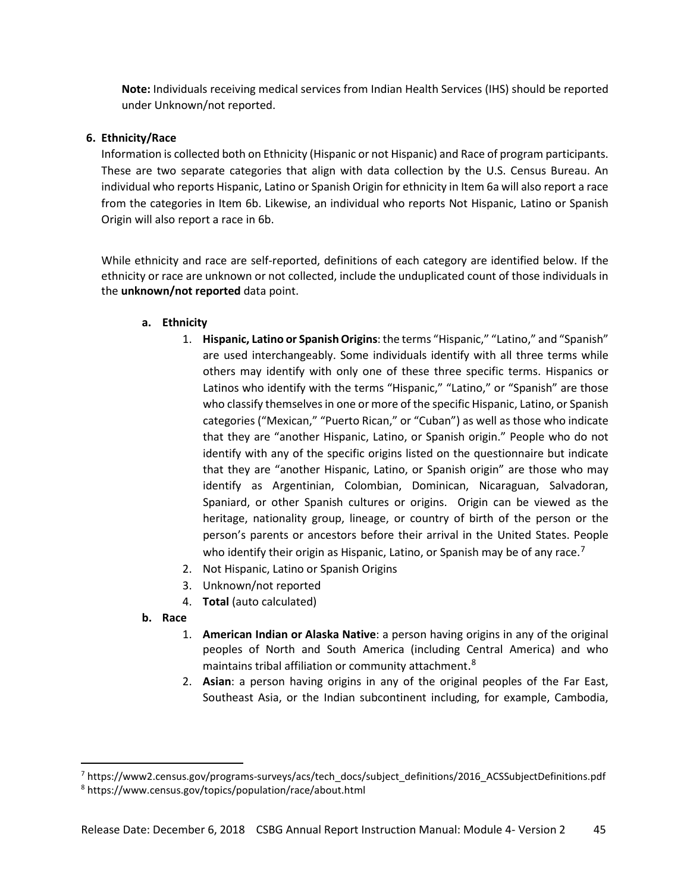**Note:** Individuals receiving medical services from Indian Health Services (IHS) should be reported under Unknown/not reported.

### 6. Ethnicity/Race

Information is collected both on Ethnicity (Hispanic or not Hispanic) and Race of program participants. These are two separate categories that align with data collection by the U.S. Census Bureau. An individual who reports Hispanic, Latino or Spanish Origin for ethnicity in Item 6a will also report a race from the categories in Item 6b. Likewise, an individual who reports Not Hispanic, Latino or Spanish Origin will also report a race in 6b.

While ethnicity and race are self-reported, definitions of each category are identified below. If the ethnicity or race are unknown or not collected, include the unduplicated count of those individuals in the **unknown/not reported** data point.

**a. Ethnicity**

1. **Hispanic, Latino or Spanish Origins**: the terms "Hispanic," "Latino," and "Spanish" are used interchangeably. Some individuals identify with all three terms while others may identify with only one of these three specific terms. Hispanics or Latinos who identify with the terms "Hispanic," "Latino," or "Spanish" are those who classify themselves in one or more of the specific Hispanic, Latino, or Spanish categories ("Mexican," "Puerto Rican," or "Cuban") as well as those who indicate that they are "another Hispanic, Latino, or Spanish origin." People who do not identify with any of the specific origins listed on the questionnaire but indicate that they are "another Hispanic, Latino, or Spanish origin" are those who may identify as Argentinian, Colombian, Dominican, Nicaraguan, Salvadoran, Spaniard, or other Spanish cultures or origins. Origin can be viewed as the heritage, nationality group, lineage, or country of birth of the person or the person's parents or ancestors before their arrival in the United States. People who identify their origin as Hispanic, Latino, or Spanish may be of any race.[7]
2. Not Hispanic, Latino or Spanish Origins
3. Unknown/not reported
4. **Total** (auto calculated)

**b. Race**

1. **American Indian or Alaska Native**: a person having origins in any of the original peoples of North and South America (including Central America) and who maintains tribal affiliation or community attachment.[8]
2. **Asian**: a person having origins in any of the original peoples of the Far East, Southeast Asia, or the Indian subcontinent including, for example, Cambodia,

[7] https://www2.census.gov/programs-surveys/acs/tech_docs/subject_definitions/2016_ACSSubjectDefinitions.pdf

[8] https://www.census.gov/topics/population/race/about.html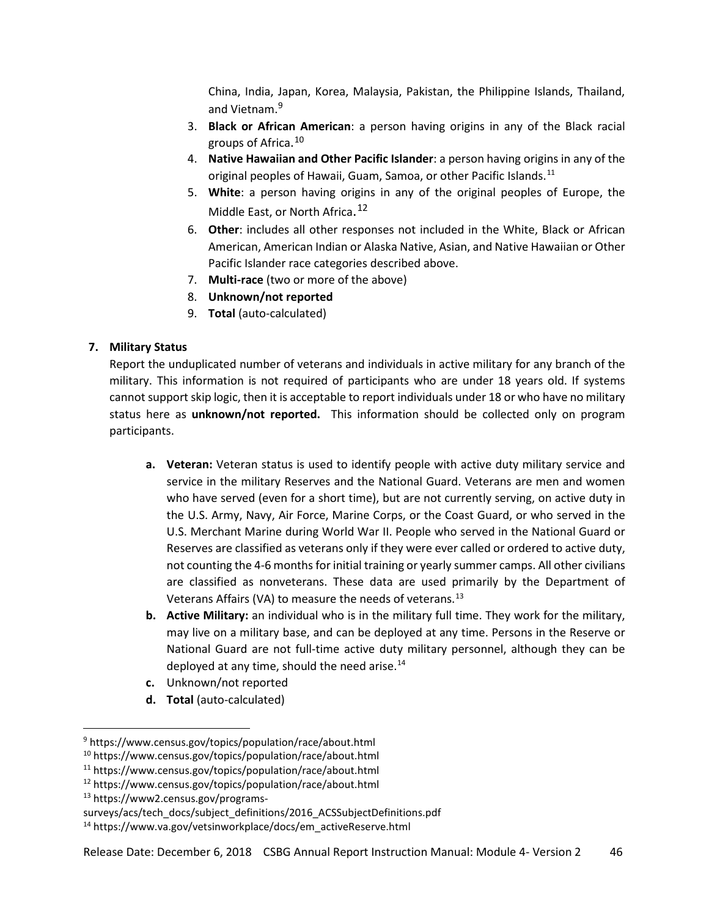China, India, Japan, Korea, Malaysia, Pakistan, the Philippine Islands, Thailand, and Vietnam.[9]

3. **Black or African American**: a person having origins in any of the Black racial groups of Africa.[10]
4. **Native Hawaiian and Other Pacific Islander**: a person having origins in any of the original peoples of Hawaii, Guam, Samoa, or other Pacific Islands.[11]
5. **White**: a person having origins in any of the original peoples of Europe, the Middle East, or North Africa.[12]
6. **Other**: includes all other responses not included in the White, Black or African American, American Indian or Alaska Native, Asian, and Native Hawaiian or Other Pacific Islander race categories described above.
7. **Multi-race** (two or more of the above)
8. **Unknown/not reported**
9. **Total** (auto-calculated)

**7. Military Status**

Report the unduplicated number of veterans and individuals in active military for any branch of the military. This information is not required of participants who are under 18 years old. If systems cannot support skip logic, then it is acceptable to report individuals under 18 or who have no military status here as **unknown/not reported.** This information should be collected only on program participants.

- **a. Veteran:** Veteran status is used to identify people with active duty military service and service in the military Reserves and the National Guard. Veterans are men and women who have served (even for a short time), but are not currently serving, on active duty in the U.S. Army, Navy, Air Force, Marine Corps, or the Coast Guard, or who served in the U.S. Merchant Marine during World War II. People who served in the National Guard or Reserves are classified as veterans only if they were ever called or ordered to active duty, not counting the 4-6 months for initial training or yearly summer camps. All other civilians are classified as nonveterans. These data are used primarily by the Department of Veterans Affairs (VA) to measure the needs of veterans.[13]
- **b. Active Military:** an individual who is in the military full time. They work for the military, may live on a military base, and can be deployed at any time. Persons in the Reserve or National Guard are not full-time active duty military personnel, although they can be deployed at any time, should the need arise.[14]
- **c.** Unknown/not reported
- **d. Total** (auto-calculated)

---

[9] https://www.census.gov/topics/population/race/about.html

[10] https://www.census.gov/topics/population/race/about.html

[11] https://www.census.gov/topics/population/race/about.html

[12] https://www.census.gov/topics/population/race/about.html

[13] https://www2.census.gov/programs-surveys/acs/tech_docs/subject_definitions/2016_ACSSubjectDefinitions.pdf

[14] https://www.va.gov/vetsinworkplace/docs/em_activeReserve.html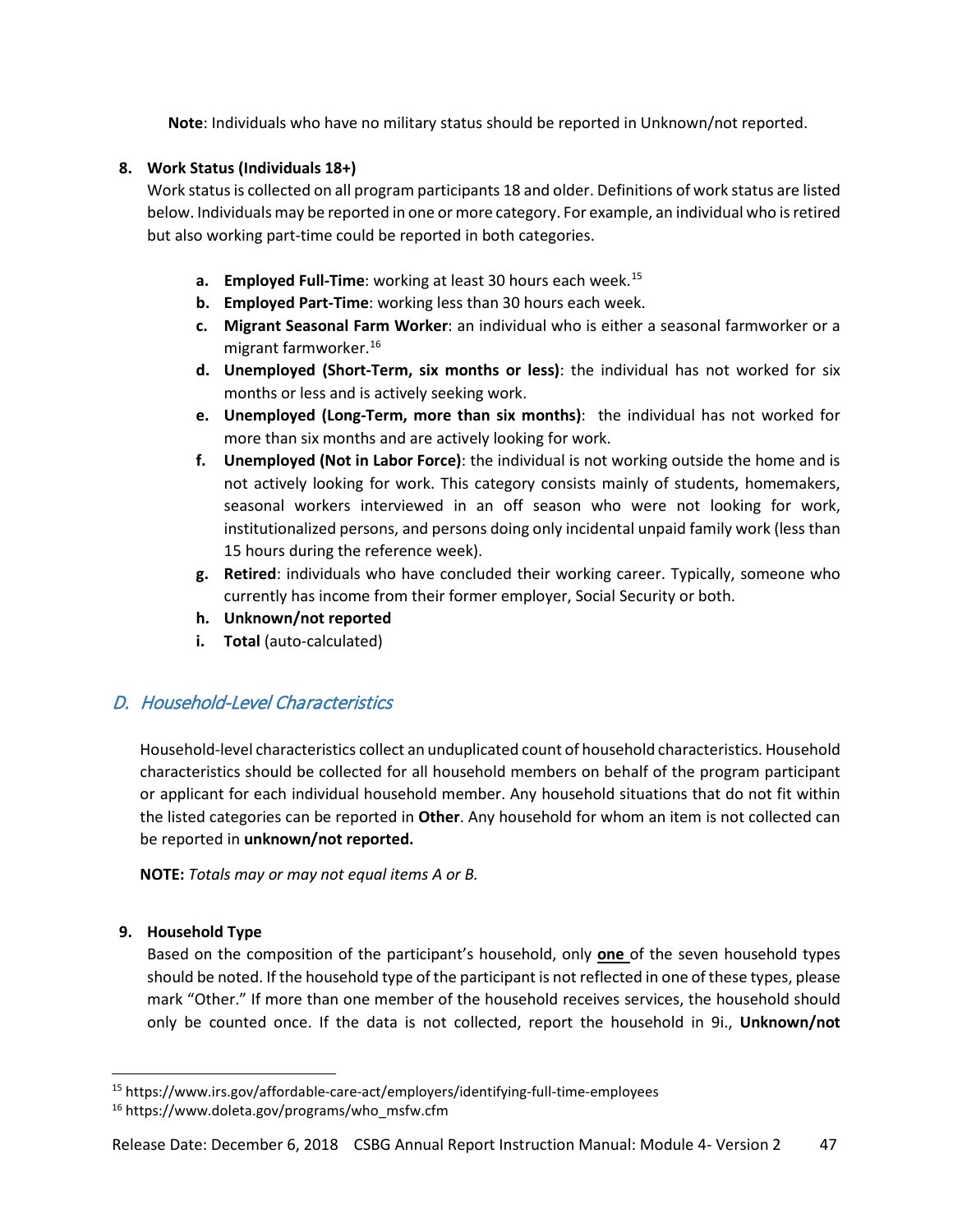**Note**: Individuals who have no military status should be reported in Unknown/not reported.

**8. Work Status (Individuals 18+)**

Work status is collected on all program participants 18 and older. Definitions of work status are listed below. Individuals may be reported in one or more category. For example, an individual who is retired but also working part-time could be reported in both categories.

- **a. Employed Full-Time**: working at least 30 hours each week.[15]
- **b. Employed Part-Time**: working less than 30 hours each week.
- **c. Migrant Seasonal Farm Worker**: an individual who is either a seasonal farmworker or a migrant farmworker.[16]
- **d. Unemployed (Short-Term, six months or less)**: the individual has not worked for six months or less and is actively seeking work.
- **e. Unemployed (Long-Term, more than six months)**: the individual has not worked for more than six months and are actively looking for work.
- **f. Unemployed (Not in Labor Force)**: the individual is not working outside the home and is not actively looking for work. This category consists mainly of students, homemakers, seasonal workers interviewed in an off season who were not looking for work, institutionalized persons, and persons doing only incidental unpaid family work (less than 15 hours during the reference week).
- **g. Retired**: individuals who have concluded their working career. Typically, someone who currently has income from their former employer, Social Security or both.
- **h. Unknown/not reported**
- **i. Total** (auto-calculated)

## *D. Household-Level Characteristics*

Household-level characteristics collect an unduplicated count of household characteristics. Household characteristics should be collected for all household members on behalf of the program participant or applicant for each individual household member. Any household situations that do not fit within the listed categories can be reported in **Other**. Any household for whom an item is not collected can be reported in **unknown/not reported.**

**NOTE:** *Totals may or may not equal items A or B.*

**9. Household Type**

Based on the composition of the participant's household, only **one** of the seven household types should be noted. If the household type of the participant is not reflected in one of these types, please mark "Other." If more than one member of the household receives services, the household should only be counted once. If the data is not collected, report the household in 9i., **Unknown/not**

[15] https://www.irs.gov/affordable-care-act/employers/identifying-full-time-employees

[16] https://www.doleta.gov/programs/who_msfw.cfm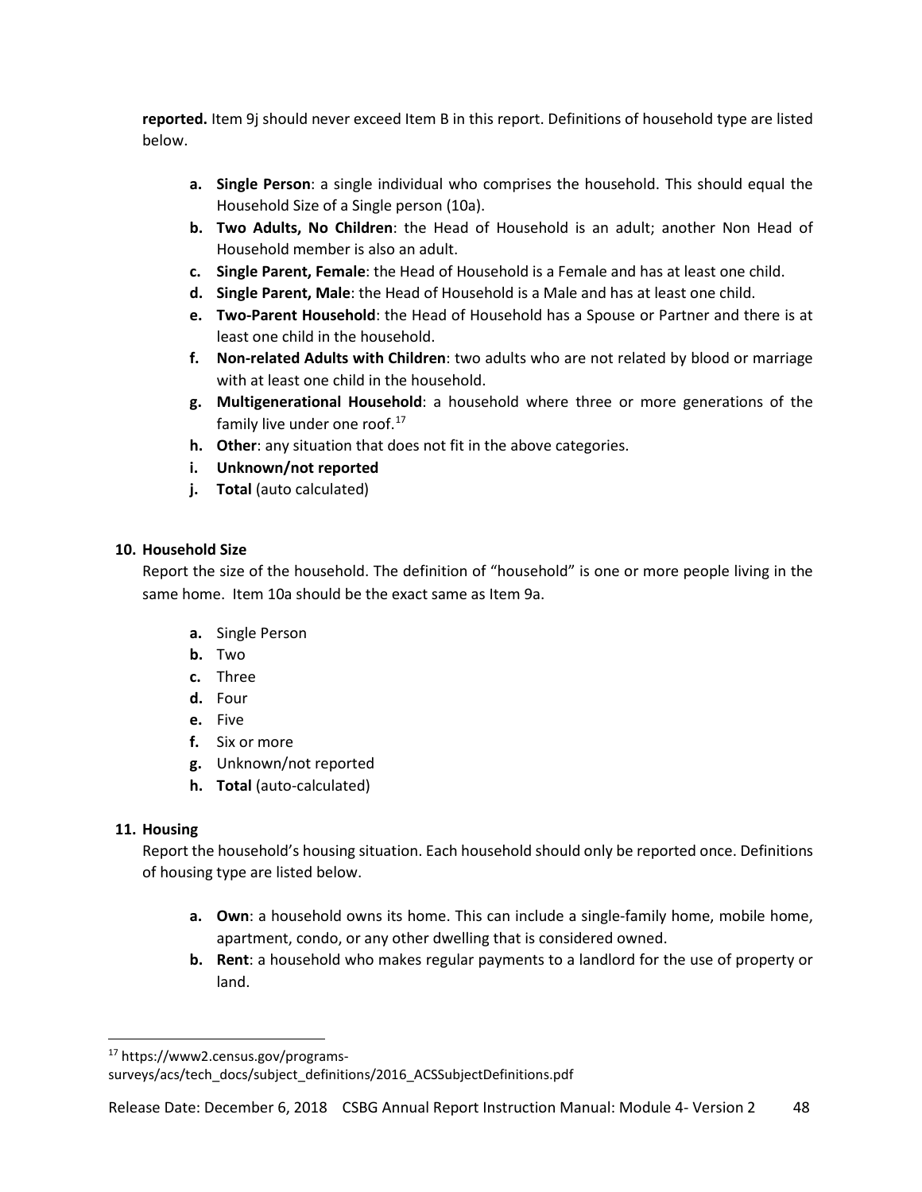**reported.** Item 9j should never exceed Item B in this report. Definitions of household type are listed below.

- **a. Single Person**: a single individual who comprises the household. This should equal the Household Size of a Single person (10a).
- **b. Two Adults, No Children**: the Head of Household is an adult; another Non Head of Household member is also an adult.
- **c. Single Parent, Female**: the Head of Household is a Female and has at least one child.
- **d. Single Parent, Male**: the Head of Household is a Male and has at least one child.
- **e. Two-Parent Household**: the Head of Household has a Spouse or Partner and there is at least one child in the household.
- **f. Non-related Adults with Children**: two adults who are not related by blood or marriage with at least one child in the household.
- **g. Multigenerational Household**: a household where three or more generations of the family live under one roof.[17]
- **h. Other**: any situation that does not fit in the above categories.
- **i. Unknown/not reported**
- **j. Total** (auto calculated)

**10. Household Size**

Report the size of the household. The definition of "household" is one or more people living in the same home. Item 10a should be the exact same as Item 9a.

- **a.** Single Person
- **b.** Two
- **c.** Three
- **d.** Four
- **e.** Five
- **f.** Six or more
- **g.** Unknown/not reported
- **h. Total** (auto-calculated)

**11. Housing**

Report the household's housing situation. Each household should only be reported once. Definitions of housing type are listed below.

- **a. Own**: a household owns its home. This can include a single-family home, mobile home, apartment, condo, or any other dwelling that is considered owned.
- **b. Rent**: a household who makes regular payments to a landlord for the use of property or land.

---

[17] https://www2.census.gov/programs-surveys/acs/tech_docs/subject_definitions/2016_ACSSubjectDefinitions.pdf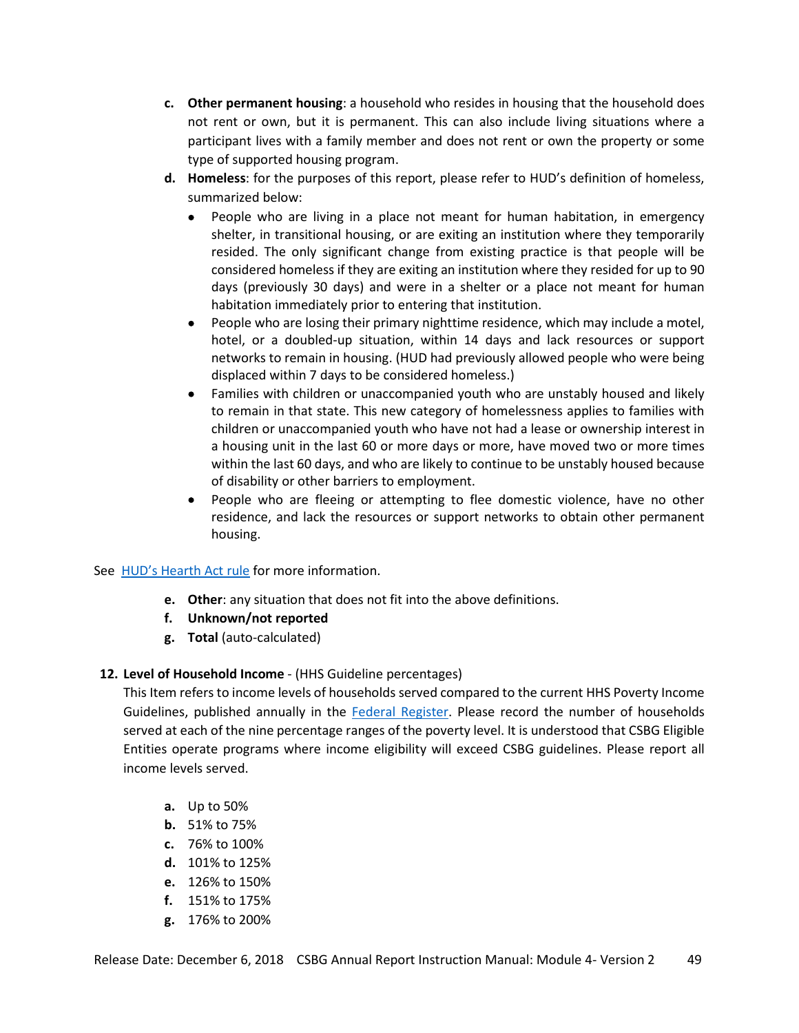c. **Other permanent housing**: a household who resides in housing that the household does not rent or own, but it is permanent. This can also include living situations where a participant lives with a family member and does not rent or own the property or some type of supported housing program.

d. **Homeless**: for the purposes of this report, please refer to HUD's definition of homeless, summarized below:

- People who are living in a place not meant for human habitation, in emergency shelter, in transitional housing, or are exiting an institution where they temporarily resided. The only significant change from existing practice is that people will be considered homeless if they are exiting an institution where they resided for up to 90 days (previously 30 days) and were in a shelter or a place not meant for human habitation immediately prior to entering that institution.
- People who are losing their primary nighttime residence, which may include a motel, hotel, or a doubled-up situation, within 14 days and lack resources or support networks to remain in housing. (HUD had previously allowed people who were being displaced within 7 days to be considered homeless.)
- Families with children or unaccompanied youth who are unstably housed and likely to remain in that state. This new category of homelessness applies to families with children or unaccompanied youth who have not had a lease or ownership interest in a housing unit in the last 60 or more days or more, have moved two or more times within the last 60 days, and who are likely to continue to be unstably housed because of disability or other barriers to employment.
- People who are fleeing or attempting to flee domestic violence, have no other residence, and lack the resources or support networks to obtain other permanent housing.

See HUD's Hearth Act rule for more information.

e. **Other**: any situation that does not fit into the above definitions.

f. **Unknown/not reported**

g. **Total** (auto-calculated)

**12. Level of Household Income** - (HHS Guideline percentages)

This Item refers to income levels of households served compared to the current HHS Poverty Income Guidelines, published annually in the Federal Register. Please record the number of households served at each of the nine percentage ranges of the poverty level. It is understood that CSBG Eligible Entities operate programs where income eligibility will exceed CSBG guidelines. Please report all income levels served.

a. Up to 50%
b. 51% to 75%
c. 76% to 100%
d. 101% to 125%
e. 126% to 150%
f. 151% to 175%
g. 176% to 200%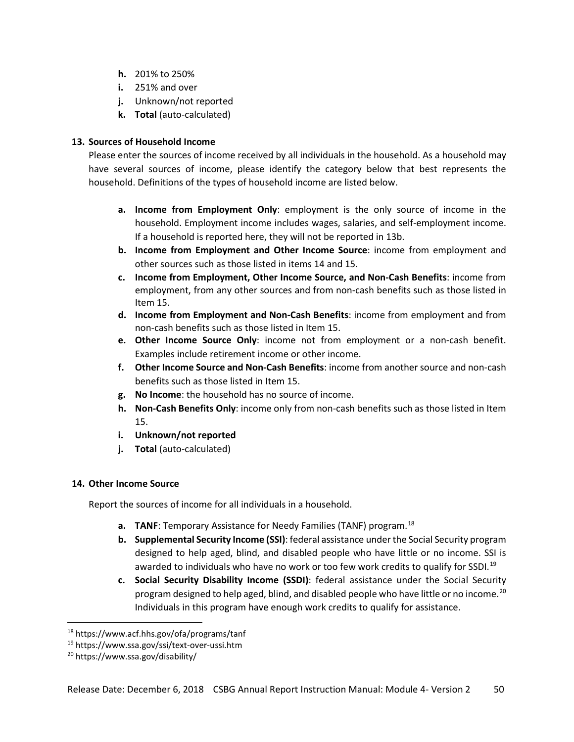- **h.** 201% to 250%
- **i.** 251% and over
- **j.** Unknown/not reported
- **k.** **Total** (auto-calculated)

**13. Sources of Household Income**

Please enter the sources of income received by all individuals in the household. As a household may have several sources of income, please identify the category below that best represents the household. Definitions of the types of household income are listed below.

- **a. Income from Employment Only**: employment is the only source of income in the household. Employment income includes wages, salaries, and self-employment income. If a household is reported here, they will not be reported in 13b.
- **b. Income from Employment and Other Income Source**: income from employment and other sources such as those listed in items 14 and 15.
- **c. Income from Employment, Other Income Source, and Non-Cash Benefits**: income from employment, from any other sources and from non-cash benefits such as those listed in Item 15.
- **d. Income from Employment and Non-Cash Benefits**: income from employment and from non-cash benefits such as those listed in Item 15.
- **e. Other Income Source Only**: income not from employment or a non-cash benefit. Examples include retirement income or other income.
- **f. Other Income Source and Non-Cash Benefits**: income from another source and non-cash benefits such as those listed in Item 15.
- **g. No Income**: the household has no source of income.
- **h. Non-Cash Benefits Only**: income only from non-cash benefits such as those listed in Item 15.
- **i. Unknown/not reported**
- **j. Total** (auto-calculated)

**14. Other Income Source**

Report the sources of income for all individuals in a household.

- **a. TANF**: Temporary Assistance for Needy Families (TANF) program.[18]
- **b. Supplemental Security Income (SSI)**: federal assistance under the Social Security program designed to help aged, blind, and disabled people who have little or no income. SSI is awarded to individuals who have no work or too few work credits to qualify for SSDI.[19]
- **c. Social Security Disability Income (SSDI)**: federal assistance under the Social Security program designed to help aged, blind, and disabled people who have little or no income.[20] Individuals in this program have enough work credits to qualify for assistance.

---

[18] https://www.acf.hhs.gov/ofa/programs/tanf

[19] https://www.ssa.gov/ssi/text-over-ussi.htm

[20] https://www.ssa.gov/disability/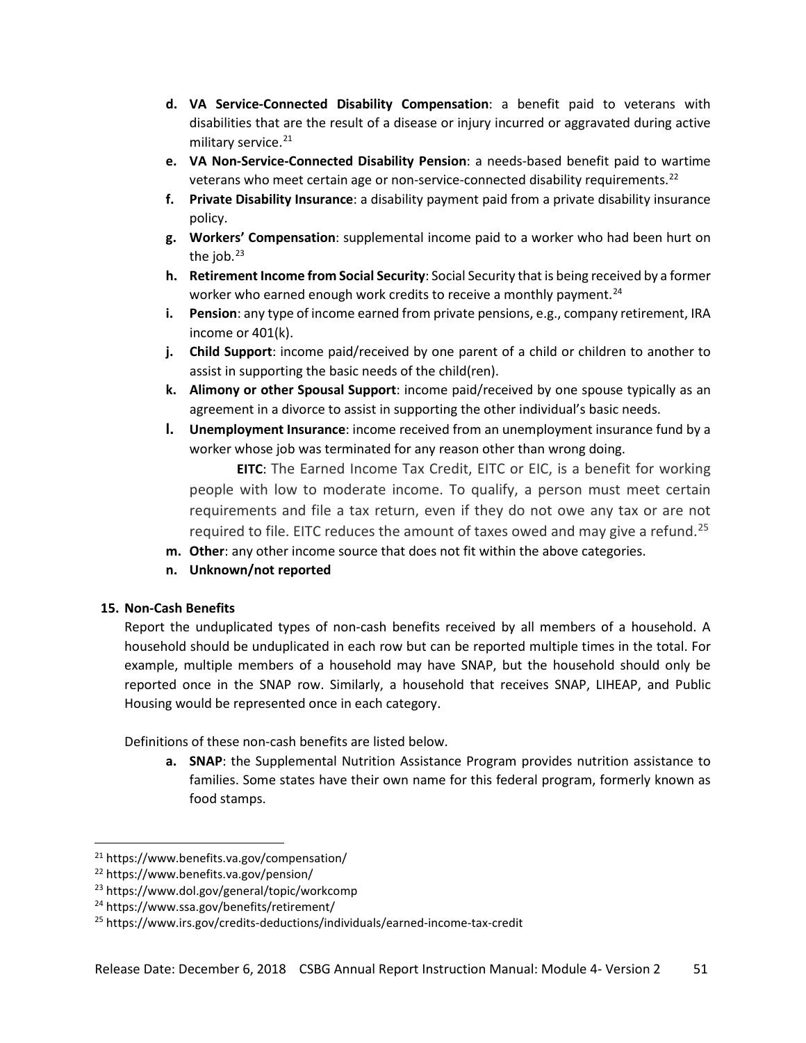d. **VA Service-Connected Disability Compensation**: a benefit paid to veterans with disabilities that are the result of a disease or injury incurred or aggravated during active military service.[21]
e. **VA Non-Service-Connected Disability Pension**: a needs-based benefit paid to wartime veterans who meet certain age or non-service-connected disability requirements.[22]
f. **Private Disability Insurance**: a disability payment paid from a private disability insurance policy.
g. **Workers' Compensation**: supplemental income paid to a worker who had been hurt on the job.[23]
h. **Retirement Income from Social Security**: Social Security that is being received by a former worker who earned enough work credits to receive a monthly payment.[24]
i. **Pension**: any type of income earned from private pensions, e.g., company retirement, IRA income or 401(k).
j. **Child Support**: income paid/received by one parent of a child or children to another to assist in supporting the basic needs of the child(ren).
k. **Alimony or other Spousal Support**: income paid/received by one spouse typically as an agreement in a divorce to assist in supporting the other individual's basic needs.
l. **Unemployment Insurance**: income received from an unemployment insurance fund by a worker whose job was terminated for any reason other than wrong doing.

   **EITC**: The Earned Income Tax Credit, EITC or EIC, is a benefit for working people with low to moderate income. To qualify, a person must meet certain requirements and file a tax return, even if they do not owe any tax or are not required to file. EITC reduces the amount of taxes owed and may give a refund.[25]

m. **Other**: any other income source that does not fit within the above categories.
n. **Unknown/not reported**

**15. Non-Cash Benefits**

Report the unduplicated types of non-cash benefits received by all members of a household. A household should be unduplicated in each row but can be reported multiple times in the total. For example, multiple members of a household may have SNAP, but the household should only be reported once in the SNAP row. Similarly, a household that receives SNAP, LIHEAP, and Public Housing would be represented once in each category.

Definitions of these non-cash benefits are listed below.

a. **SNAP**: the Supplemental Nutrition Assistance Program provides nutrition assistance to families. Some states have their own name for this federal program, formerly known as food stamps.

---

[21] https://www.benefits.va.gov/compensation/
[22] https://www.benefits.va.gov/pension/
[23] https://www.dol.gov/general/topic/workcomp
[24] https://www.ssa.gov/benefits/retirement/
[25] https://www.irs.gov/credits-deductions/individuals/earned-income-tax-credit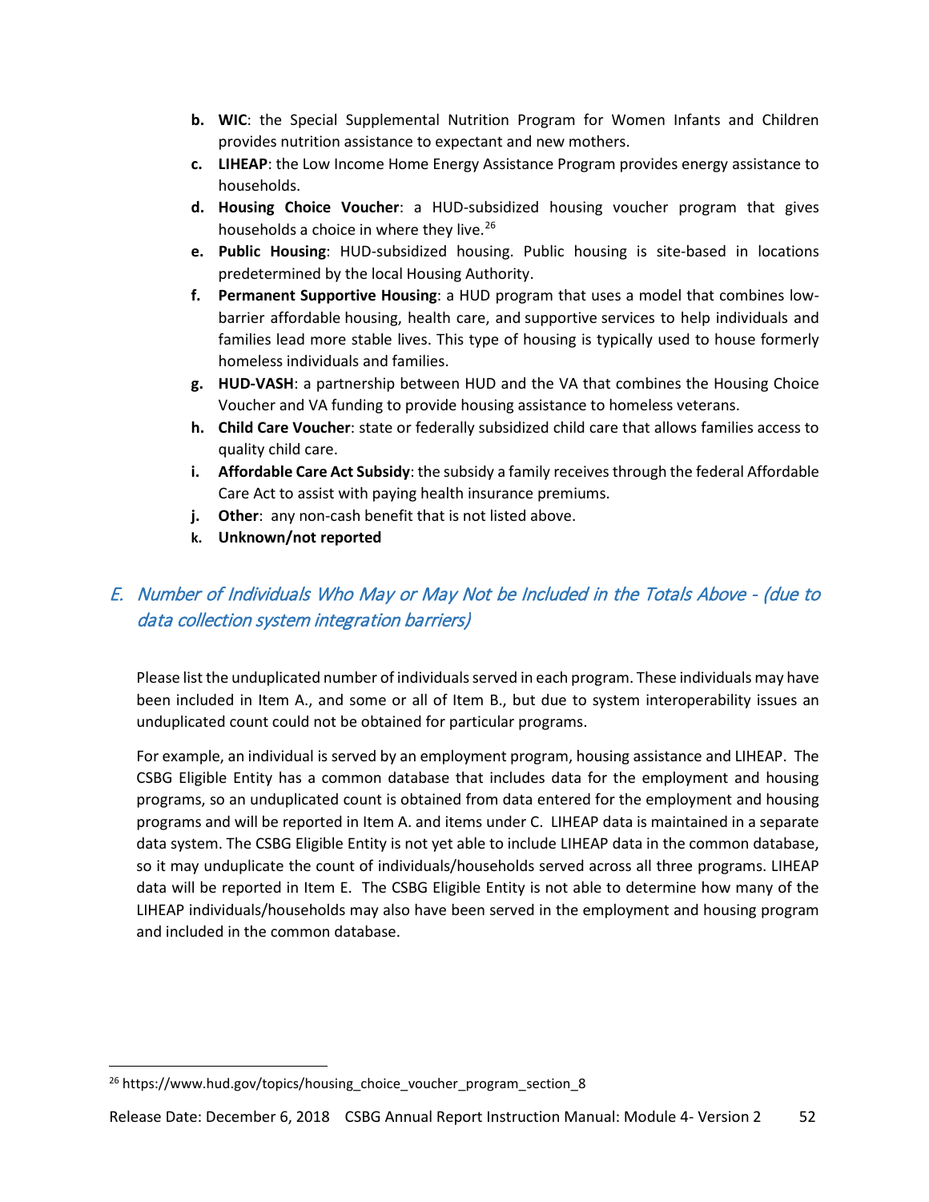b. **WIC**: the Special Supplemental Nutrition Program for Women Infants and Children provides nutrition assistance to expectant and new mothers.
c. **LIHEAP**: the Low Income Home Energy Assistance Program provides energy assistance to households.
d. **Housing Choice Voucher**: a HUD-subsidized housing voucher program that gives households a choice in where they live.[26]
e. **Public Housing**: HUD-subsidized housing. Public housing is site-based in locations predetermined by the local Housing Authority.
f. **Permanent Supportive Housing**: a HUD program that uses a model that combines low-barrier affordable housing, health care, and supportive services to help individuals and families lead more stable lives. This type of housing is typically used to house formerly homeless individuals and families.
g. **HUD-VASH**: a partnership between HUD and the VA that combines the Housing Choice Voucher and VA funding to provide housing assistance to homeless veterans.
h. **Child Care Voucher**: state or federally subsidized child care that allows families access to quality child care.
i. **Affordable Care Act Subsidy**: the subsidy a family receives through the federal Affordable Care Act to assist with paying health insurance premiums.
j. **Other**: any non-cash benefit that is not listed above.
k. **Unknown/not reported**

## *E. Number of Individuals Who May or May Not be Included in the Totals Above - (due to data collection system integration barriers)*

Please list the unduplicated number of individuals served in each program. These individuals may have been included in Item A., and some or all of Item B., but due to system interoperability issues an unduplicated count could not be obtained for particular programs.

For example, an individual is served by an employment program, housing assistance and LIHEAP. The CSBG Eligible Entity has a common database that includes data for the employment and housing programs, so an unduplicated count is obtained from data entered for the employment and housing programs and will be reported in Item A. and items under C. LIHEAP data is maintained in a separate data system. The CSBG Eligible Entity is not yet able to include LIHEAP data in the common database, so it may unduplicate the count of individuals/households served across all three programs. LIHEAP data will be reported in Item E. The CSBG Eligible Entity is not able to determine how many of the LIHEAP individuals/households may also have been served in the employment and housing program and included in the common database.

---

[26] https://www.hud.gov/topics/housing_choice_voucher_program_section_8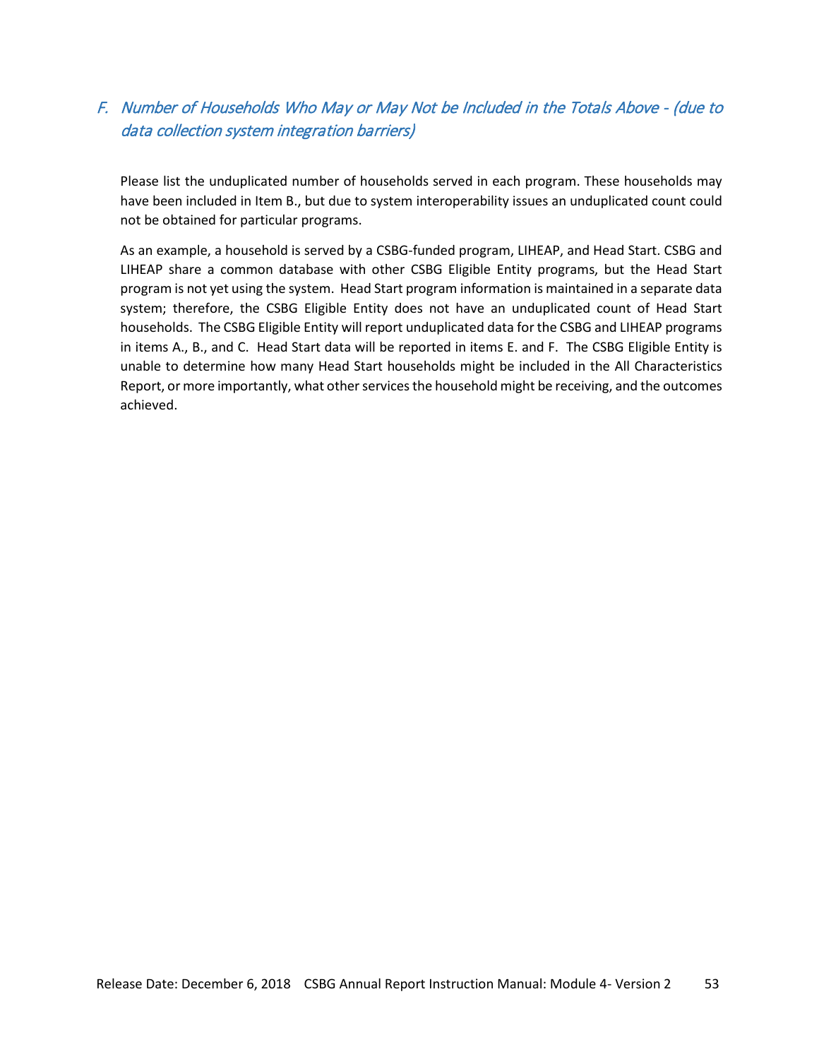### *F. Number of Households Who May or May Not be Included in the Totals Above - (due to data collection system integration barriers)*

Please list the unduplicated number of households served in each program. These households may have been included in Item B., but due to system interoperability issues an unduplicated count could not be obtained for particular programs.

As an example, a household is served by a CSBG-funded program, LIHEAP, and Head Start. CSBG and LIHEAP share a common database with other CSBG Eligible Entity programs, but the Head Start program is not yet using the system. Head Start program information is maintained in a separate data system; therefore, the CSBG Eligible Entity does not have an unduplicated count of Head Start households. The CSBG Eligible Entity will report unduplicated data for the CSBG and LIHEAP programs in items A., B., and C. Head Start data will be reported in items E. and F. The CSBG Eligible Entity is unable to determine how many Head Start households might be included in the All Characteristics Report, or more importantly, what other services the household might be receiving, and the outcomes achieved.